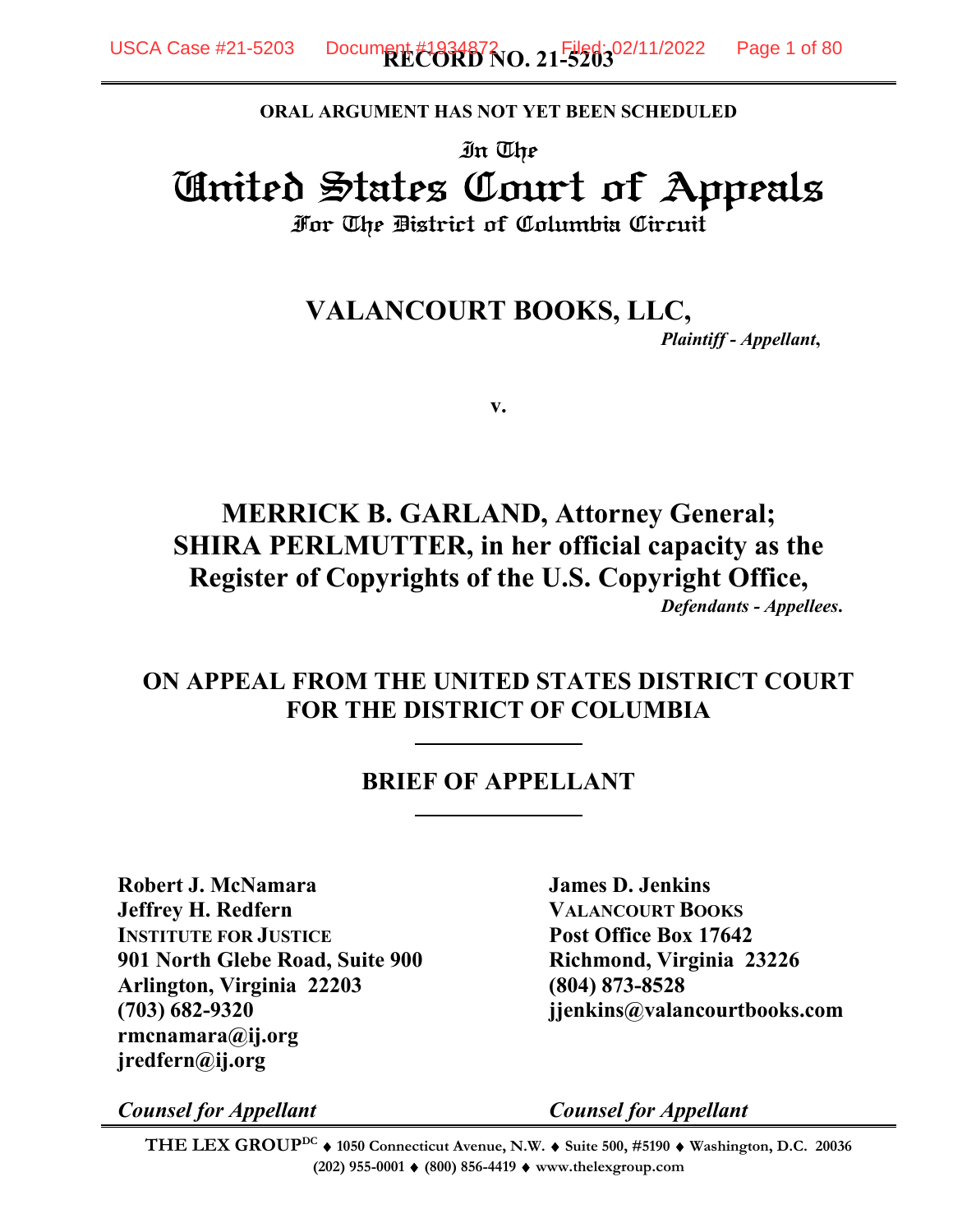**RECORD NO. 21-5203**

**ORAL ARGUMENT HAS NOT YET BEEN SCHEDULED**

In The

# United States Court of Appeals

For The District of Columbia Circuit

## VALANCOURT BOOKS, LLC,

*Plaintiff - Appellant*,

v.

## MERRICK B. GARLAND, Attorney General; SHIRA PERLMUTTER, in her official capacity as the Register of Copyrights of the U.S. Copyright Office,

*Defendants - Appellees.*

## ON APPEAL FROM THE UNITED STATES DISTRICT COURT FOR THE DISTRICT OF COLUMBIA

## BRIEF OF APPELLANT

**Robert J. McNamara**
**Jeffrey H. Redfern**
**INSTITUTE FOR JUSTICE**
**901 North Glebe Road, Suite 900**
**Arlington, Virginia 22203**
**(703) 682-9320**
**rmcnamara@ij.org**
**jredfern@ij.org**

***Counsel for Appellant***

**James D. Jenkins**
**VALANCOURT BOOKS**
**Post Office Box 17642**
**Richmond, Virginia 23226**
**(804) 873-8528**
**jjenkins@valancourtbooks.com**

***Counsel for Appellant***

**THE LEX GROUP**[DC] ♦ **1050 Connecticut Avenue, N.W.** ♦ **Suite 500, #5190** ♦ **Washington, D.C. 20036**
**(202) 955-0001** ♦ **(800) 856-4419** ♦ **www.thelexgroup.com**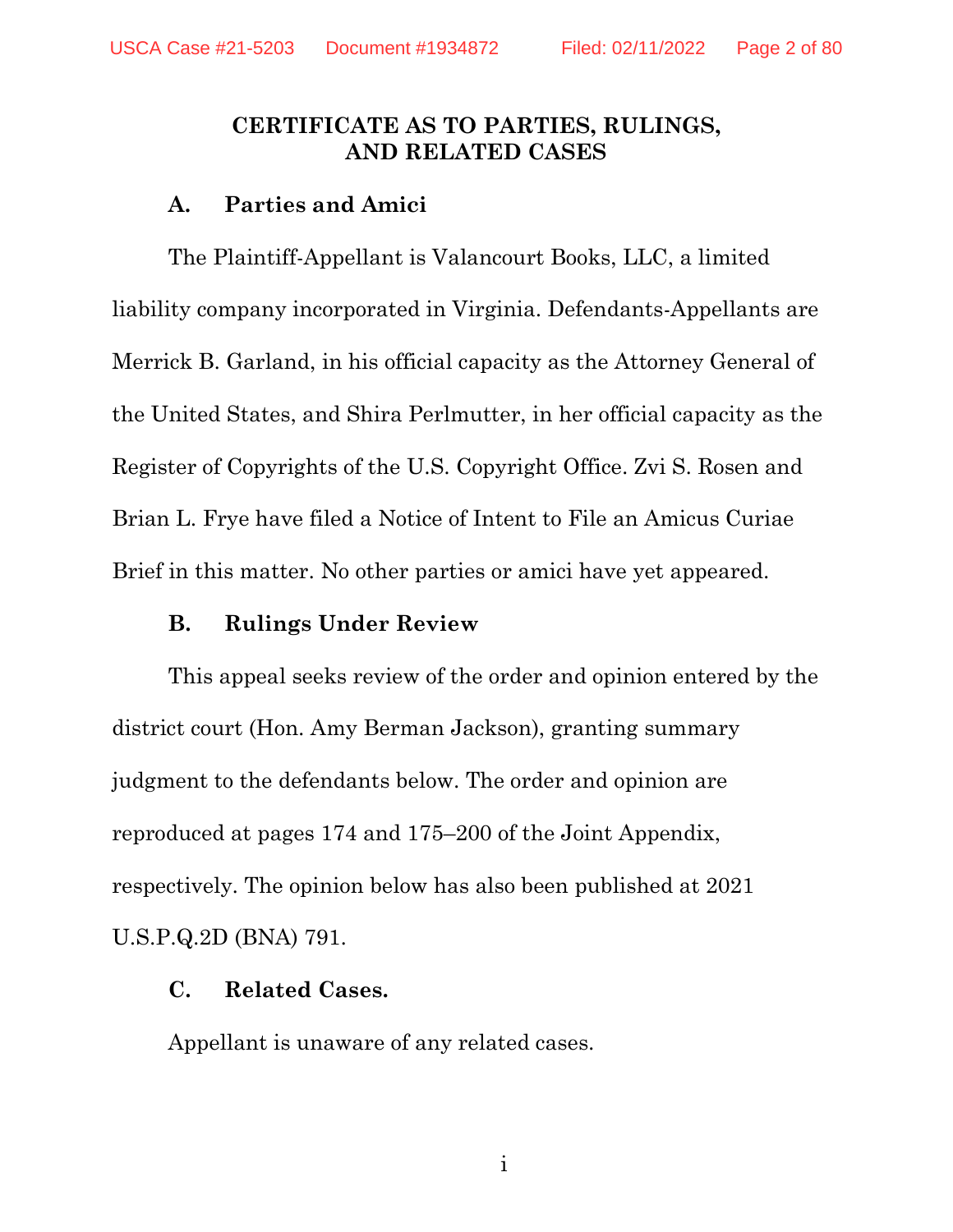## CERTIFICATE AS TO PARTIES, RULINGS, AND RELATED CASES

### A. Parties and Amici

The Plaintiff-Appellant is Valancourt Books, LLC, a limited liability company incorporated in Virginia. Defendants-Appellants are Merrick B. Garland, in his official capacity as the Attorney General of the United States, and Shira Perlmutter, in her official capacity as the Register of Copyrights of the U.S. Copyright Office. Zvi S. Rosen and Brian L. Frye have filed a Notice of Intent to File an Amicus Curiae Brief in this matter. No other parties or amici have yet appeared.

### B. Rulings Under Review

This appeal seeks review of the order and opinion entered by the district court (Hon. Amy Berman Jackson), granting summary judgment to the defendants below. The order and opinion are reproduced at pages 174 and 175–200 of the Joint Appendix, respectively. The opinion below has also been published at 2021 U.S.P.Q.2D (BNA) 791.

### C. Related Cases.

Appellant is unaware of any related cases.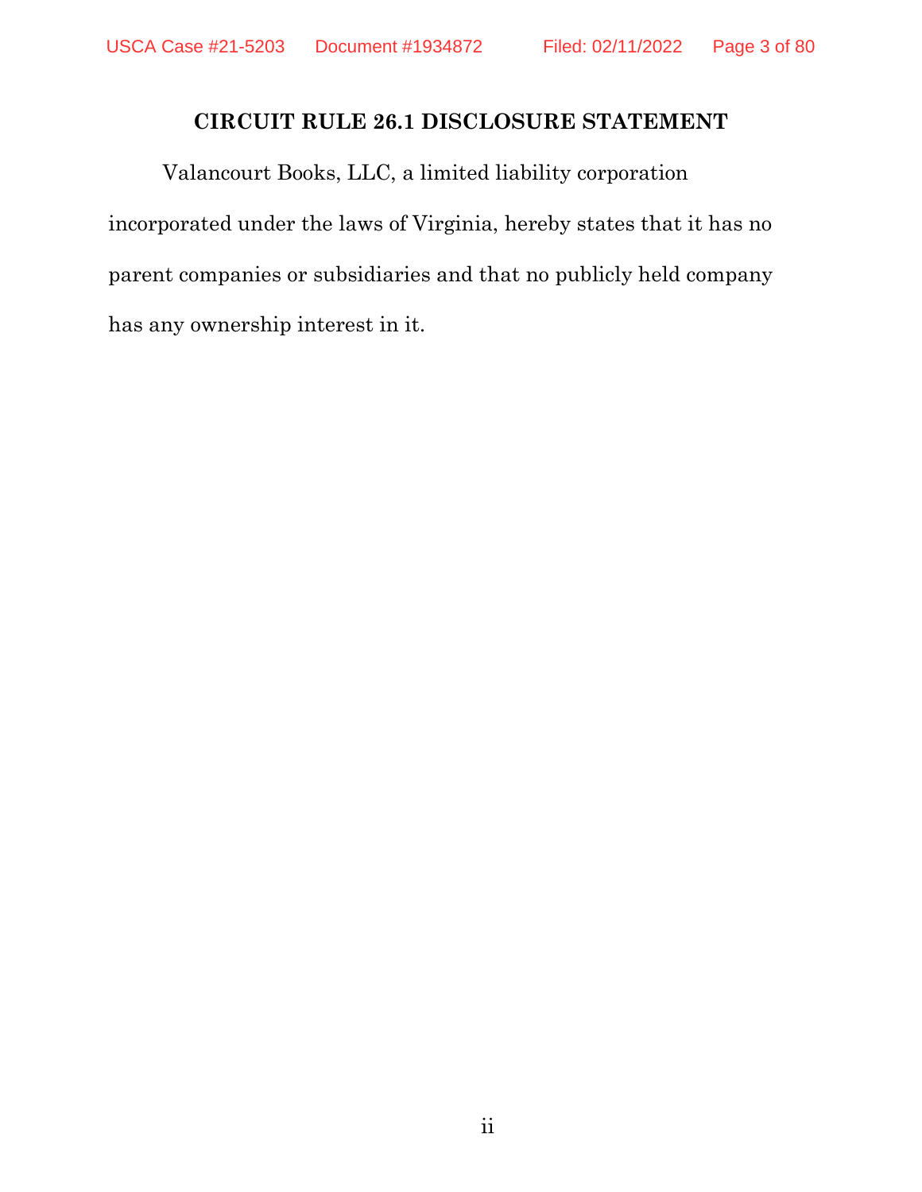## CIRCUIT RULE 26.1 DISCLOSURE STATEMENT

Valancourt Books, LLC, a limited liability corporation incorporated under the laws of Virginia, hereby states that it has no parent companies or subsidiaries and that no publicly held company has any ownership interest in it.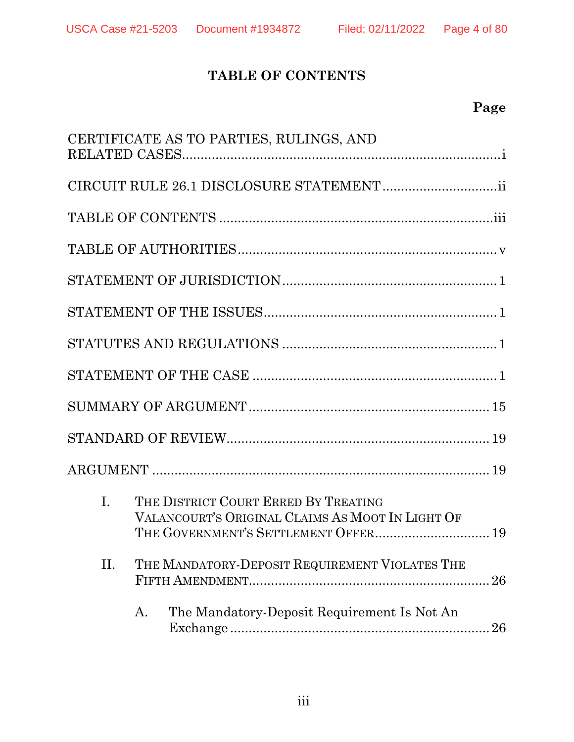## TABLE OF CONTENTS

| | Page |
|---|---|
| CERTIFICATE AS TO PARTIES, RULINGS, AND RELATED CASES | i |
| CIRCUIT RULE 26.1 DISCLOSURE STATEMENT | ii |
| TABLE OF CONTENTS | iii |
| TABLE OF AUTHORITIES | v |
| STATEMENT OF JURISDICTION | 1 |
| STATEMENT OF THE ISSUES | 1 |
| STATUTES AND REGULATIONS | 1 |
| STATEMENT OF THE CASE | 1 |
| SUMMARY OF ARGUMENT | 15 |
| STANDARD OF REVIEW | 19 |
| ARGUMENT | 19 |
| I. THE DISTRICT COURT ERRED BY TREATING VALANCOURT'S ORIGINAL CLAIMS AS MOOT IN LIGHT OF THE GOVERNMENT'S SETTLEMENT OFFER | 19 |
| II. THE MANDATORY-DEPOSIT REQUIREMENT VIOLATES THE FIFTH AMENDMENT | 26 |
| A. The Mandatory-Deposit Requirement Is Not An Exchange | 26 |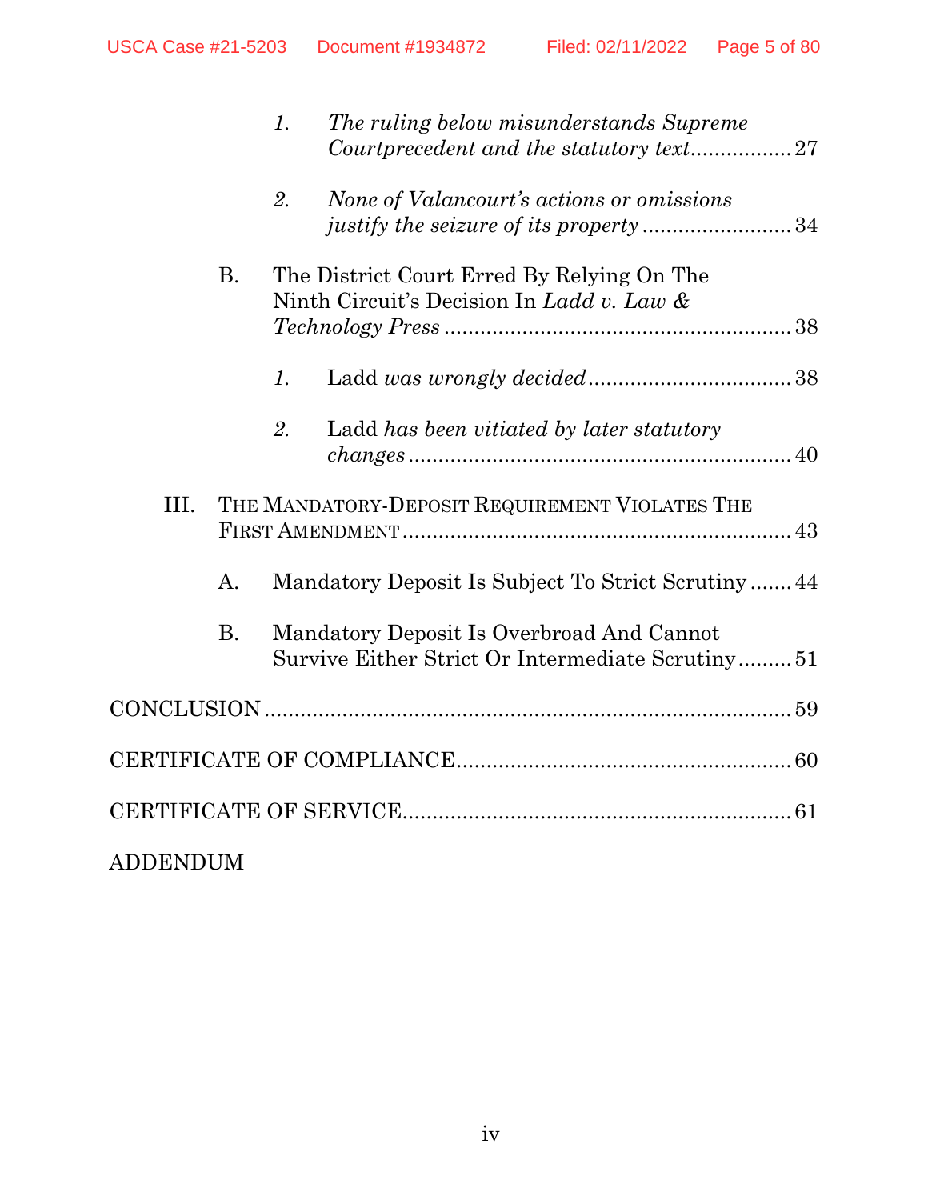1. *The ruling below misunderstands Supreme Courtprecedent and the statutory text* ................. 27

2. *None of Valancourt's actions or omissions justify the seizure of its property* ......................... 34

B. The District Court Erred By Relying On The Ninth Circuit's Decision In *Ladd v. Law & Technology Press* ......................................................... 38

1. Ladd *was wrongly decided* ................................. 38

2. Ladd *has been vitiated by later statutory changes* ............................................................... 40

III. THE MANDATORY-DEPOSIT REQUIREMENT VIOLATES THE FIRST AMENDMENT ................................................................. 43

A. Mandatory Deposit Is Subject To Strict Scrutiny ....... 44

B. Mandatory Deposit Is Overbroad And Cannot Survive Either Strict Or Intermediate Scrutiny ......... 51

CONCLUSION ....................................................................... 59

CERTIFICATE OF COMPLIANCE ....................................................... 60

CERTIFICATE OF SERVICE ................................................................ 61

ADDENDUM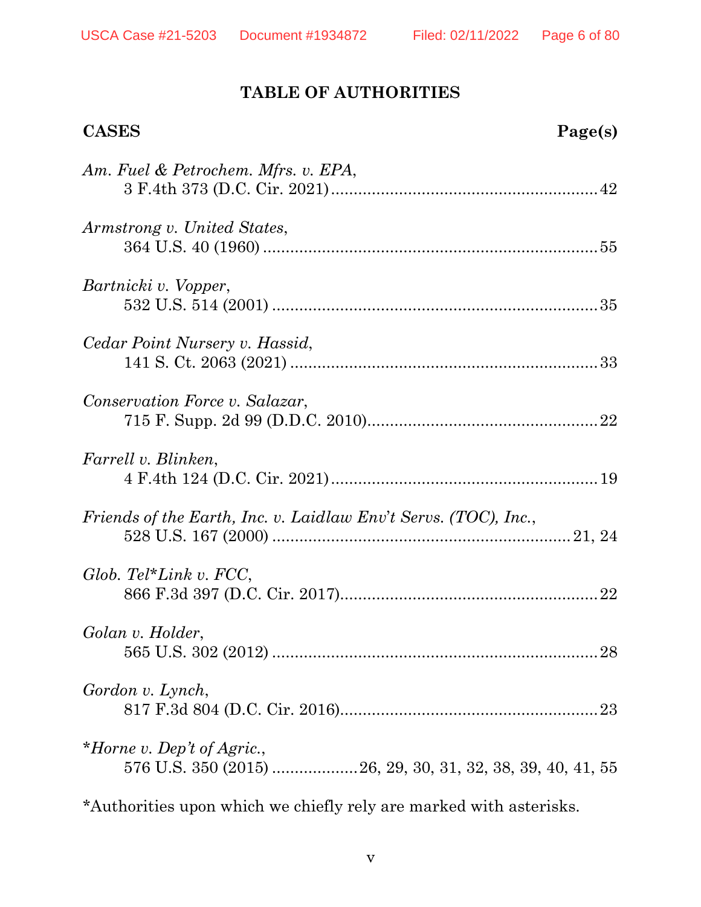# TABLE OF AUTHORITIES

**CASES** **Page(s)**

*Am. Fuel & Petrochem. Mfrs. v. EPA*,
3 F.4th 373 (D.C. Cir. 2021) .......... 42

*Armstrong v. United States*,
364 U.S. 40 (1960) .......... 55

*Bartnicki v. Vopper*,
532 U.S. 514 (2001) .......... 35

*Cedar Point Nursery v. Hassid*,
141 S. Ct. 2063 (2021) .......... 33

*Conservation Force v. Salazar*,
715 F. Supp. 2d 99 (D.D.C. 2010) .......... 22

*Farrell v. Blinken*,
4 F.4th 124 (D.C. Cir. 2021) .......... 19

*Friends of the Earth, Inc. v. Laidlaw Env't Servs. (TOC), Inc.*,
528 U.S. 167 (2000) .......... 21, 24

*Glob. Tel*Link v. FCC*,
866 F.3d 397 (D.C. Cir. 2017) .......... 22

*Golan v. Holder*,
565 U.S. 302 (2012) .......... 28

*Gordon v. Lynch*,
817 F.3d 804 (D.C. Cir. 2016) .......... 23

*\*Horne v. Dep't of Agric.*,
576 U.S. 350 (2015) .......... 26, 29, 30, 31, 32, 38, 39, 40, 41, 55

*Authorities upon which we chiefly rely are marked with asterisks.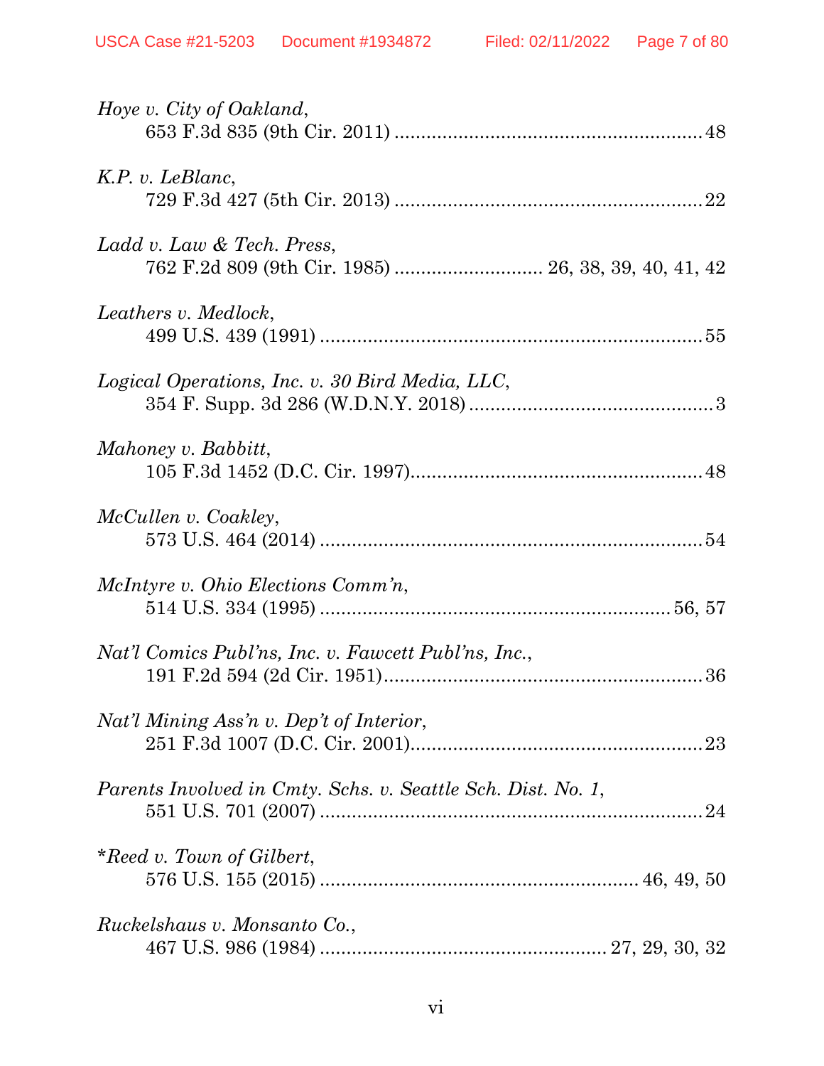*Hoye v. City of Oakland*,
653 F.3d 835 (9th Cir. 2011) ........................................................ 48

*K.P. v. LeBlanc*,
729 F.3d 427 (5th Cir. 2013) ........................................................ 22

*Ladd v. Law & Tech. Press*,
762 F.2d 809 (9th Cir. 1985) ........................... 26, 38, 39, 40, 41, 42

*Leathers v. Medlock*,
499 U.S. 439 (1991) ...................................................................... 55

*Logical Operations, Inc. v. 30 Bird Media, LLC*,
354 F. Supp. 3d 286 (W.D.N.Y. 2018) ............................................. 3

*Mahoney v. Babbitt*,
105 F.3d 1452 (D.C. Cir. 1997)...................................................... 48

*McCullen v. Coakley*,
573 U.S. 464 (2014) ...................................................................... 54

*McIntyre v. Ohio Elections Comm'n*,
514 U.S. 334 (1995) ................................................................ 56, 57

*Nat'l Comics Publ'ns, Inc. v. Fawcett Publ'ns, Inc.*,
191 F.2d 594 (2d Cir. 1951)........................................................... 36

*Nat'l Mining Ass'n v. Dep't of Interior*,
251 F.3d 1007 (D.C. Cir. 2001)...................................................... 23

*Parents Involved in Cmty. Schs. v. Seattle Sch. Dist. No. 1*,
551 U.S. 701 (2007) ...................................................................... 24

**Reed v. Town of Gilbert*,
576 U.S. 155 (2015) .......................................................... 46, 49, 50

*Ruckelshaus v. Monsanto Co.*,
467 U.S. 986 (1984) .................................................... 27, 29, 30, 32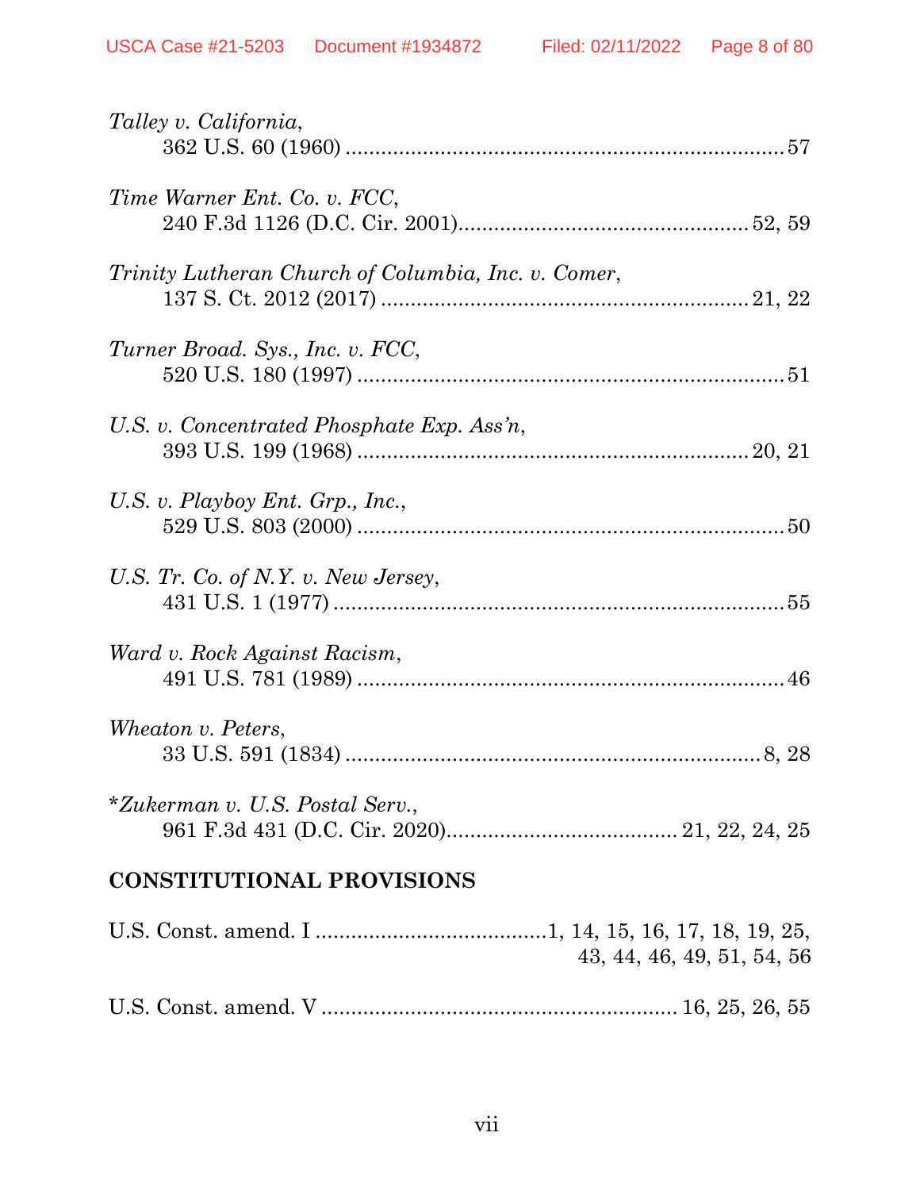*Talley v. California*,
362 U.S. 60 (1960) .......................................................................... 57

*Time Warner Ent. Co. v. FCC*,
240 F.3d 1126 (D.C. Cir. 2001)................................................. 52, 59

*Trinity Lutheran Church of Columbia, Inc. v. Comer*,
137 S. Ct. 2012 (2017) ............................................................ 21, 22

*Turner Broad. Sys., Inc. v. FCC*,
520 U.S. 180 (1997) ........................................................................ 51

*U.S. v. Concentrated Phosphate Exp. Ass'n*,
393 U.S. 199 (1968) ................................................................. 20, 21

*U.S. v. Playboy Ent. Grp., Inc.*,
529 U.S. 803 (2000) ........................................................................ 50

*U.S. Tr. Co. of N.Y. v. New Jersey*,
431 U.S. 1 (1977) ............................................................................ 55

*Ward v. Rock Against Racism*,
491 U.S. 781 (1989) ........................................................................ 46

*Wheaton v. Peters*,
33 U.S. 591 (1834) ...................................................................... 8, 28

*\*Zukerman v. U.S. Postal Serv.*,
961 F.3d 431 (D.C. Cir. 2020)...................................... 21, 22, 24, 25

## CONSTITUTIONAL PROVISIONS

U.S. Const. amend. I ......................................1, 14, 15, 16, 17, 18, 19, 25, 43, 44, 46, 49, 51, 54, 56

U.S. Const. amend. V ........................................................... 16, 25, 26, 55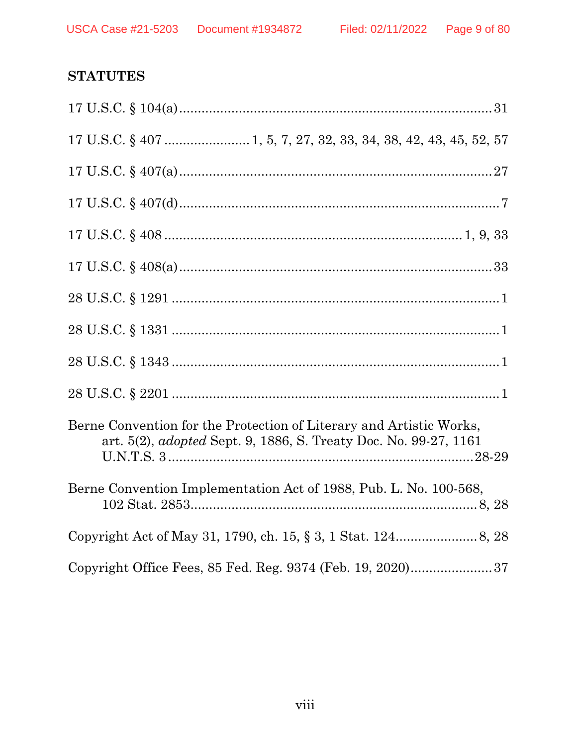## STATUTES

17 U.S.C. § 104(a) ........................................................................ 31

17 U.S.C. § 407 ...................... 1, 5, 7, 27, 32, 33, 34, 38, 42, 43, 45, 52, 57

17 U.S.C. § 407(a) ........................................................................ 27

17 U.S.C. § 407(d) ........................................................................ 7

17 U.S.C. § 408 ........................................................................ 1, 9, 33

17 U.S.C. § 408(a) ........................................................................ 33

28 U.S.C. § 1291 ........................................................................ 1

28 U.S.C. § 1331 ........................................................................ 1

28 U.S.C. § 1343 ........................................................................ 1

28 U.S.C. § 2201 ........................................................................ 1

Berne Convention for the Protection of Literary and Artistic Works, art. 5(2), *adopted* Sept. 9, 1886, S. Treaty Doc. No. 99-27, 1161 U.N.T.S. 3 ........................................................................ 28-29

Berne Convention Implementation Act of 1988, Pub. L. No. 100-568, 102 Stat. 2853 ........................................................................ 8, 28

Copyright Act of May 31, 1790, ch. 15, § 3, 1 Stat. 124 ...................... 8, 28

Copyright Office Fees, 85 Fed. Reg. 9374 (Feb. 19, 2020) ...................... 37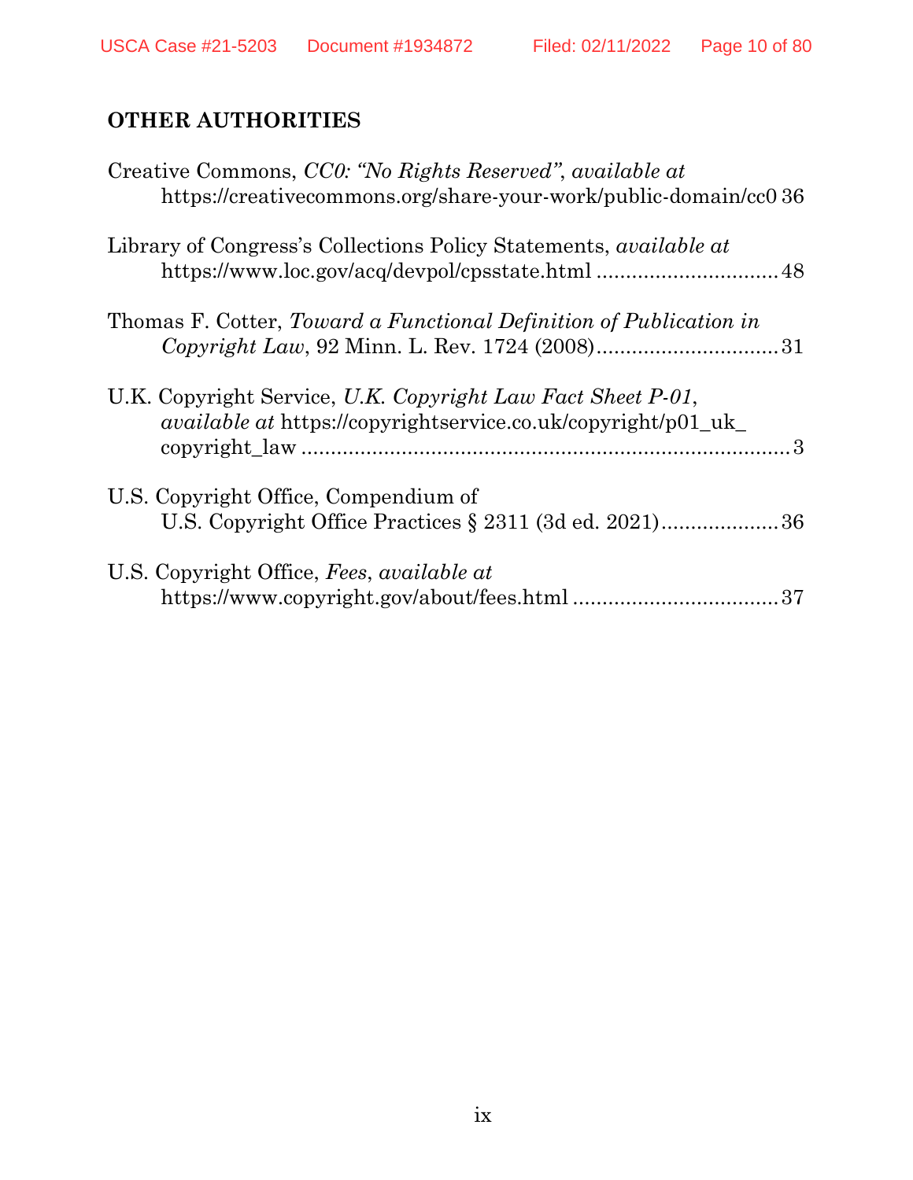## OTHER AUTHORITIES

Creative Commons, *CC0: "No Rights Reserved"*, *available at* https://creativecommons.org/share-your-work/public-domain/cc0 36

Library of Congress's Collections Policy Statements, *available at* https://www.loc.gov/acq/devpol/cpsstate.html ............................... 48

Thomas F. Cotter, *Toward a Functional Definition of Publication in Copyright Law*, 92 Minn. L. Rev. 1724 (2008)............................... 31

U.K. Copyright Service, *U.K. Copyright Law Fact Sheet P-01*, *available at* https://copyrightservice.co.uk/copyright/p01_uk_copyright_law ..................................................................................... 3

U.S. Copyright Office, Compendium of U.S. Copyright Office Practices § 2311 (3d ed. 2021).................... 36

U.S. Copyright Office, *Fees*, *available at* https://www.copyright.gov/about/fees.html .................................. 37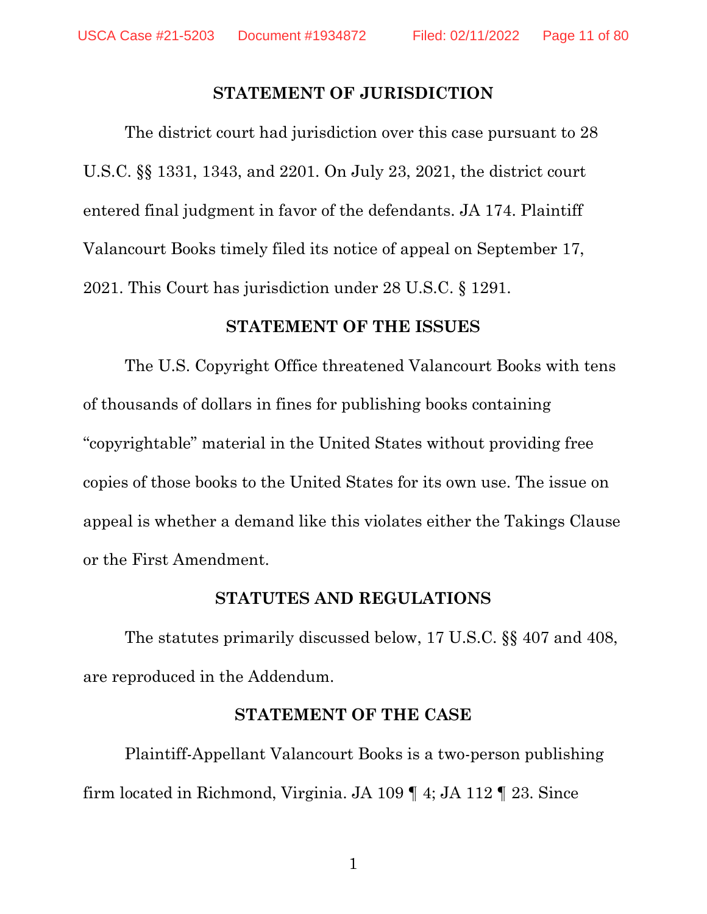## STATEMENT OF JURISDICTION

The district court had jurisdiction over this case pursuant to 28 U.S.C. §§ 1331, 1343, and 2201. On July 23, 2021, the district court entered final judgment in favor of the defendants. JA 174. Plaintiff Valancourt Books timely filed its notice of appeal on September 17, 2021. This Court has jurisdiction under 28 U.S.C. § 1291.

## STATEMENT OF THE ISSUES

The U.S. Copyright Office threatened Valancourt Books with tens of thousands of dollars in fines for publishing books containing "copyrightable" material in the United States without providing free copies of those books to the United States for its own use. The issue on appeal is whether a demand like this violates either the Takings Clause or the First Amendment.

## STATUTES AND REGULATIONS

The statutes primarily discussed below, 17 U.S.C. §§ 407 and 408, are reproduced in the Addendum.

## STATEMENT OF THE CASE

Plaintiff-Appellant Valancourt Books is a two-person publishing firm located in Richmond, Virginia. JA 109 ¶ 4; JA 112 ¶ 23. Since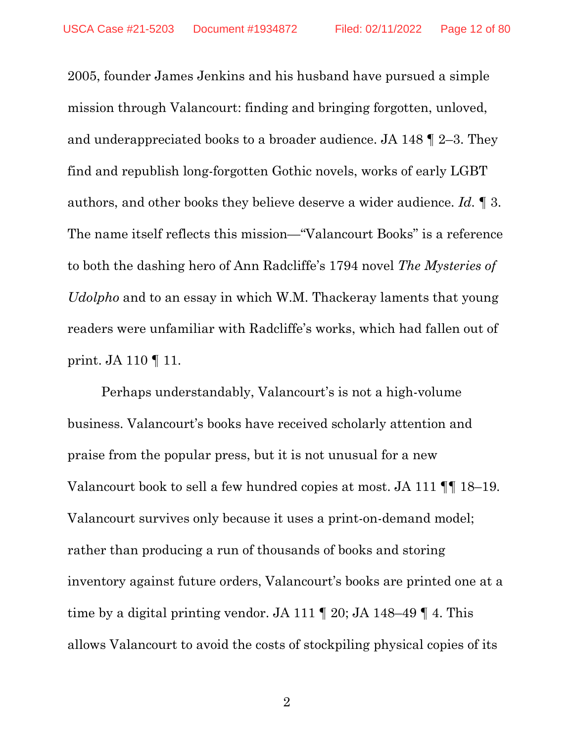2005, founder James Jenkins and his husband have pursued a simple mission through Valancourt: finding and bringing forgotten, unloved, and underappreciated books to a broader audience. JA 148 ¶ 2–3. They find and republish long-forgotten Gothic novels, works of early LGBT authors, and other books they believe deserve a wider audience. *Id.* ¶ 3. The name itself reflects this mission—"Valancourt Books" is a reference to both the dashing hero of Ann Radcliffe's 1794 novel *The Mysteries of Udolpho* and to an essay in which W.M. Thackeray laments that young readers were unfamiliar with Radcliffe's works, which had fallen out of print. JA 110 ¶ 11.

Perhaps understandably, Valancourt's is not a high-volume business. Valancourt's books have received scholarly attention and praise from the popular press, but it is not unusual for a new Valancourt book to sell a few hundred copies at most. JA 111 ¶¶ 18–19. Valancourt survives only because it uses a print-on-demand model; rather than producing a run of thousands of books and storing inventory against future orders, Valancourt's books are printed one at a time by a digital printing vendor. JA 111 ¶ 20; JA 148–49 ¶ 4. This allows Valancourt to avoid the costs of stockpiling physical copies of its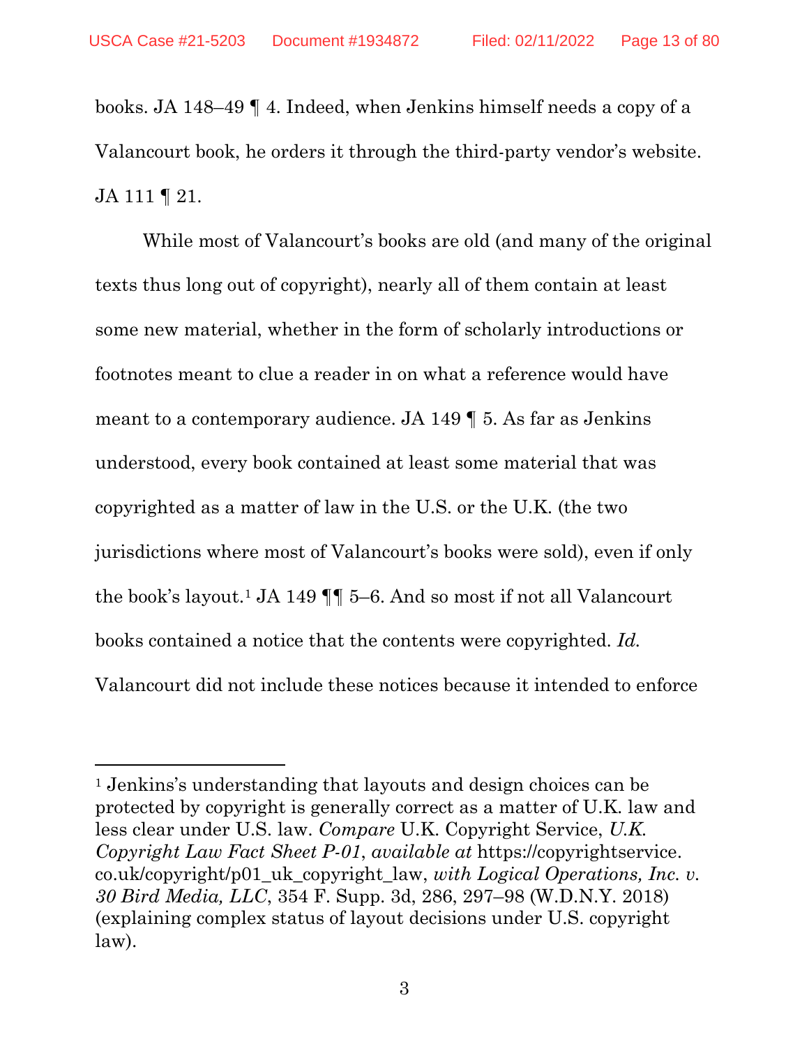books. JA 148–49 ¶ 4. Indeed, when Jenkins himself needs a copy of a Valancourt book, he orders it through the third-party vendor's website. JA 111 ¶ 21.

While most of Valancourt's books are old (and many of the original texts thus long out of copyright), nearly all of them contain at least some new material, whether in the form of scholarly introductions or footnotes meant to clue a reader in on what a reference would have meant to a contemporary audience. JA 149 ¶ 5. As far as Jenkins understood, every book contained at least some material that was copyrighted as a matter of law in the U.S. or the U.K. (the two jurisdictions where most of Valancourt's books were sold), even if only the book's layout.[1] JA 149 ¶¶ 5–6. And so most if not all Valancourt books contained a notice that the contents were copyrighted. *Id.* Valancourt did not include these notices because it intended to enforce

---

[1] Jenkins's understanding that layouts and design choices can be protected by copyright is generally correct as a matter of U.K. law and less clear under U.S. law. *Compare* U.K. Copyright Service, *U.K. Copyright Law Fact Sheet P-01*, *available at* https://copyrightservice.co.uk/copyright/p01_uk_copyright_law, *with Logical Operations, Inc. v. 30 Bird Media, LLC*, 354 F. Supp. 3d, 286, 297–98 (W.D.N.Y. 2018) (explaining complex status of layout decisions under U.S. copyright law).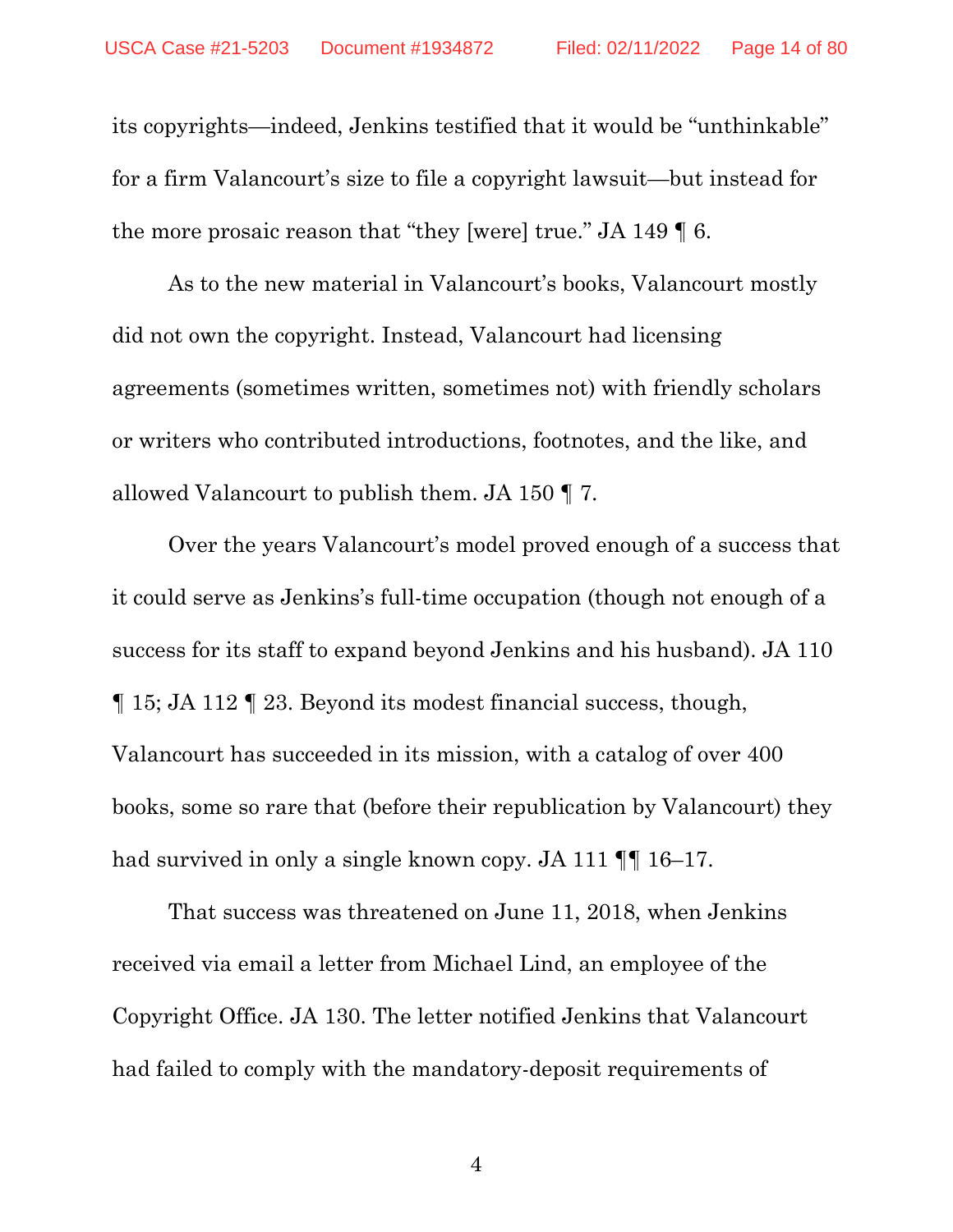its copyrights—indeed, Jenkins testified that it would be "unthinkable" for a firm Valancourt's size to file a copyright lawsuit—but instead for the more prosaic reason that "they [were] true." JA 149 ¶ 6.

As to the new material in Valancourt's books, Valancourt mostly did not own the copyright. Instead, Valancourt had licensing agreements (sometimes written, sometimes not) with friendly scholars or writers who contributed introductions, footnotes, and the like, and allowed Valancourt to publish them. JA 150 ¶ 7.

Over the years Valancourt's model proved enough of a success that it could serve as Jenkins's full-time occupation (though not enough of a success for its staff to expand beyond Jenkins and his husband). JA 110 ¶ 15; JA 112 ¶ 23. Beyond its modest financial success, though, Valancourt has succeeded in its mission, with a catalog of over 400 books, some so rare that (before their republication by Valancourt) they had survived in only a single known copy. JA 111 ¶¶ 16–17.

That success was threatened on June 11, 2018, when Jenkins received via email a letter from Michael Lind, an employee of the Copyright Office. JA 130. The letter notified Jenkins that Valancourt had failed to comply with the mandatory-deposit requirements of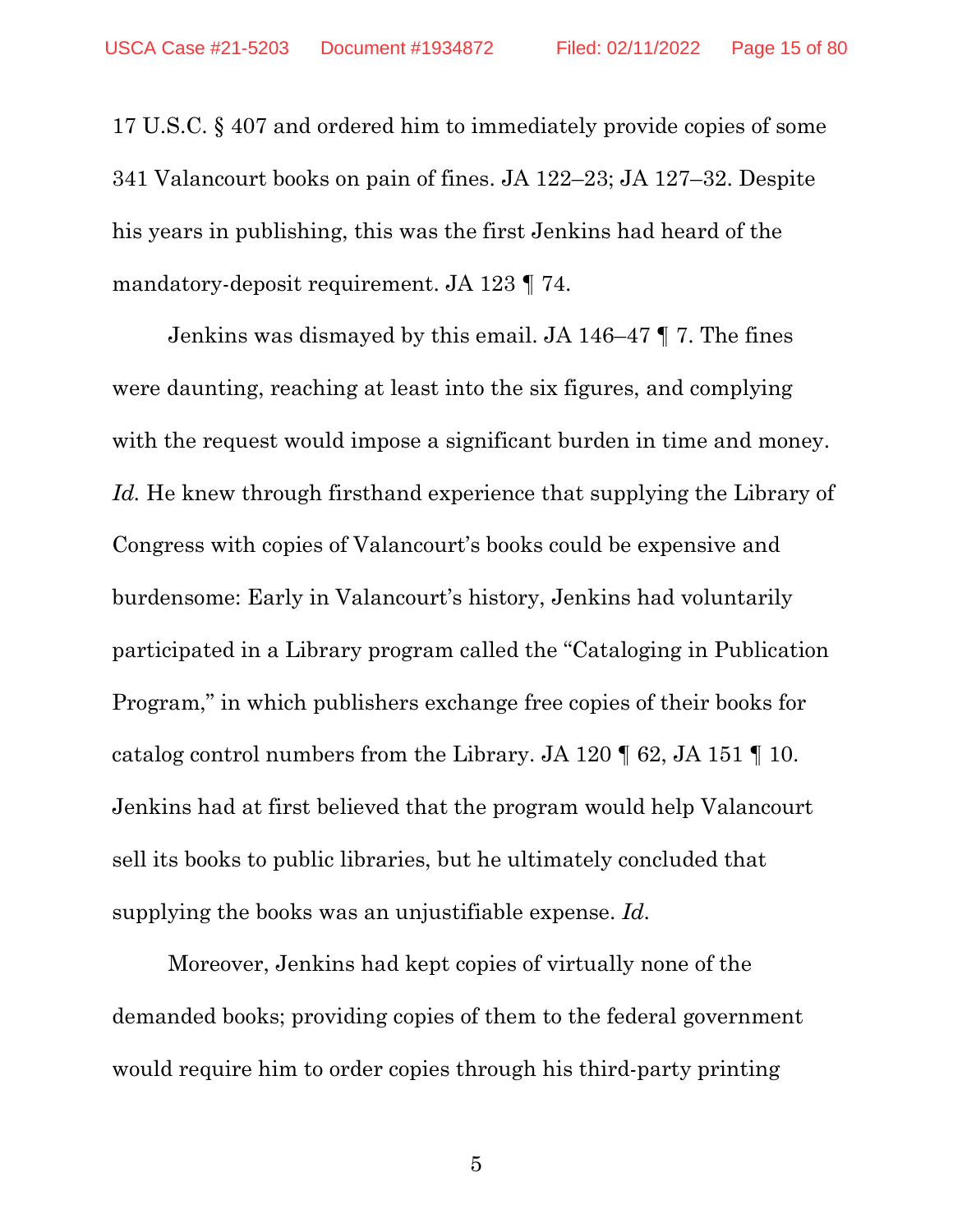17 U.S.C. § 407 and ordered him to immediately provide copies of some 341 Valancourt books on pain of fines. JA 122–23; JA 127–32. Despite his years in publishing, this was the first Jenkins had heard of the mandatory-deposit requirement. JA 123 ¶ 74.

Jenkins was dismayed by this email. JA 146–47 ¶ 7. The fines were daunting, reaching at least into the six figures, and complying with the request would impose a significant burden in time and money. *Id.* He knew through firsthand experience that supplying the Library of Congress with copies of Valancourt's books could be expensive and burdensome: Early in Valancourt's history, Jenkins had voluntarily participated in a Library program called the "Cataloging in Publication Program," in which publishers exchange free copies of their books for catalog control numbers from the Library. JA 120 ¶ 62, JA 151 ¶ 10. Jenkins had at first believed that the program would help Valancourt sell its books to public libraries, but he ultimately concluded that supplying the books was an unjustifiable expense. *Id.*

Moreover, Jenkins had kept copies of virtually none of the demanded books; providing copies of them to the federal government would require him to order copies through his third-party printing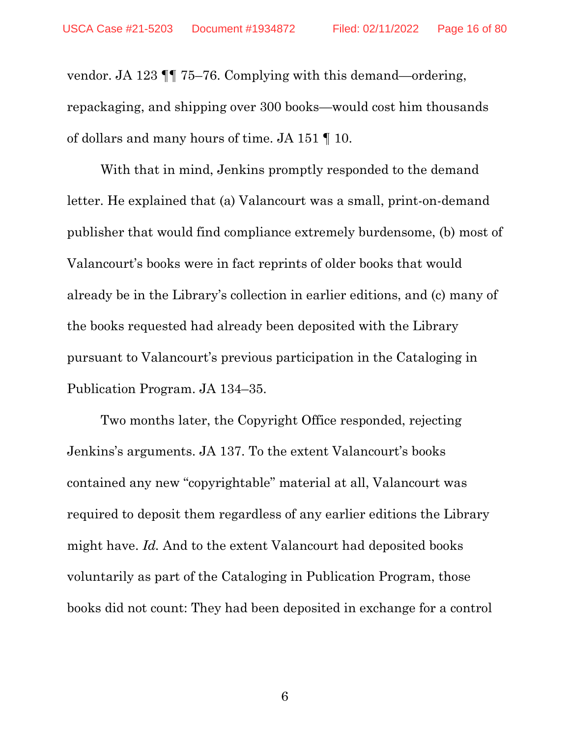vendor. JA 123 ¶¶ 75–76. Complying with this demand—ordering, repackaging, and shipping over 300 books—would cost him thousands of dollars and many hours of time. JA 151 ¶ 10.

With that in mind, Jenkins promptly responded to the demand letter. He explained that (a) Valancourt was a small, print-on-demand publisher that would find compliance extremely burdensome, (b) most of Valancourt's books were in fact reprints of older books that would already be in the Library's collection in earlier editions, and (c) many of the books requested had already been deposited with the Library pursuant to Valancourt's previous participation in the Cataloging in Publication Program. JA 134–35.

Two months later, the Copyright Office responded, rejecting Jenkins's arguments. JA 137. To the extent Valancourt's books contained any new "copyrightable" material at all, Valancourt was required to deposit them regardless of any earlier editions the Library might have. *Id.* And to the extent Valancourt had deposited books voluntarily as part of the Cataloging in Publication Program, those books did not count: They had been deposited in exchange for a control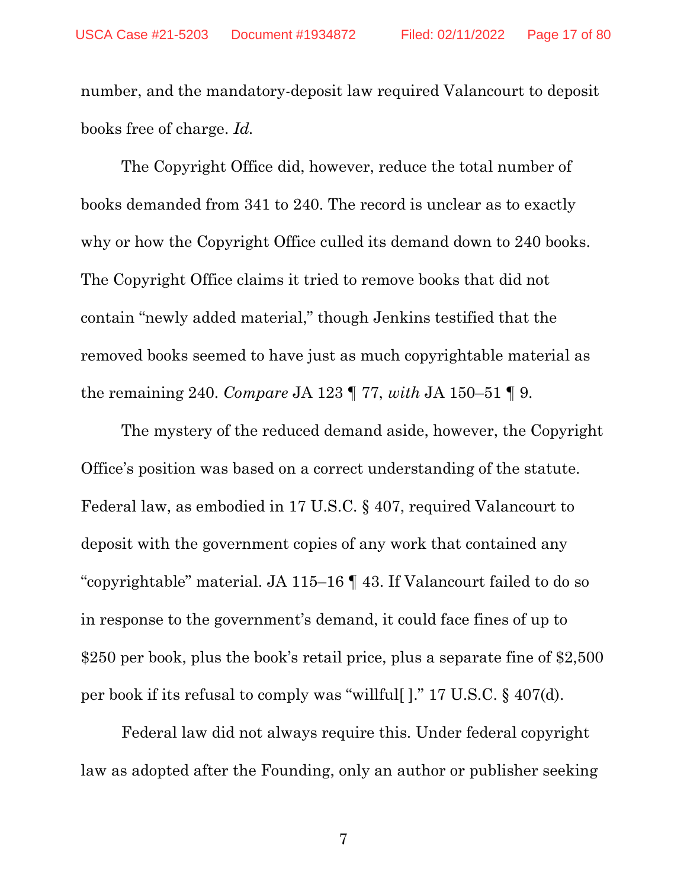number, and the mandatory-deposit law required Valancourt to deposit books free of charge. *Id.*

The Copyright Office did, however, reduce the total number of books demanded from 341 to 240. The record is unclear as to exactly why or how the Copyright Office culled its demand down to 240 books. The Copyright Office claims it tried to remove books that did not contain "newly added material," though Jenkins testified that the removed books seemed to have just as much copyrightable material as the remaining 240. *Compare* JA 123 ¶ 77, *with* JA 150–51 ¶ 9.

The mystery of the reduced demand aside, however, the Copyright Office's position was based on a correct understanding of the statute. Federal law, as embodied in 17 U.S.C. § 407, required Valancourt to deposit with the government copies of any work that contained any "copyrightable" material. JA 115–16 ¶ 43. If Valancourt failed to do so in response to the government's demand, it could face fines of up to $250 per book, plus the book's retail price, plus a separate fine of $2,500 per book if its refusal to comply was "willful[ ]." 17 U.S.C. § 407(d).

Federal law did not always require this. Under federal copyright law as adopted after the Founding, only an author or publisher seeking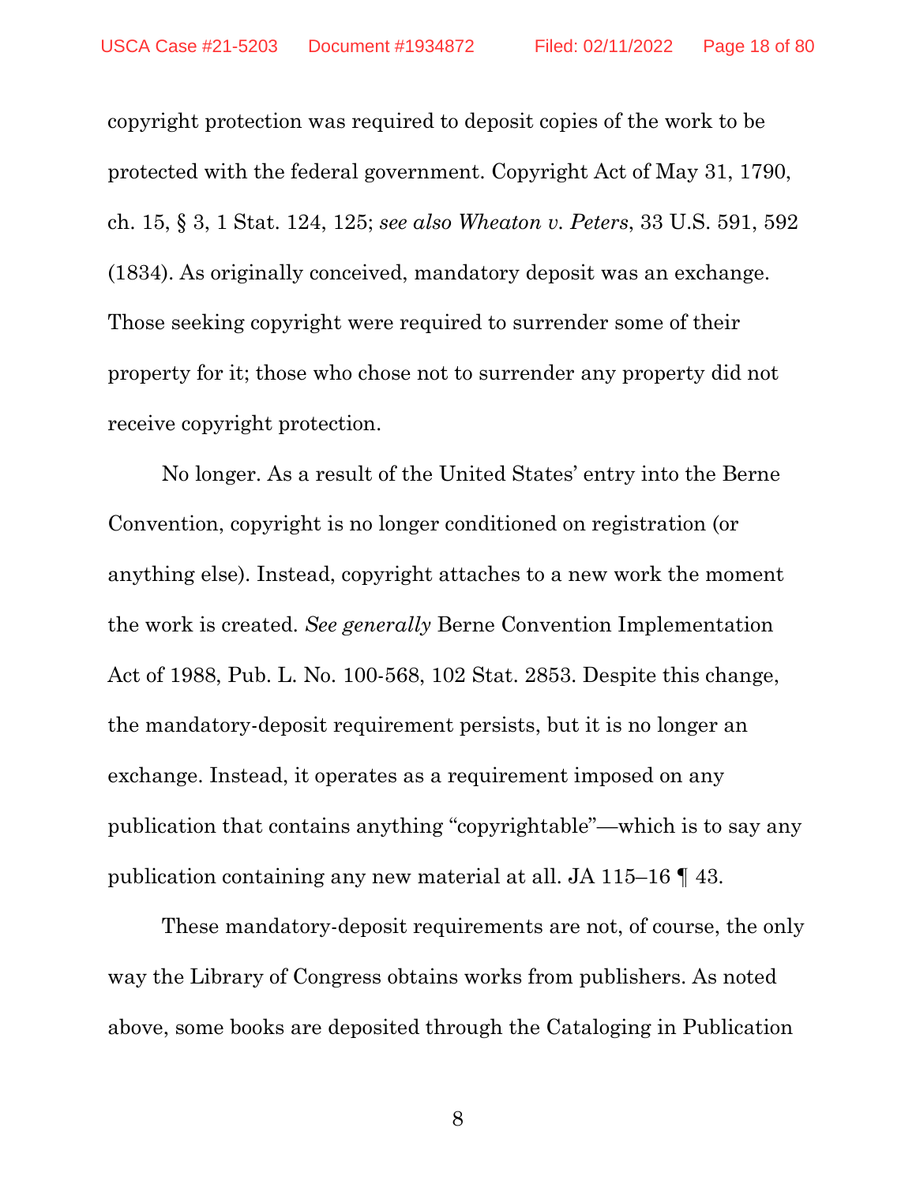copyright protection was required to deposit copies of the work to be protected with the federal government. Copyright Act of May 31, 1790, ch. 15, § 3, 1 Stat. 124, 125; *see also Wheaton v. Peters*, 33 U.S. 591, 592 (1834). As originally conceived, mandatory deposit was an exchange. Those seeking copyright were required to surrender some of their property for it; those who chose not to surrender any property did not receive copyright protection.

No longer. As a result of the United States' entry into the Berne Convention, copyright is no longer conditioned on registration (or anything else). Instead, copyright attaches to a new work the moment the work is created. *See generally* Berne Convention Implementation Act of 1988, Pub. L. No. 100-568, 102 Stat. 2853. Despite this change, the mandatory-deposit requirement persists, but it is no longer an exchange. Instead, it operates as a requirement imposed on any publication that contains anything "copyrightable"—which is to say any publication containing any new material at all. JA 115–16 ¶ 43.

These mandatory-deposit requirements are not, of course, the only way the Library of Congress obtains works from publishers. As noted above, some books are deposited through the Cataloging in Publication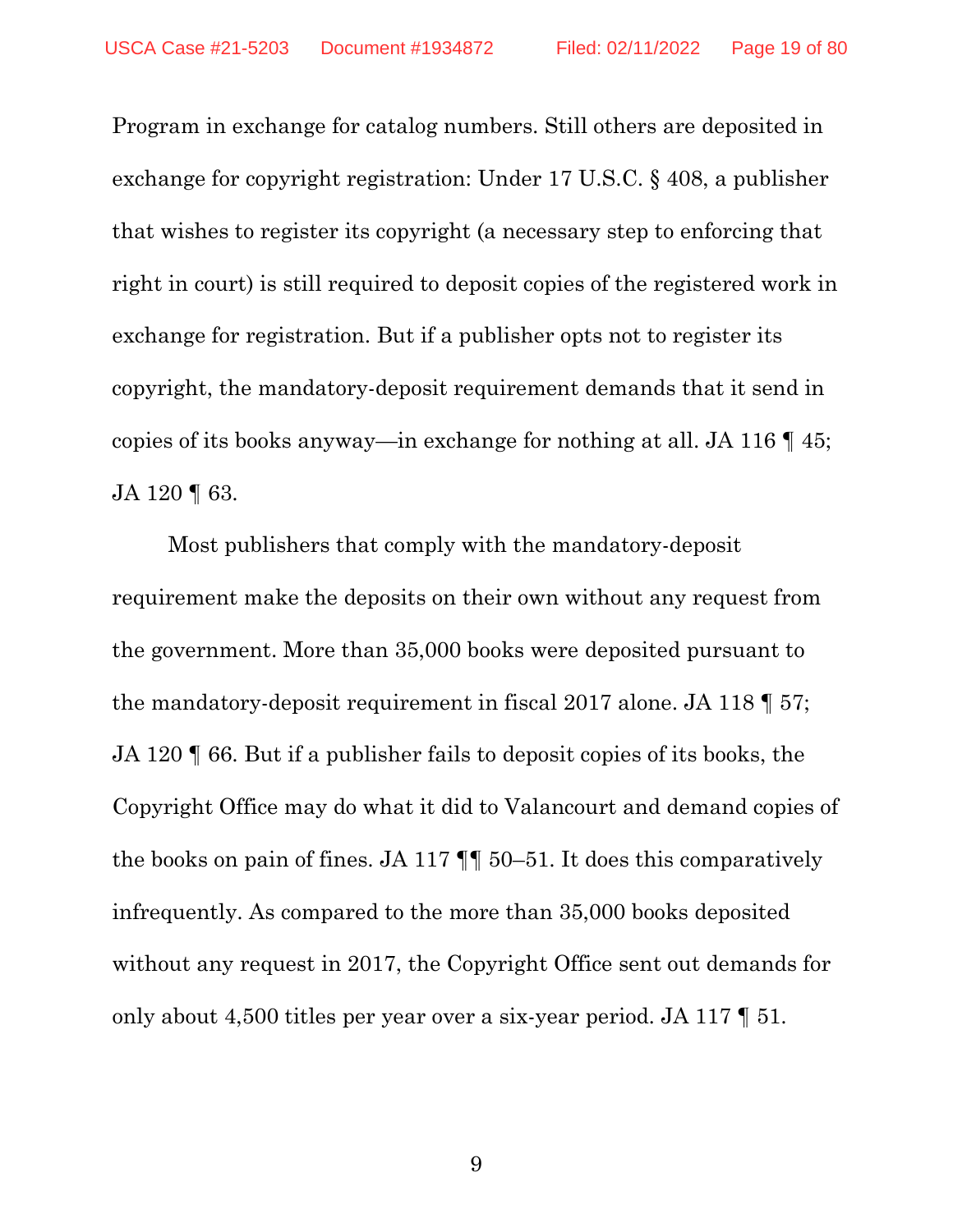Program in exchange for catalog numbers. Still others are deposited in exchange for copyright registration: Under 17 U.S.C. § 408, a publisher that wishes to register its copyright (a necessary step to enforcing that right in court) is still required to deposit copies of the registered work in exchange for registration. But if a publisher opts not to register its copyright, the mandatory-deposit requirement demands that it send in copies of its books anyway—in exchange for nothing at all. JA 116 ¶ 45; JA 120 ¶ 63.

Most publishers that comply with the mandatory-deposit requirement make the deposits on their own without any request from the government. More than 35,000 books were deposited pursuant to the mandatory-deposit requirement in fiscal 2017 alone. JA 118 ¶ 57; JA 120 ¶ 66. But if a publisher fails to deposit copies of its books, the Copyright Office may do what it did to Valancourt and demand copies of the books on pain of fines. JA 117 ¶¶ 50–51. It does this comparatively infrequently. As compared to the more than 35,000 books deposited without any request in 2017, the Copyright Office sent out demands for only about 4,500 titles per year over a six-year period. JA 117 ¶ 51.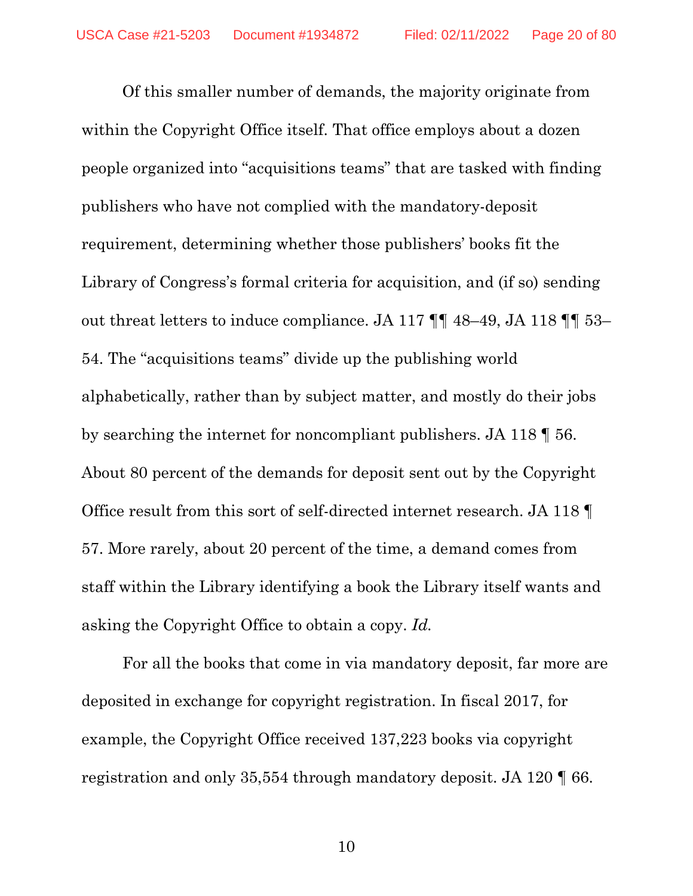Of this smaller number of demands, the majority originate from within the Copyright Office itself. That office employs about a dozen people organized into "acquisitions teams" that are tasked with finding publishers who have not complied with the mandatory-deposit requirement, determining whether those publishers' books fit the Library of Congress's formal criteria for acquisition, and (if so) sending out threat letters to induce compliance. JA 117 ¶¶ 48–49, JA 118 ¶¶ 53–54. The "acquisitions teams" divide up the publishing world alphabetically, rather than by subject matter, and mostly do their jobs by searching the internet for noncompliant publishers. JA 118 ¶ 56. About 80 percent of the demands for deposit sent out by the Copyright Office result from this sort of self-directed internet research. JA 118 ¶ 57. More rarely, about 20 percent of the time, a demand comes from staff within the Library identifying a book the Library itself wants and asking the Copyright Office to obtain a copy. *Id.*

For all the books that come in via mandatory deposit, far more are deposited in exchange for copyright registration. In fiscal 2017, for example, the Copyright Office received 137,223 books via copyright registration and only 35,554 through mandatory deposit. JA 120 ¶ 66.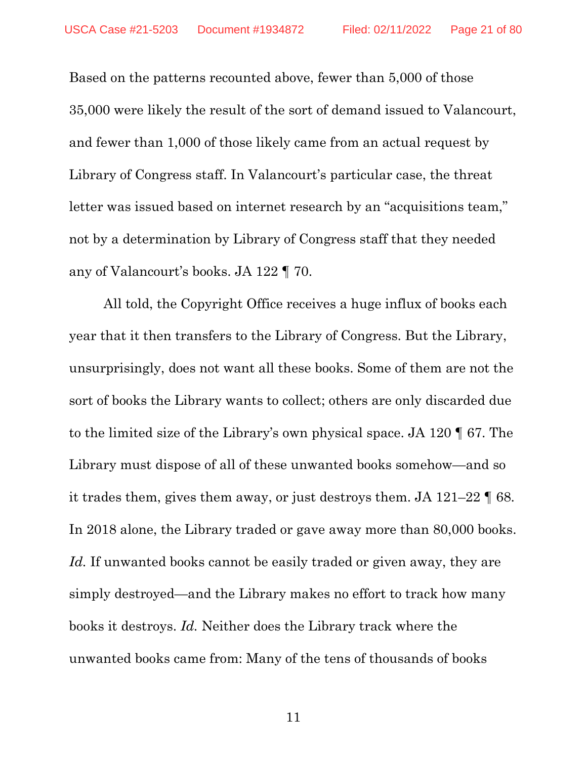Based on the patterns recounted above, fewer than 5,000 of those 35,000 were likely the result of the sort of demand issued to Valancourt, and fewer than 1,000 of those likely came from an actual request by Library of Congress staff. In Valancourt's particular case, the threat letter was issued based on internet research by an "acquisitions team," not by a determination by Library of Congress staff that they needed any of Valancourt's books. JA 122 ¶ 70.

All told, the Copyright Office receives a huge influx of books each year that it then transfers to the Library of Congress. But the Library, unsurprisingly, does not want all these books. Some of them are not the sort of books the Library wants to collect; others are only discarded due to the limited size of the Library's own physical space. JA 120 ¶ 67. The Library must dispose of all of these unwanted books somehow—and so it trades them, gives them away, or just destroys them. JA 121–22 ¶ 68. In 2018 alone, the Library traded or gave away more than 80,000 books. *Id.* If unwanted books cannot be easily traded or given away, they are simply destroyed—and the Library makes no effort to track how many books it destroys. *Id.* Neither does the Library track where the unwanted books came from: Many of the tens of thousands of books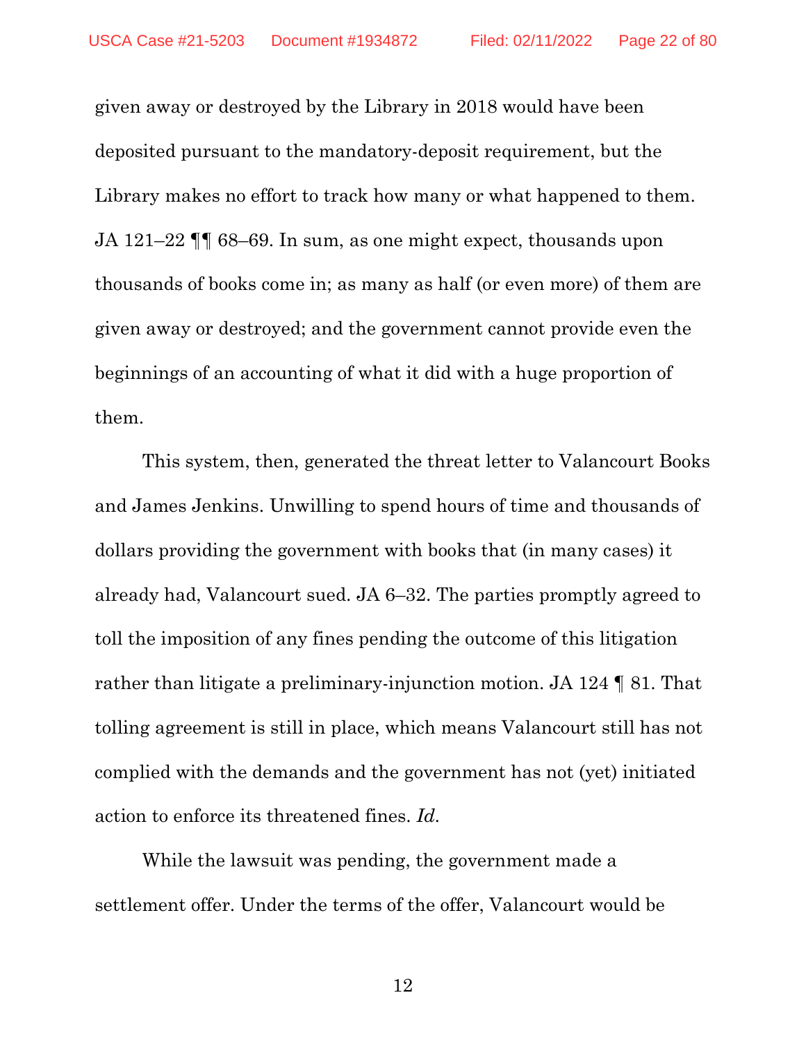given away or destroyed by the Library in 2018 would have been deposited pursuant to the mandatory-deposit requirement, but the Library makes no effort to track how many or what happened to them. JA 121–22 ¶¶ 68–69. In sum, as one might expect, thousands upon thousands of books come in; as many as half (or even more) of them are given away or destroyed; and the government cannot provide even the beginnings of an accounting of what it did with a huge proportion of them.

This system, then, generated the threat letter to Valancourt Books and James Jenkins. Unwilling to spend hours of time and thousands of dollars providing the government with books that (in many cases) it already had, Valancourt sued. JA 6–32. The parties promptly agreed to toll the imposition of any fines pending the outcome of this litigation rather than litigate a preliminary-injunction motion. JA 124 ¶ 81. That tolling agreement is still in place, which means Valancourt still has not complied with the demands and the government has not (yet) initiated action to enforce its threatened fines. *Id.*

While the lawsuit was pending, the government made a settlement offer. Under the terms of the offer, Valancourt would be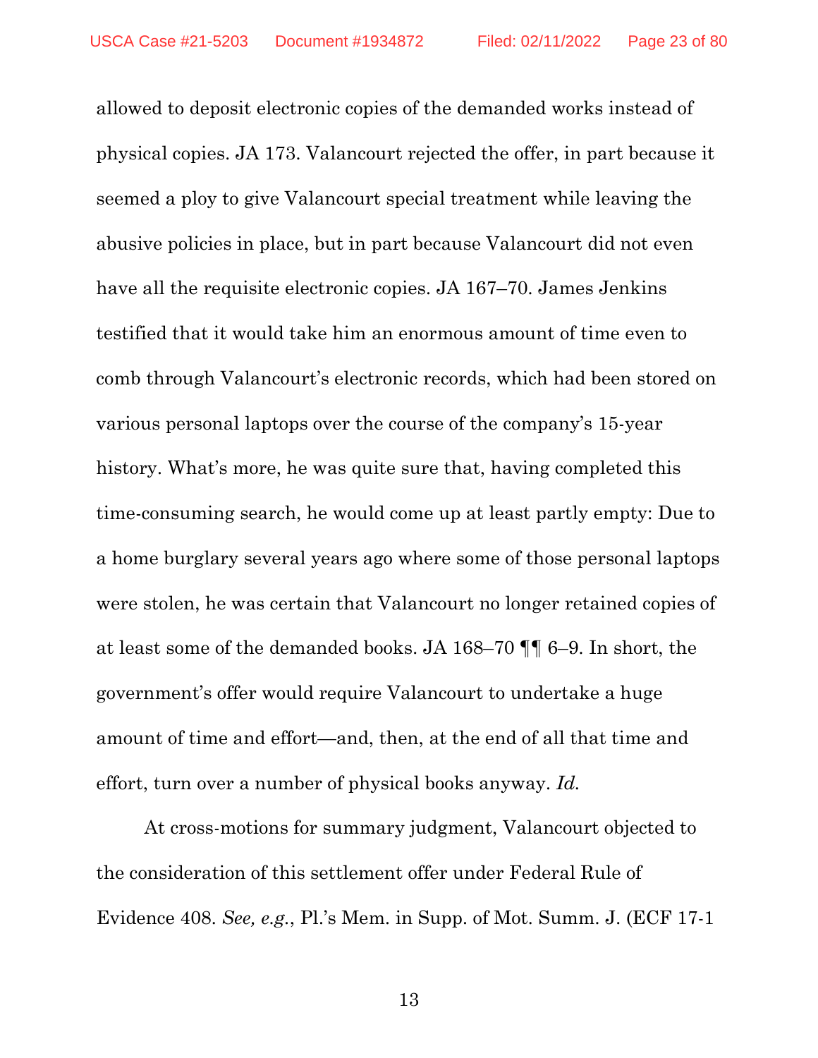allowed to deposit electronic copies of the demanded works instead of physical copies. JA 173. Valancourt rejected the offer, in part because it seemed a ploy to give Valancourt special treatment while leaving the abusive policies in place, but in part because Valancourt did not even have all the requisite electronic copies. JA 167–70. James Jenkins testified that it would take him an enormous amount of time even to comb through Valancourt's electronic records, which had been stored on various personal laptops over the course of the company's 15-year history. What's more, he was quite sure that, having completed this time-consuming search, he would come up at least partly empty: Due to a home burglary several years ago where some of those personal laptops were stolen, he was certain that Valancourt no longer retained copies of at least some of the demanded books. JA 168–70 ¶¶ 6–9. In short, the government's offer would require Valancourt to undertake a huge amount of time and effort—and, then, at the end of all that time and effort, turn over a number of physical books anyway. *Id.*

At cross-motions for summary judgment, Valancourt objected to the consideration of this settlement offer under Federal Rule of Evidence 408. *See, e.g.*, Pl.'s Mem. in Supp. of Mot. Summ. J. (ECF 17-1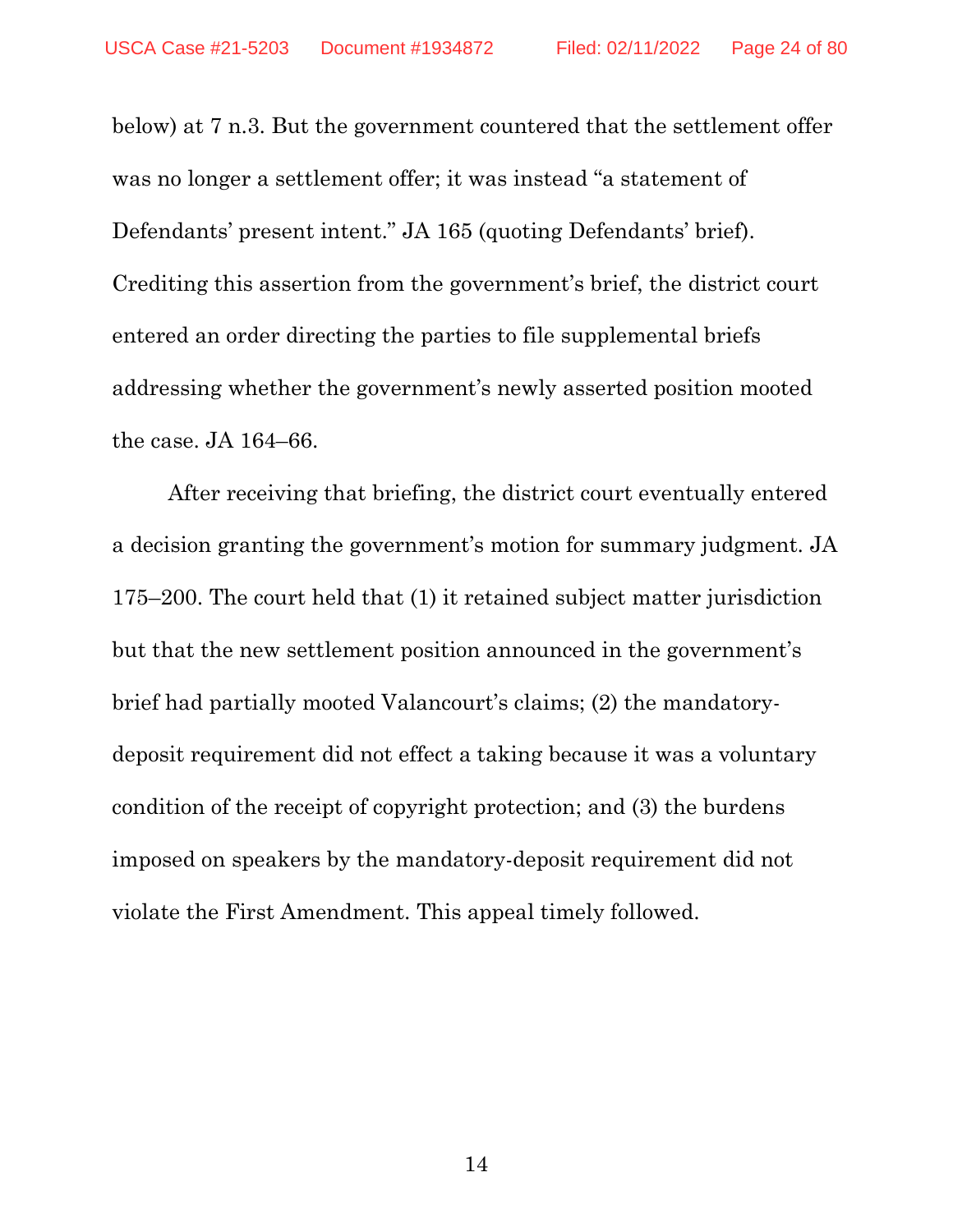below) at 7 n.3. But the government countered that the settlement offer was no longer a settlement offer; it was instead "a statement of Defendants' present intent." JA 165 (quoting Defendants' brief). Crediting this assertion from the government's brief, the district court entered an order directing the parties to file supplemental briefs addressing whether the government's newly asserted position mooted the case. JA 164–66.

After receiving that briefing, the district court eventually entered a decision granting the government's motion for summary judgment. JA 175–200. The court held that (1) it retained subject matter jurisdiction but that the new settlement position announced in the government's brief had partially mooted Valancourt's claims; (2) the mandatory-deposit requirement did not effect a taking because it was a voluntary condition of the receipt of copyright protection; and (3) the burdens imposed on speakers by the mandatory-deposit requirement did not violate the First Amendment. This appeal timely followed.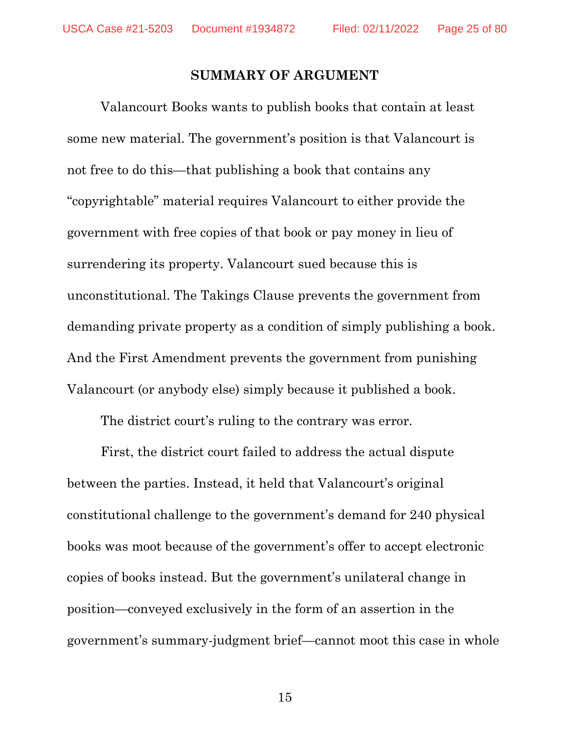## SUMMARY OF ARGUMENT

Valancourt Books wants to publish books that contain at least some new material. The government's position is that Valancourt is not free to do this—that publishing a book that contains any "copyrightable" material requires Valancourt to either provide the government with free copies of that book or pay money in lieu of surrendering its property. Valancourt sued because this is unconstitutional. The Takings Clause prevents the government from demanding private property as a condition of simply publishing a book. And the First Amendment prevents the government from punishing Valancourt (or anybody else) simply because it published a book.

The district court's ruling to the contrary was error.

First, the district court failed to address the actual dispute between the parties. Instead, it held that Valancourt's original constitutional challenge to the government's demand for 240 physical books was moot because of the government's offer to accept electronic copies of books instead. But the government's unilateral change in position—conveyed exclusively in the form of an assertion in the government's summary-judgment brief—cannot moot this case in whole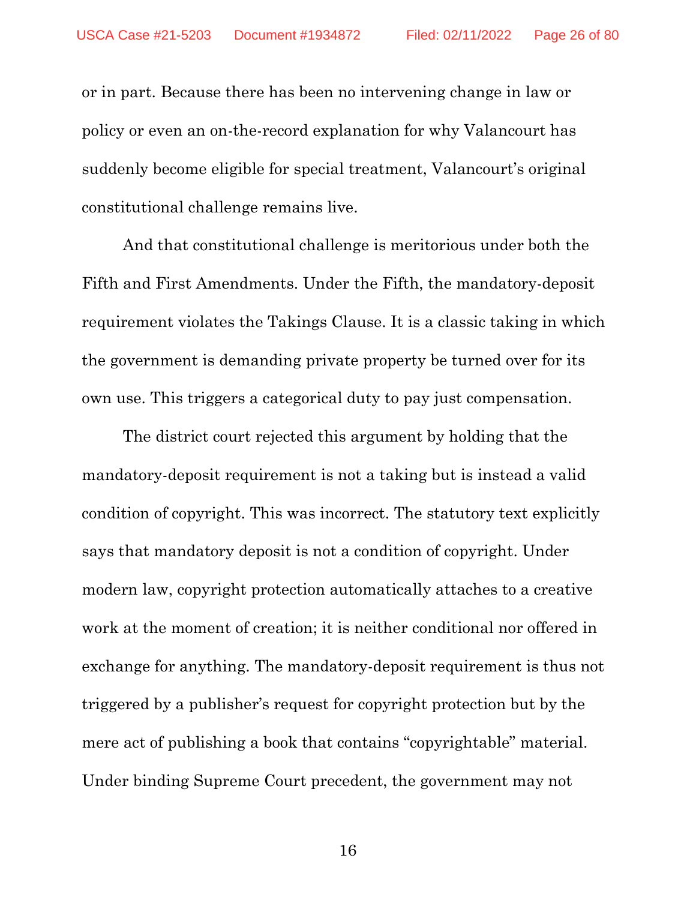or in part. Because there has been no intervening change in law or policy or even an on-the-record explanation for why Valancourt has suddenly become eligible for special treatment, Valancourt's original constitutional challenge remains live.

And that constitutional challenge is meritorious under both the Fifth and First Amendments. Under the Fifth, the mandatory-deposit requirement violates the Takings Clause. It is a classic taking in which the government is demanding private property be turned over for its own use. This triggers a categorical duty to pay just compensation.

The district court rejected this argument by holding that the mandatory-deposit requirement is not a taking but is instead a valid condition of copyright. This was incorrect. The statutory text explicitly says that mandatory deposit is not a condition of copyright. Under modern law, copyright protection automatically attaches to a creative work at the moment of creation; it is neither conditional nor offered in exchange for anything. The mandatory-deposit requirement is thus not triggered by a publisher's request for copyright protection but by the mere act of publishing a book that contains "copyrightable" material. Under binding Supreme Court precedent, the government may not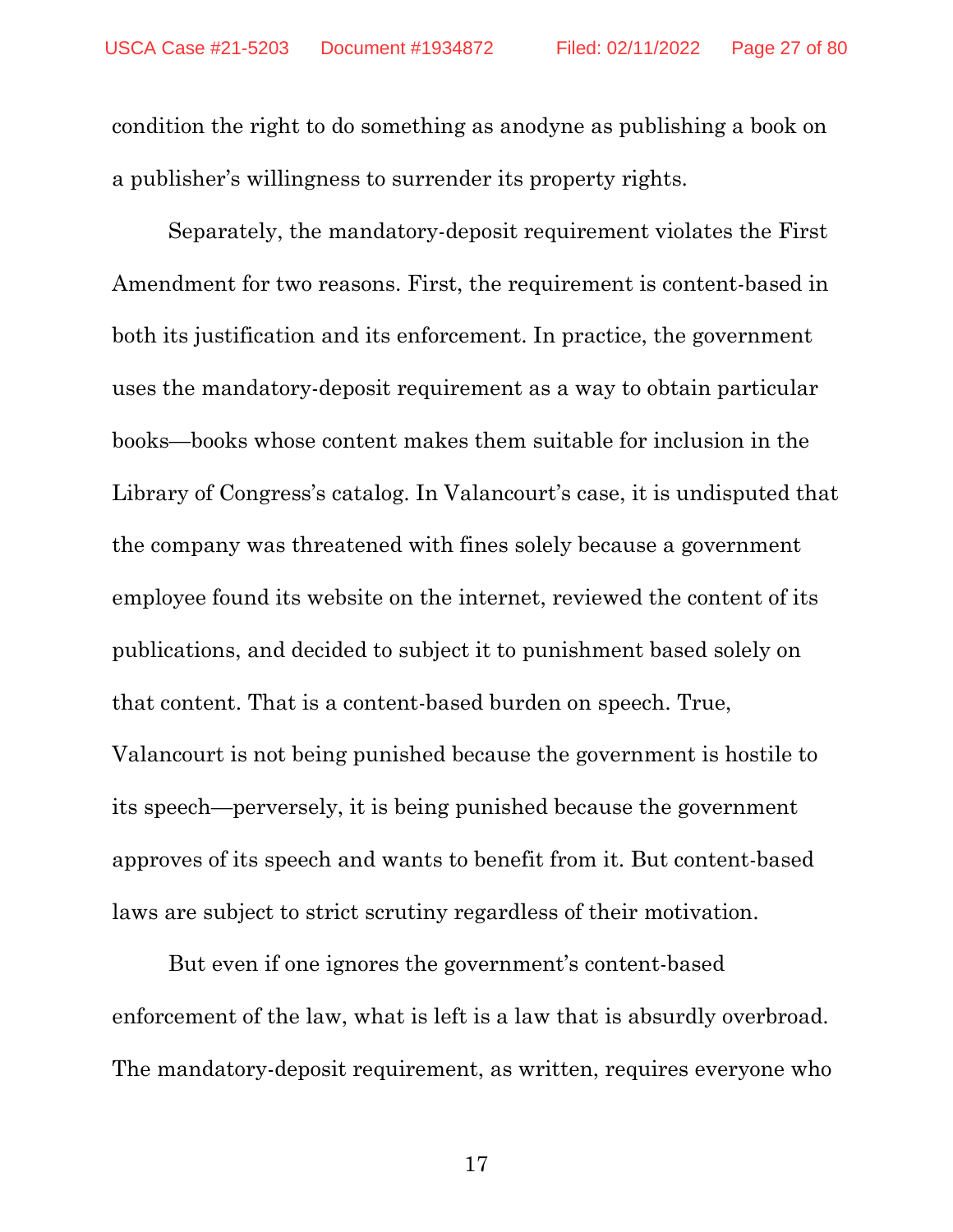condition the right to do something as anodyne as publishing a book on a publisher's willingness to surrender its property rights.

Separately, the mandatory-deposit requirement violates the First Amendment for two reasons. First, the requirement is content-based in both its justification and its enforcement. In practice, the government uses the mandatory-deposit requirement as a way to obtain particular books—books whose content makes them suitable for inclusion in the Library of Congress's catalog. In Valancourt's case, it is undisputed that the company was threatened with fines solely because a government employee found its website on the internet, reviewed the content of its publications, and decided to subject it to punishment based solely on that content. That is a content-based burden on speech. True, Valancourt is not being punished because the government is hostile to its speech—perversely, it is being punished because the government approves of its speech and wants to benefit from it. But content-based laws are subject to strict scrutiny regardless of their motivation.

But even if one ignores the government's content-based enforcement of the law, what is left is a law that is absurdly overbroad. The mandatory-deposit requirement, as written, requires everyone who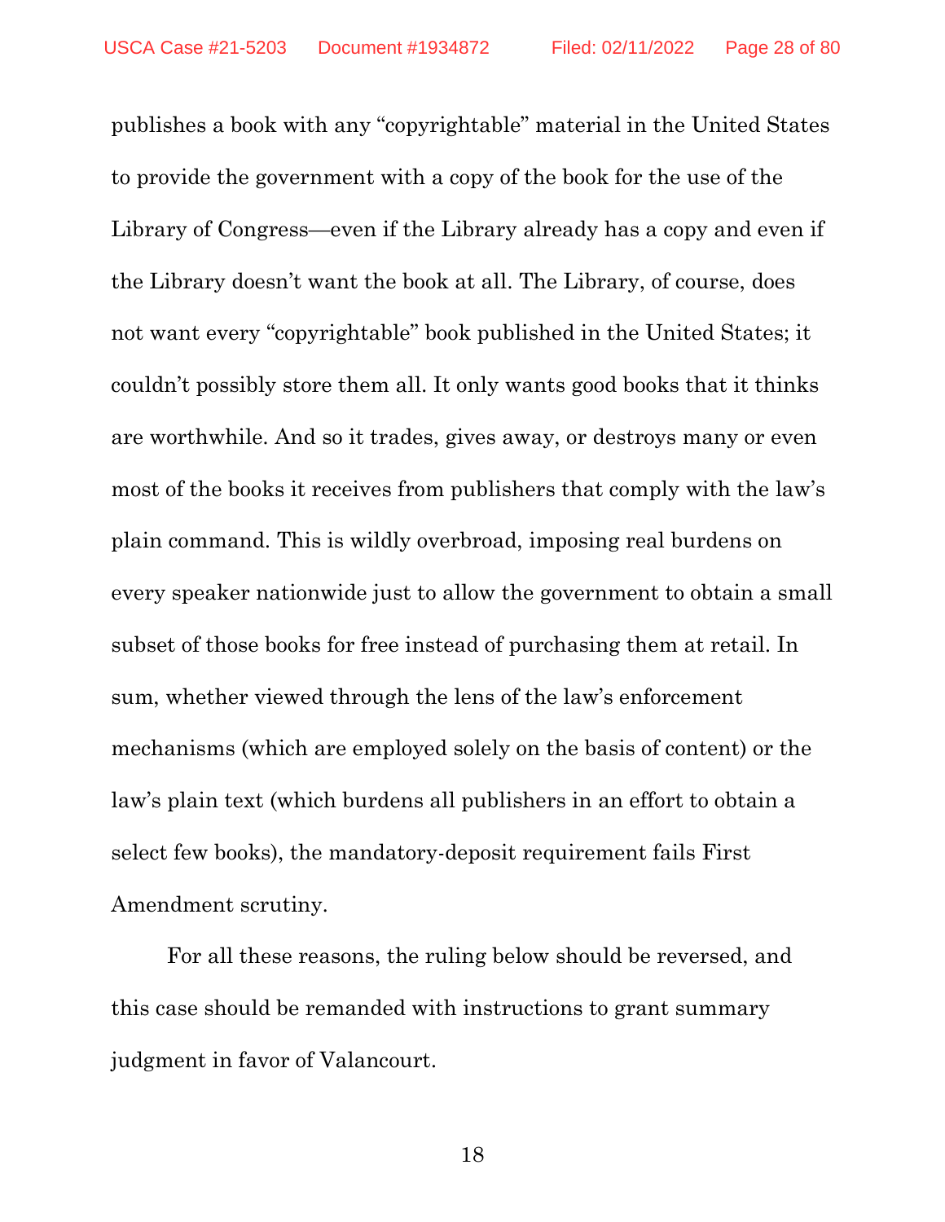publishes a book with any "copyrightable" material in the United States to provide the government with a copy of the book for the use of the Library of Congress—even if the Library already has a copy and even if the Library doesn't want the book at all. The Library, of course, does not want every "copyrightable" book published in the United States; it couldn't possibly store them all. It only wants good books that it thinks are worthwhile. And so it trades, gives away, or destroys many or even most of the books it receives from publishers that comply with the law's plain command. This is wildly overbroad, imposing real burdens on every speaker nationwide just to allow the government to obtain a small subset of those books for free instead of purchasing them at retail. In sum, whether viewed through the lens of the law's enforcement mechanisms (which are employed solely on the basis of content) or the law's plain text (which burdens all publishers in an effort to obtain a select few books), the mandatory-deposit requirement fails First Amendment scrutiny.

For all these reasons, the ruling below should be reversed, and this case should be remanded with instructions to grant summary judgment in favor of Valancourt.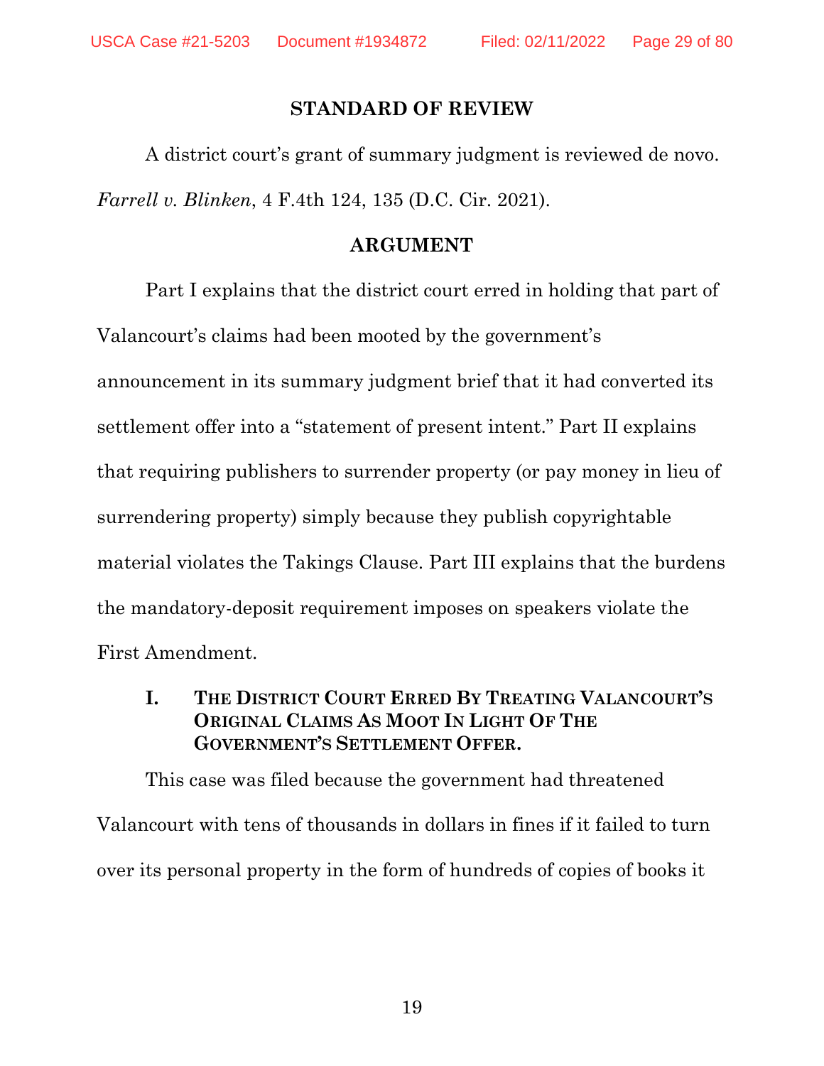## STANDARD OF REVIEW

A district court's grant of summary judgment is reviewed de novo. *Farrell v. Blinken*, 4 F.4th 124, 135 (D.C. Cir. 2021).

## ARGUMENT

Part I explains that the district court erred in holding that part of Valancourt's claims had been mooted by the government's announcement in its summary judgment brief that it had converted its settlement offer into a "statement of present intent." Part II explains that requiring publishers to surrender property (or pay money in lieu of surrendering property) simply because they publish copyrightable material violates the Takings Clause. Part III explains that the burdens the mandatory-deposit requirement imposes on speakers violate the First Amendment.

### I. THE DISTRICT COURT ERRED BY TREATING VALANCOURT'S ORIGINAL CLAIMS AS MOOT IN LIGHT OF THE GOVERNMENT'S SETTLEMENT OFFER.

This case was filed because the government had threatened Valancourt with tens of thousands in dollars in fines if it failed to turn over its personal property in the form of hundreds of copies of books it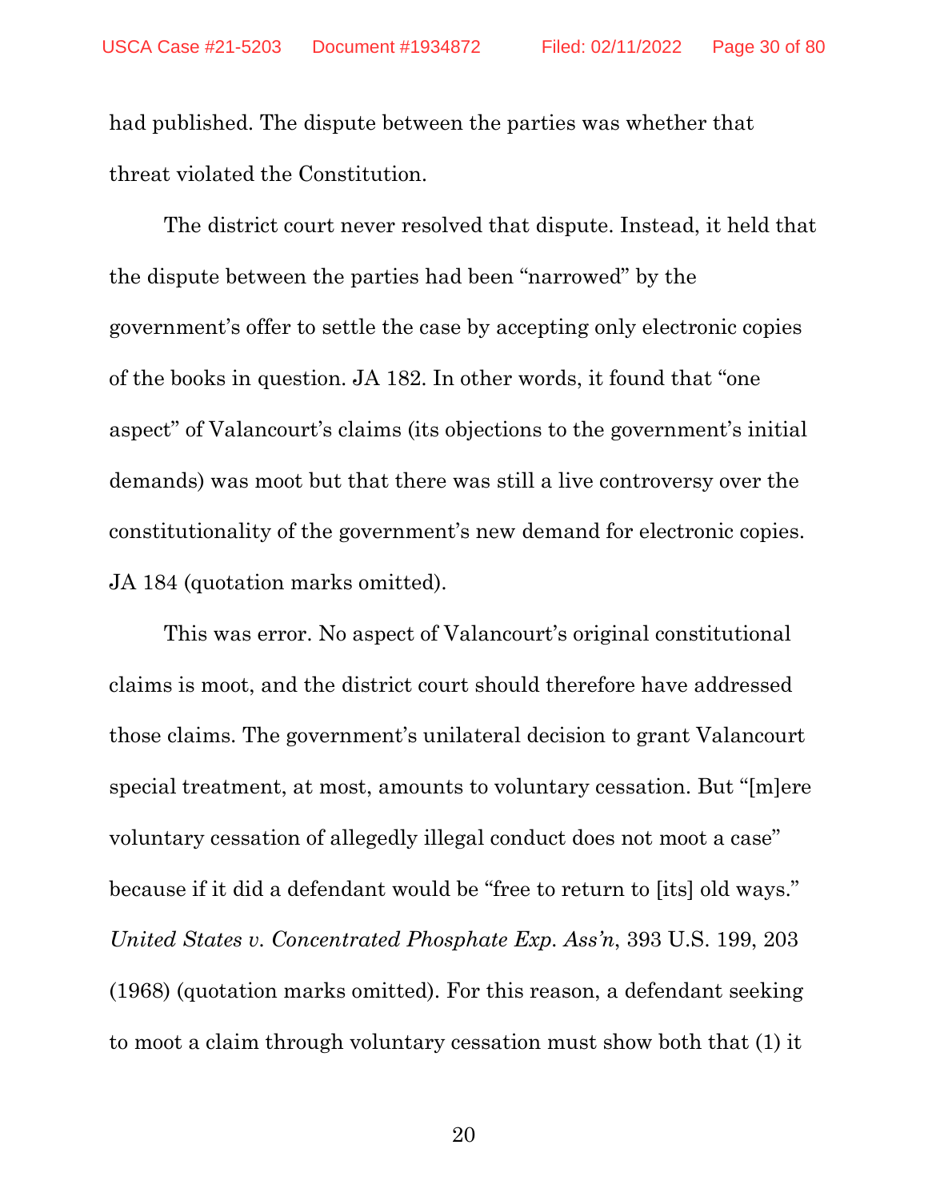had published. The dispute between the parties was whether that threat violated the Constitution.

The district court never resolved that dispute. Instead, it held that the dispute between the parties had been "narrowed" by the government's offer to settle the case by accepting only electronic copies of the books in question. JA 182. In other words, it found that "one aspect" of Valancourt's claims (its objections to the government's initial demands) was moot but that there was still a live controversy over the constitutionality of the government's new demand for electronic copies. JA 184 (quotation marks omitted).

This was error. No aspect of Valancourt's original constitutional claims is moot, and the district court should therefore have addressed those claims. The government's unilateral decision to grant Valancourt special treatment, at most, amounts to voluntary cessation. But "[m]ere voluntary cessation of allegedly illegal conduct does not moot a case" because if it did a defendant would be "free to return to [its] old ways." *United States v. Concentrated Phosphate Exp. Ass'n*, 393 U.S. 199, 203 (1968) (quotation marks omitted). For this reason, a defendant seeking to moot a claim through voluntary cessation must show both that (1) it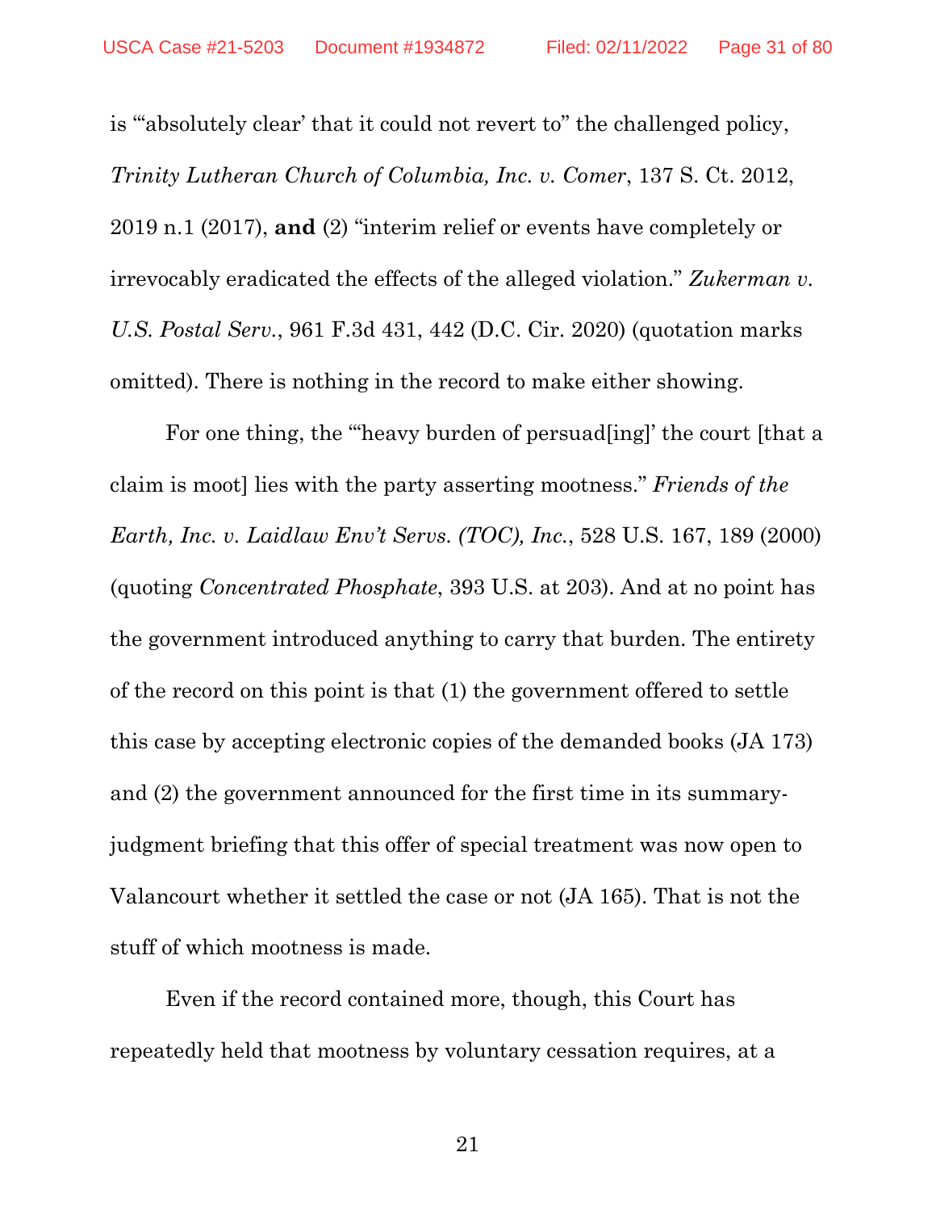is "'absolutely clear' that it could not revert to" the challenged policy, *Trinity Lutheran Church of Columbia, Inc. v. Comer*, 137 S. Ct. 2012, 2019 n.1 (2017), **and** (2) "interim relief or events have completely or irrevocably eradicated the effects of the alleged violation." *Zukerman v. U.S. Postal Serv.*, 961 F.3d 431, 442 (D.C. Cir. 2020) (quotation marks omitted). There is nothing in the record to make either showing.

For one thing, the "'heavy burden of persuad[ing]' the court [that a claim is moot] lies with the party asserting mootness." *Friends of the Earth, Inc. v. Laidlaw Env't Servs. (TOC), Inc.*, 528 U.S. 167, 189 (2000) (quoting *Concentrated Phosphate*, 393 U.S. at 203). And at no point has the government introduced anything to carry that burden. The entirety of the record on this point is that (1) the government offered to settle this case by accepting electronic copies of the demanded books (JA 173) and (2) the government announced for the first time in its summary-judgment briefing that this offer of special treatment was now open to Valancourt whether it settled the case or not (JA 165). That is not the stuff of which mootness is made.

Even if the record contained more, though, this Court has repeatedly held that mootness by voluntary cessation requires, at a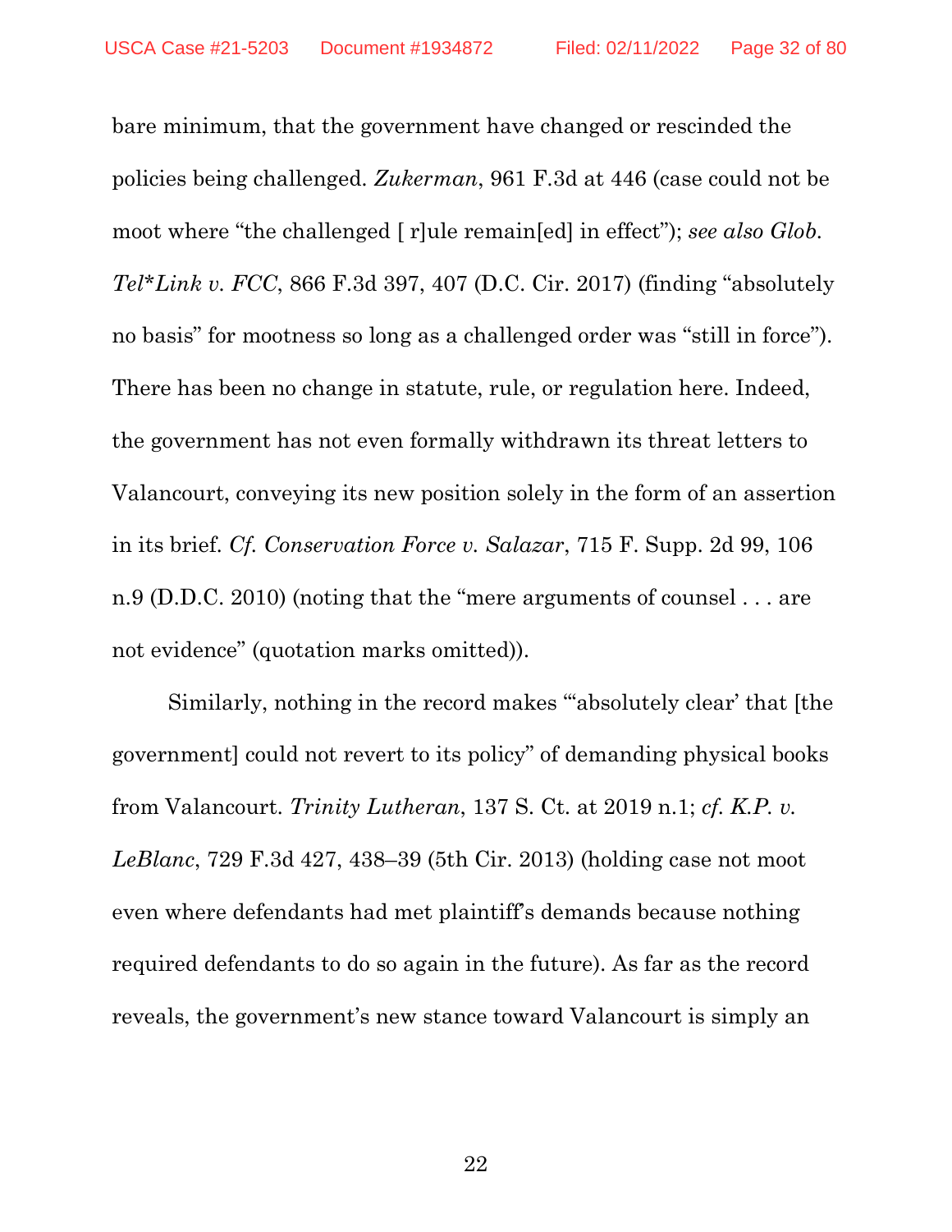bare minimum, that the government have changed or rescinded the policies being challenged. *Zukerman*, 961 F.3d at 446 (case could not be moot where "the challenged [ r]ule remain[ed] in effect"); *see also Glob. Tel*Link v. FCC*, 866 F.3d 397, 407 (D.C. Cir. 2017) (finding "absolutely no basis" for mootness so long as a challenged order was "still in force"). There has been no change in statute, rule, or regulation here. Indeed, the government has not even formally withdrawn its threat letters to Valancourt, conveying its new position solely in the form of an assertion in its brief. *Cf. Conservation Force v. Salazar*, 715 F. Supp. 2d 99, 106 n.9 (D.D.C. 2010) (noting that the "mere arguments of counsel . . . are not evidence" (quotation marks omitted)).

Similarly, nothing in the record makes "'absolutely clear' that [the government] could not revert to its policy" of demanding physical books from Valancourt. *Trinity Lutheran*, 137 S. Ct. at 2019 n.1; *cf. K.P. v. LeBlanc*, 729 F.3d 427, 438–39 (5th Cir. 2013) (holding case not moot even where defendants had met plaintiff's demands because nothing required defendants to do so again in the future). As far as the record reveals, the government's new stance toward Valancourt is simply an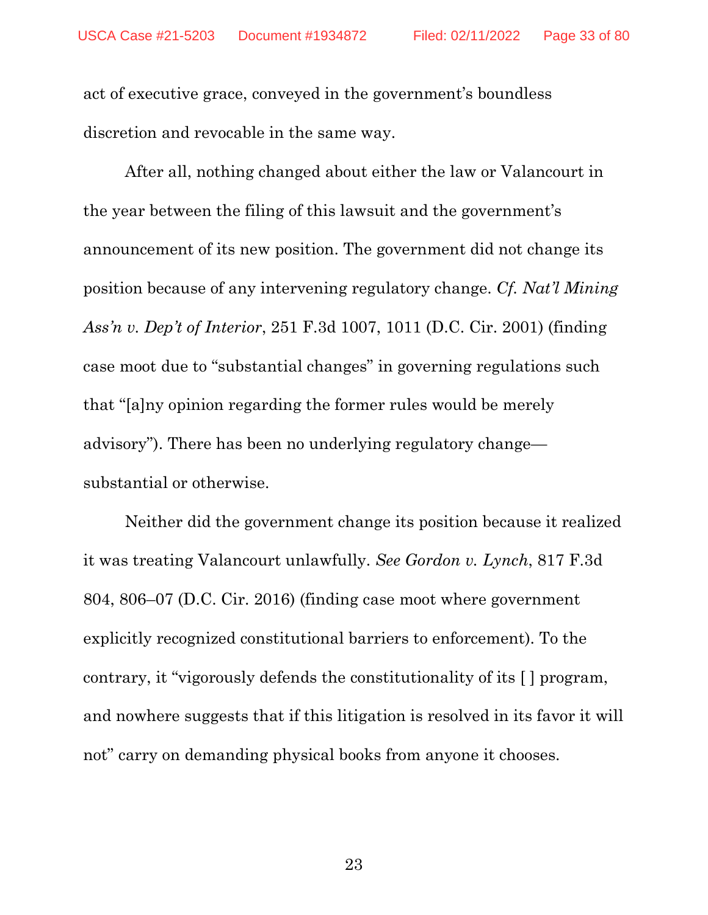act of executive grace, conveyed in the government's boundless discretion and revocable in the same way.

After all, nothing changed about either the law or Valancourt in the year between the filing of this lawsuit and the government's announcement of its new position. The government did not change its position because of any intervening regulatory change. *Cf. Nat'l Mining Ass'n v. Dep't of Interior*, 251 F.3d 1007, 1011 (D.C. Cir. 2001) (finding case moot due to "substantial changes" in governing regulations such that "[a]ny opinion regarding the former rules would be merely advisory"). There has been no underlying regulatory change—substantial or otherwise.

Neither did the government change its position because it realized it was treating Valancourt unlawfully. *See Gordon v. Lynch*, 817 F.3d 804, 806–07 (D.C. Cir. 2016) (finding case moot where government explicitly recognized constitutional barriers to enforcement). To the contrary, it "vigorously defends the constitutionality of its [ ] program, and nowhere suggests that if this litigation is resolved in its favor it will not" carry on demanding physical books from anyone it chooses.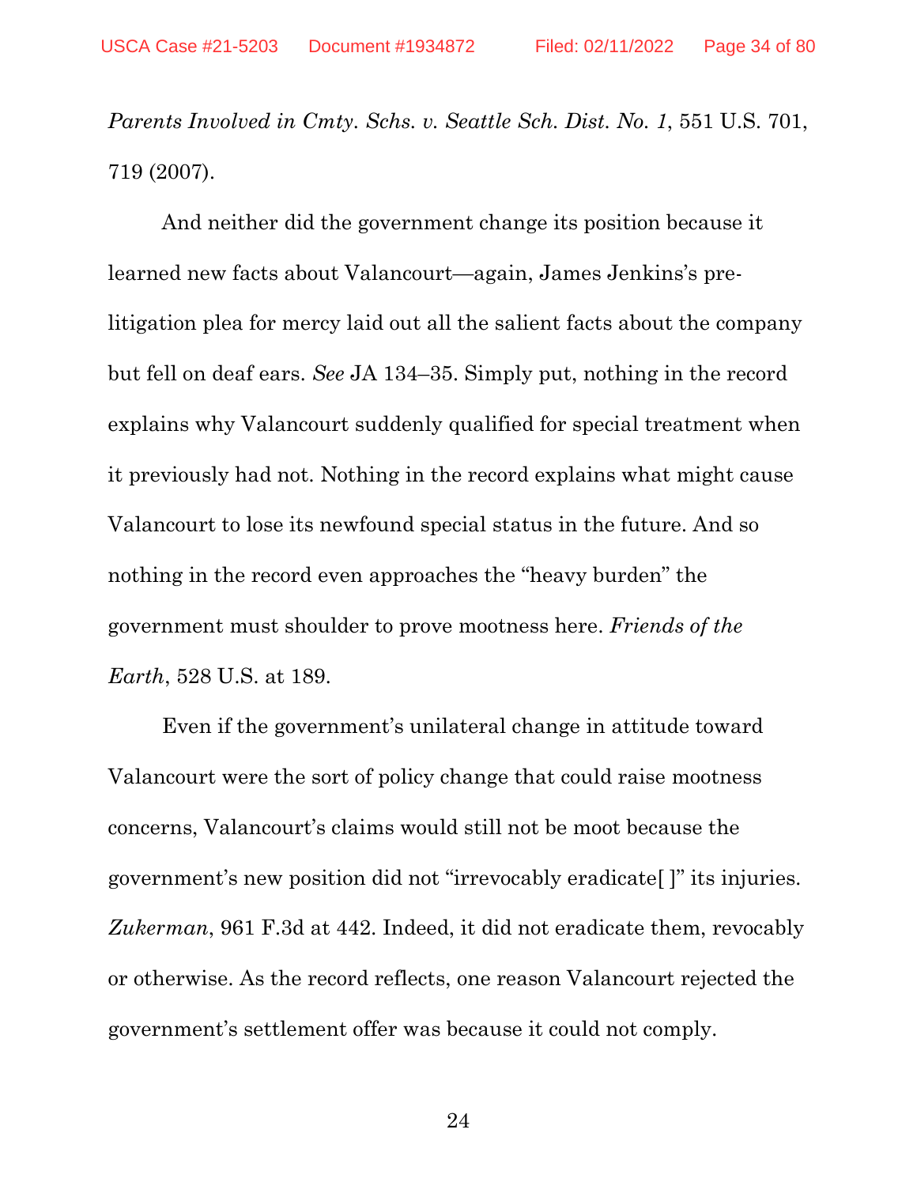*Parents Involved in Cmty. Schs. v. Seattle Sch. Dist. No. 1*, 551 U.S. 701, 719 (2007).

And neither did the government change its position because it learned new facts about Valancourt—again, James Jenkins's pre-litigation plea for mercy laid out all the salient facts about the company but fell on deaf ears. *See* JA 134–35. Simply put, nothing in the record explains why Valancourt suddenly qualified for special treatment when it previously had not. Nothing in the record explains what might cause Valancourt to lose its newfound special status in the future. And so nothing in the record even approaches the "heavy burden" the government must shoulder to prove mootness here. *Friends of the Earth*, 528 U.S. at 189.

Even if the government's unilateral change in attitude toward Valancourt were the sort of policy change that could raise mootness concerns, Valancourt's claims would still not be moot because the government's new position did not "irrevocably eradicate[ ]" its injuries. *Zukerman*, 961 F.3d at 442. Indeed, it did not eradicate them, revocably or otherwise. As the record reflects, one reason Valancourt rejected the government's settlement offer was because it could not comply.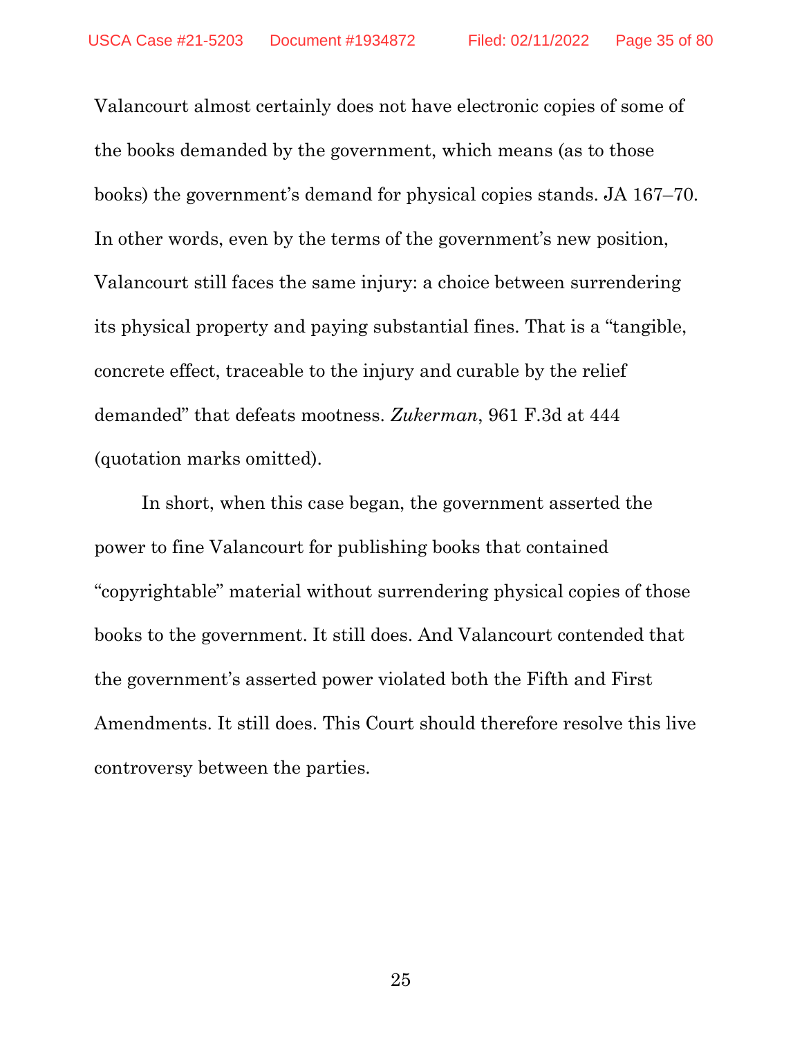Valancourt almost certainly does not have electronic copies of some of the books demanded by the government, which means (as to those books) the government's demand for physical copies stands. JA 167–70. In other words, even by the terms of the government's new position, Valancourt still faces the same injury: a choice between surrendering its physical property and paying substantial fines. That is a "tangible, concrete effect, traceable to the injury and curable by the relief demanded" that defeats mootness. *Zukerman*, 961 F.3d at 444 (quotation marks omitted).

In short, when this case began, the government asserted the power to fine Valancourt for publishing books that contained "copyrightable" material without surrendering physical copies of those books to the government. It still does. And Valancourt contended that the government's asserted power violated both the Fifth and First Amendments. It still does. This Court should therefore resolve this live controversy between the parties.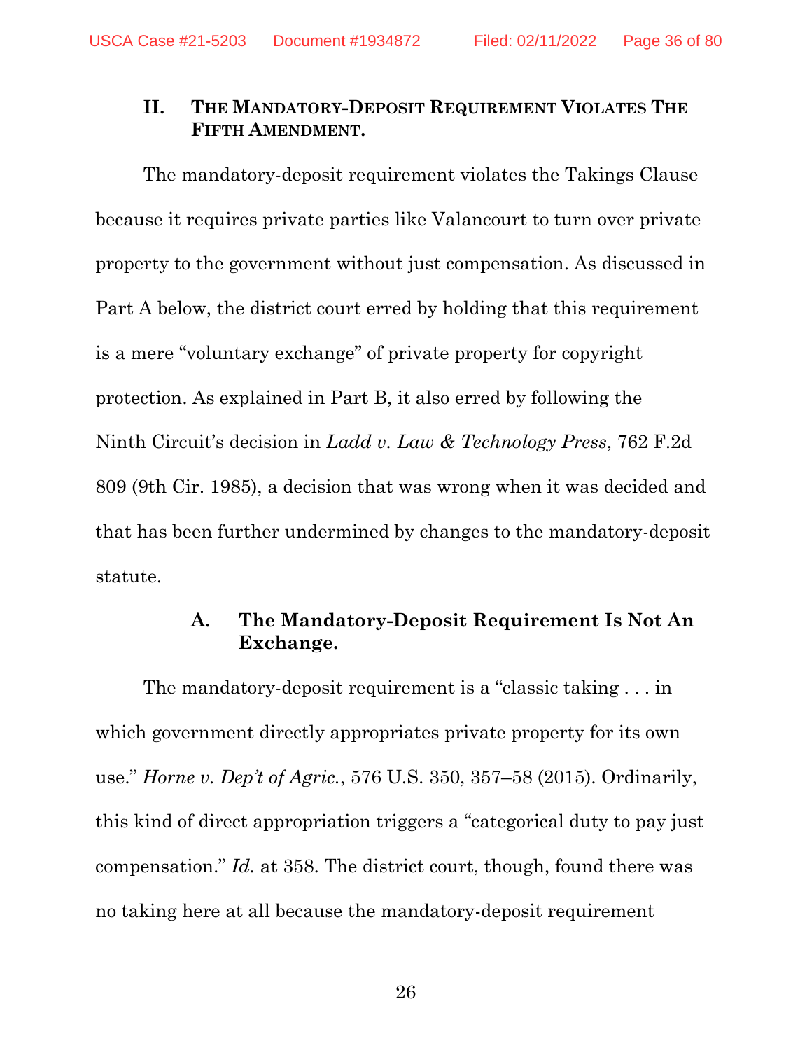## II. THE MANDATORY-DEPOSIT REQUIREMENT VIOLATES THE FIFTH AMENDMENT.

The mandatory-deposit requirement violates the Takings Clause because it requires private parties like Valancourt to turn over private property to the government without just compensation. As discussed in Part A below, the district court erred by holding that this requirement is a mere "voluntary exchange" of private property for copyright protection. As explained in Part B, it also erred by following the Ninth Circuit's decision in *Ladd v. Law & Technology Press*, 762 F.2d 809 (9th Cir. 1985), a decision that was wrong when it was decided and that has been further undermined by changes to the mandatory-deposit statute.

### A. The Mandatory-Deposit Requirement Is Not An Exchange.

The mandatory-deposit requirement is a "classic taking . . . in which government directly appropriates private property for its own use." *Horne v. Dep't of Agric.*, 576 U.S. 350, 357–58 (2015). Ordinarily, this kind of direct appropriation triggers a "categorical duty to pay just compensation." *Id.* at 358. The district court, though, found there was no taking here at all because the mandatory-deposit requirement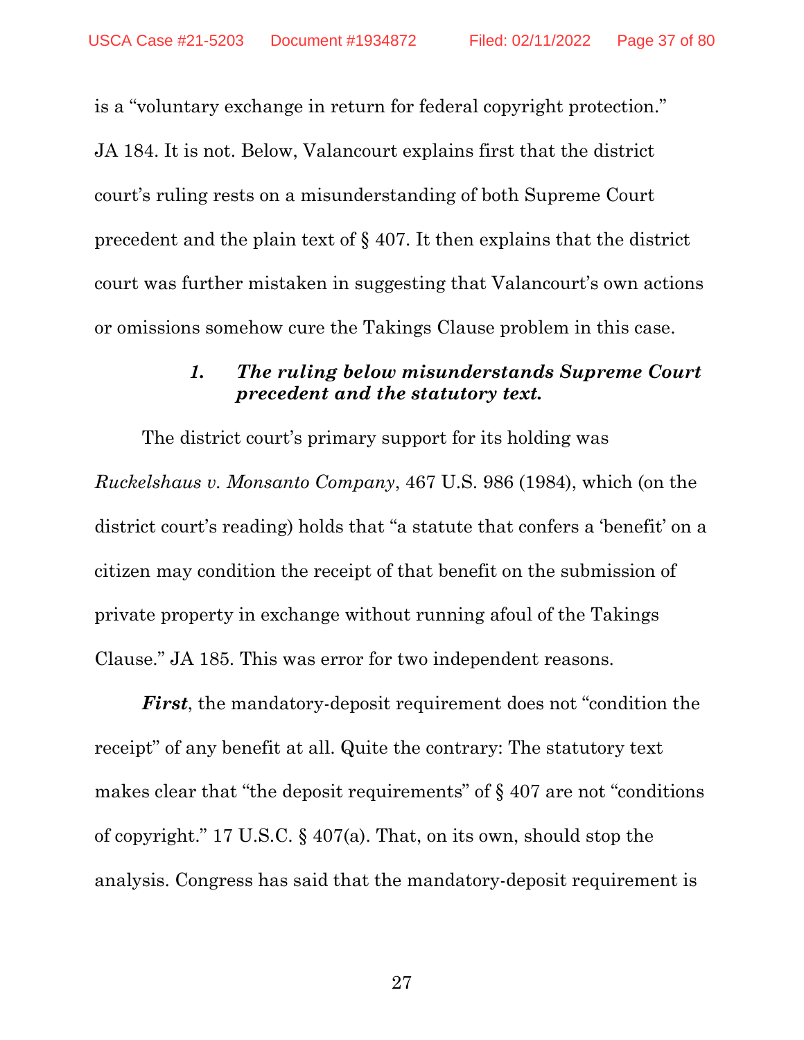is a "voluntary exchange in return for federal copyright protection." JA 184. It is not. Below, Valancourt explains first that the district court's ruling rests on a misunderstanding of both Supreme Court precedent and the plain text of § 407. It then explains that the district court was further mistaken in suggesting that Valancourt's own actions or omissions somehow cure the Takings Clause problem in this case.

#### ***1. The ruling below misunderstands Supreme Court precedent and the statutory text.***

The district court's primary support for its holding was *Ruckelshaus v. Monsanto Company*, 467 U.S. 986 (1984), which (on the district court's reading) holds that "a statute that confers a 'benefit' on a citizen may condition the receipt of that benefit on the submission of private property in exchange without running afoul of the Takings Clause." JA 185. This was error for two independent reasons.

***First***, the mandatory-deposit requirement does not "condition the receipt" of any benefit at all. Quite the contrary: The statutory text makes clear that "the deposit requirements" of § 407 are not "conditions of copyright." 17 U.S.C. § 407(a). That, on its own, should stop the analysis. Congress has said that the mandatory-deposit requirement is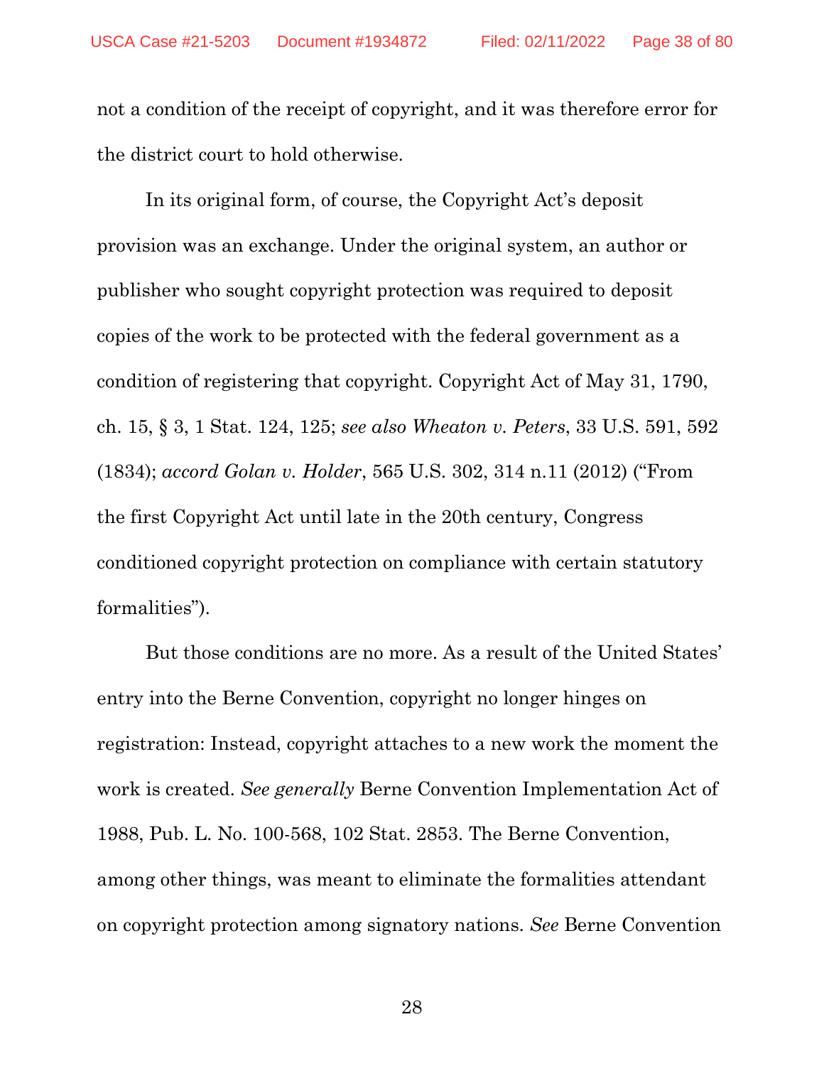not a condition of the receipt of copyright, and it was therefore error for the district court to hold otherwise.

In its original form, of course, the Copyright Act's deposit provision was an exchange. Under the original system, an author or publisher who sought copyright protection was required to deposit copies of the work to be protected with the federal government as a condition of registering that copyright. Copyright Act of May 31, 1790, ch. 15, § 3, 1 Stat. 124, 125; *see also Wheaton v. Peters*, 33 U.S. 591, 592 (1834); *accord Golan v. Holder*, 565 U.S. 302, 314 n.11 (2012) ("From the first Copyright Act until late in the 20th century, Congress conditioned copyright protection on compliance with certain statutory formalities").

But those conditions are no more. As a result of the United States' entry into the Berne Convention, copyright no longer hinges on registration: Instead, copyright attaches to a new work the moment the work is created. *See generally* Berne Convention Implementation Act of 1988, Pub. L. No. 100-568, 102 Stat. 2853. The Berne Convention, among other things, was meant to eliminate the formalities attendant on copyright protection among signatory nations. *See* Berne Convention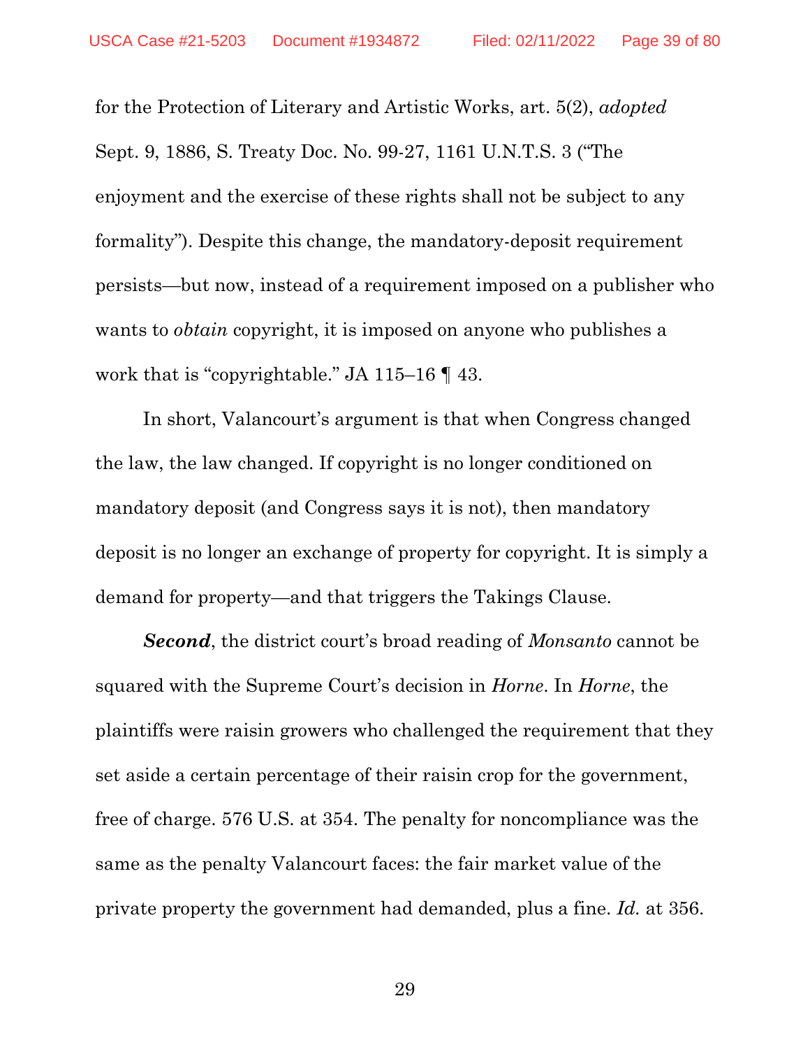for the Protection of Literary and Artistic Works, art. 5(2), *adopted* Sept. 9, 1886, S. Treaty Doc. No. 99-27, 1161 U.N.T.S. 3 ("The enjoyment and the exercise of these rights shall not be subject to any formality"). Despite this change, the mandatory-deposit requirement persists—but now, instead of a requirement imposed on a publisher who wants to *obtain* copyright, it is imposed on anyone who publishes a work that is "copyrightable." JA 115–16 ¶ 43.

In short, Valancourt's argument is that when Congress changed the law, the law changed. If copyright is no longer conditioned on mandatory deposit (and Congress says it is not), then mandatory deposit is no longer an exchange of property for copyright. It is simply a demand for property—and that triggers the Takings Clause.

***Second***, the district court's broad reading of *Monsanto* cannot be squared with the Supreme Court's decision in *Horne*. In *Horne*, the plaintiffs were raisin growers who challenged the requirement that they set aside a certain percentage of their raisin crop for the government, free of charge. 576 U.S. at 354. The penalty for noncompliance was the same as the penalty Valancourt faces: the fair market value of the private property the government had demanded, plus a fine. *Id.* at 356.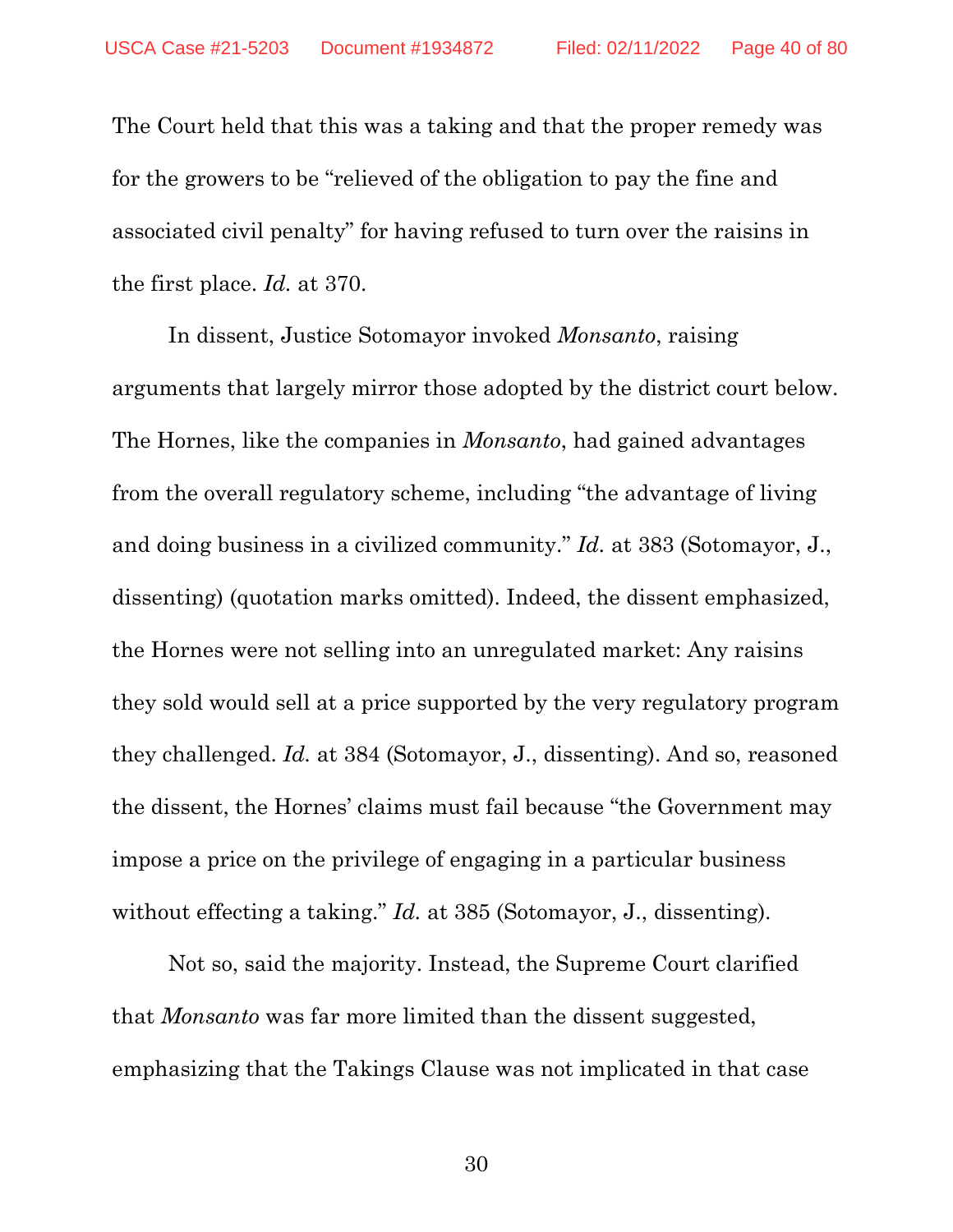The Court held that this was a taking and that the proper remedy was for the growers to be "relieved of the obligation to pay the fine and associated civil penalty" for having refused to turn over the raisins in the first place. *Id.* at 370.

In dissent, Justice Sotomayor invoked *Monsanto*, raising arguments that largely mirror those adopted by the district court below. The Hornes, like the companies in *Monsanto*, had gained advantages from the overall regulatory scheme, including "the advantage of living and doing business in a civilized community." *Id.* at 383 (Sotomayor, J., dissenting) (quotation marks omitted). Indeed, the dissent emphasized, the Hornes were not selling into an unregulated market: Any raisins they sold would sell at a price supported by the very regulatory program they challenged. *Id.* at 384 (Sotomayor, J., dissenting). And so, reasoned the dissent, the Hornes' claims must fail because "the Government may impose a price on the privilege of engaging in a particular business without effecting a taking." *Id.* at 385 (Sotomayor, J., dissenting).

Not so, said the majority. Instead, the Supreme Court clarified that *Monsanto* was far more limited than the dissent suggested, emphasizing that the Takings Clause was not implicated in that case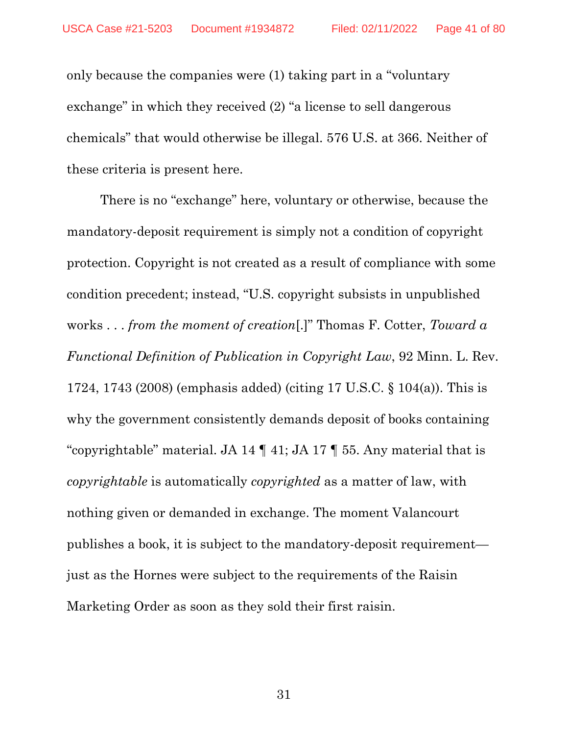only because the companies were (1) taking part in a "voluntary exchange" in which they received (2) "a license to sell dangerous chemicals" that would otherwise be illegal. 576 U.S. at 366. Neither of these criteria is present here.

There is no "exchange" here, voluntary or otherwise, because the mandatory-deposit requirement is simply not a condition of copyright protection. Copyright is not created as a result of compliance with some condition precedent; instead, "U.S. copyright subsists in unpublished works . . . *from the moment of creation*[.]" Thomas F. Cotter, *Toward a Functional Definition of Publication in Copyright Law*, 92 Minn. L. Rev. 1724, 1743 (2008) (emphasis added) (citing 17 U.S.C. § 104(a)). This is why the government consistently demands deposit of books containing "copyrightable" material. JA 14 ¶ 41; JA 17 ¶ 55. Any material that is *copyrightable* is automatically *copyrighted* as a matter of law, with nothing given or demanded in exchange. The moment Valancourt publishes a book, it is subject to the mandatory-deposit requirement—just as the Hornes were subject to the requirements of the Raisin Marketing Order as soon as they sold their first raisin.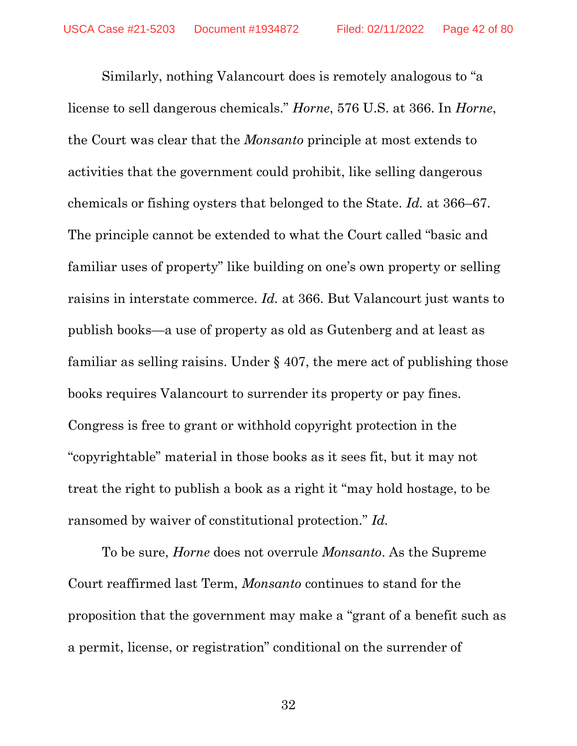Similarly, nothing Valancourt does is remotely analogous to "a license to sell dangerous chemicals." *Horne*, 576 U.S. at 366. In *Horne*, the Court was clear that the *Monsanto* principle at most extends to activities that the government could prohibit, like selling dangerous chemicals or fishing oysters that belonged to the State. *Id.* at 366–67. The principle cannot be extended to what the Court called "basic and familiar uses of property" like building on one's own property or selling raisins in interstate commerce. *Id.* at 366. But Valancourt just wants to publish books—a use of property as old as Gutenberg and at least as familiar as selling raisins. Under § 407, the mere act of publishing those books requires Valancourt to surrender its property or pay fines. Congress is free to grant or withhold copyright protection in the "copyrightable" material in those books as it sees fit, but it may not treat the right to publish a book as a right it "may hold hostage, to be ransomed by waiver of constitutional protection." *Id.*

To be sure, *Horne* does not overrule *Monsanto*. As the Supreme Court reaffirmed last Term, *Monsanto* continues to stand for the proposition that the government may make a "grant of a benefit such as a permit, license, or registration" conditional on the surrender of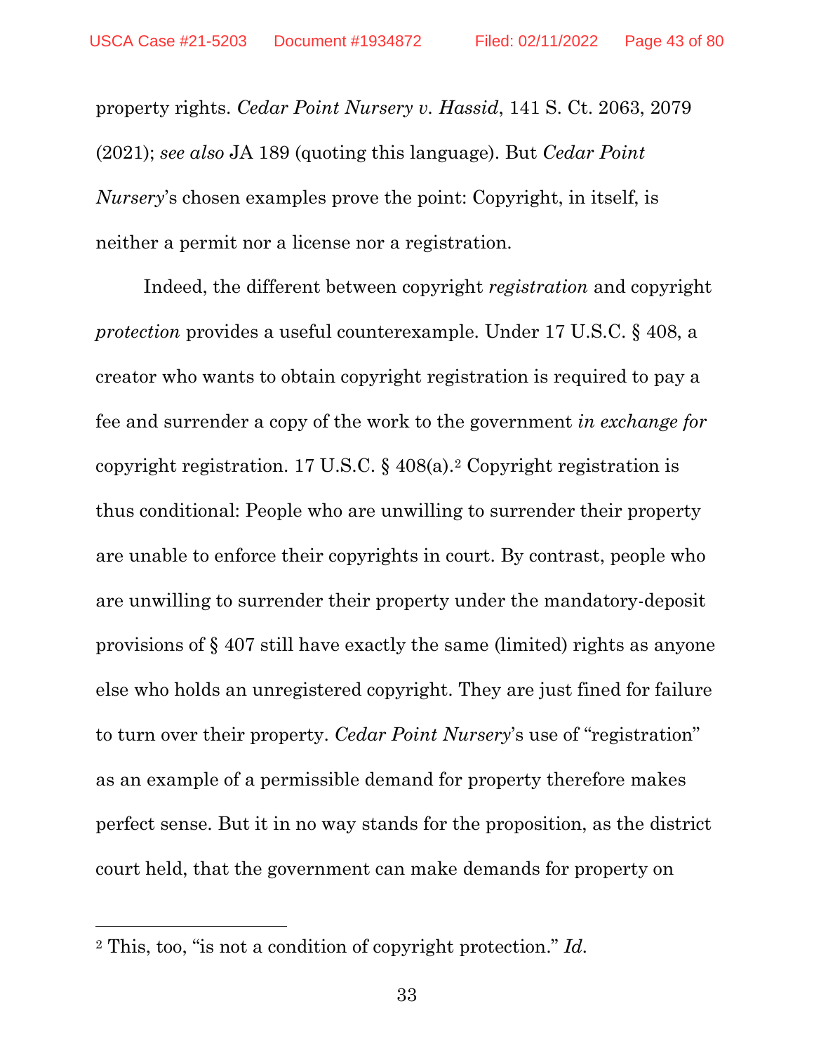property rights. *Cedar Point Nursery v. Hassid*, 141 S. Ct. 2063, 2079 (2021); *see also* JA 189 (quoting this language). But *Cedar Point Nursery*'s chosen examples prove the point: Copyright, in itself, is neither a permit nor a license nor a registration.

Indeed, the different between copyright *registration* and copyright *protection* provides a useful counterexample. Under 17 U.S.C. § 408, a creator who wants to obtain copyright registration is required to pay a fee and surrender a copy of the work to the government *in exchange for* copyright registration. 17 U.S.C. § 408(a).[2] Copyright registration is thus conditional: People who are unwilling to surrender their property are unable to enforce their copyrights in court. By contrast, people who are unwilling to surrender their property under the mandatory-deposit provisions of § 407 still have exactly the same (limited) rights as anyone else who holds an unregistered copyright. They are just fined for failure to turn over their property. *Cedar Point Nursery*'s use of "registration" as an example of a permissible demand for property therefore makes perfect sense. But it in no way stands for the proposition, as the district court held, that the government can make demands for property on

---

[2] This, too, "is not a condition of copyright protection." *Id.*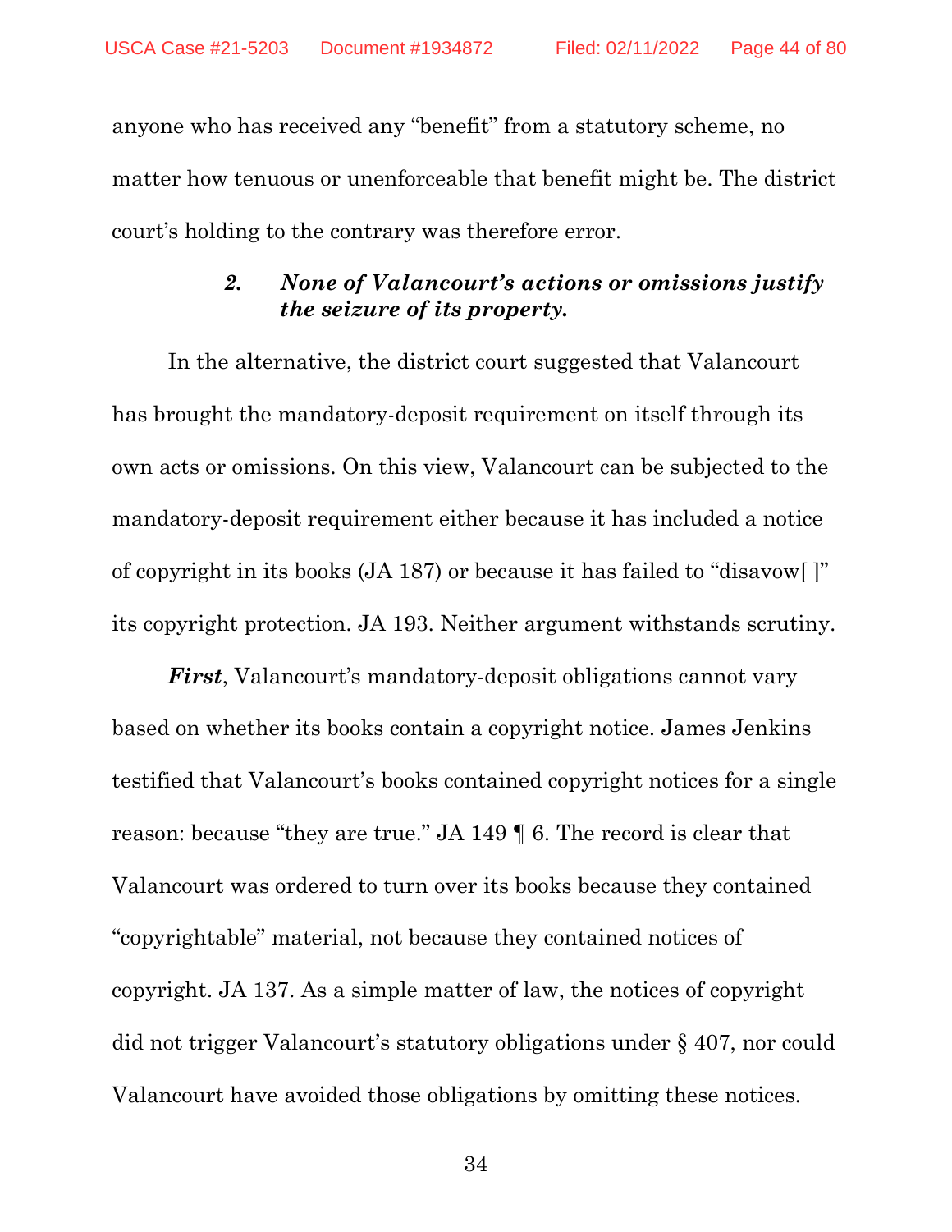anyone who has received any "benefit" from a statutory scheme, no matter how tenuous or unenforceable that benefit might be. The district court's holding to the contrary was therefore error.

#### *2. None of Valancourt's actions or omissions justify the seizure of its property.*

In the alternative, the district court suggested that Valancourt has brought the mandatory-deposit requirement on itself through its own acts or omissions. On this view, Valancourt can be subjected to the mandatory-deposit requirement either because it has included a notice of copyright in its books (JA 187) or because it has failed to "disavow[ ]" its copyright protection. JA 193. Neither argument withstands scrutiny.

***First***, Valancourt's mandatory-deposit obligations cannot vary based on whether its books contain a copyright notice. James Jenkins testified that Valancourt's books contained copyright notices for a single reason: because "they are true." JA 149 ¶ 6. The record is clear that Valancourt was ordered to turn over its books because they contained "copyrightable" material, not because they contained notices of copyright. JA 137. As a simple matter of law, the notices of copyright did not trigger Valancourt's statutory obligations under § 407, nor could Valancourt have avoided those obligations by omitting these notices.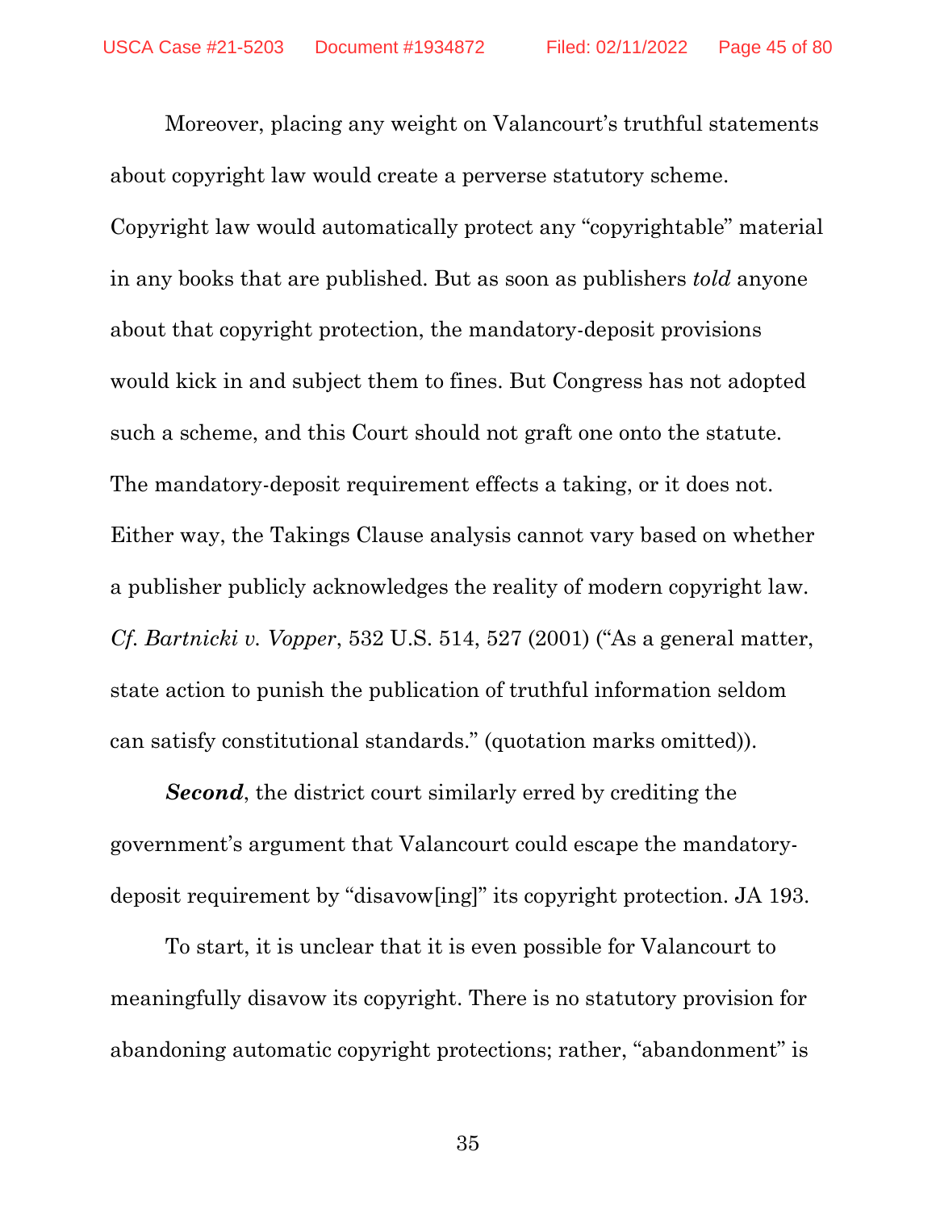Moreover, placing any weight on Valancourt's truthful statements about copyright law would create a perverse statutory scheme. Copyright law would automatically protect any "copyrightable" material in any books that are published. But as soon as publishers *told* anyone about that copyright protection, the mandatory-deposit provisions would kick in and subject them to fines. But Congress has not adopted such a scheme, and this Court should not graft one onto the statute. The mandatory-deposit requirement effects a taking, or it does not. Either way, the Takings Clause analysis cannot vary based on whether a publisher publicly acknowledges the reality of modern copyright law. *Cf. Bartnicki v. Vopper*, 532 U.S. 514, 527 (2001) ("As a general matter, state action to punish the publication of truthful information seldom can satisfy constitutional standards." (quotation marks omitted)).

***Second***, the district court similarly erred by crediting the government's argument that Valancourt could escape the mandatory-deposit requirement by "disavow[ing]" its copyright protection. JA 193.

To start, it is unclear that it is even possible for Valancourt to meaningfully disavow its copyright. There is no statutory provision for abandoning automatic copyright protections; rather, "abandonment" is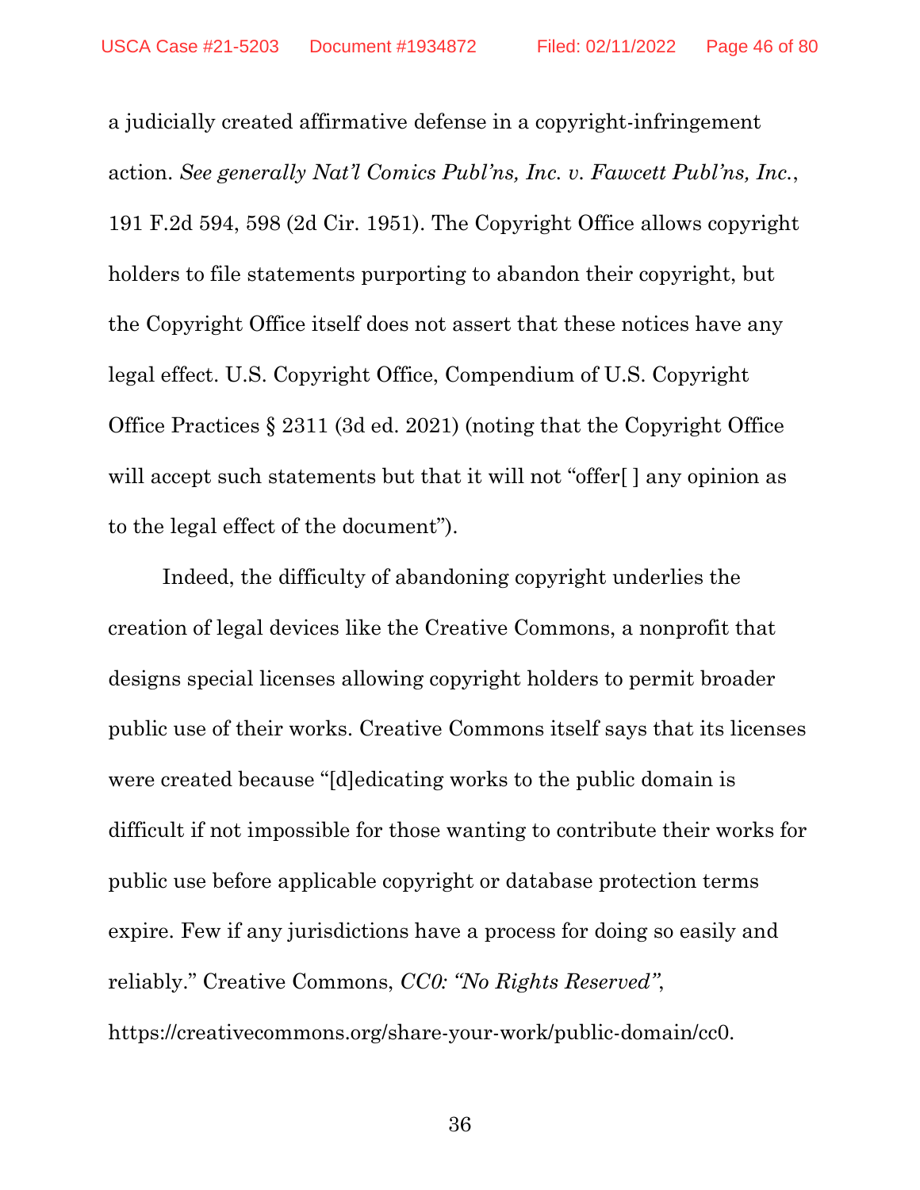a judicially created affirmative defense in a copyright-infringement action. *See generally Nat'l Comics Publ'ns, Inc. v. Fawcett Publ'ns, Inc.*, 191 F.2d 594, 598 (2d Cir. 1951). The Copyright Office allows copyright holders to file statements purporting to abandon their copyright, but the Copyright Office itself does not assert that these notices have any legal effect. U.S. Copyright Office, Compendium of U.S. Copyright Office Practices § 2311 (3d ed. 2021) (noting that the Copyright Office will accept such statements but that it will not "offer[ ] any opinion as to the legal effect of the document").

Indeed, the difficulty of abandoning copyright underlies the creation of legal devices like the Creative Commons, a nonprofit that designs special licenses allowing copyright holders to permit broader public use of their works. Creative Commons itself says that its licenses were created because "[d]edicating works to the public domain is difficult if not impossible for those wanting to contribute their works for public use before applicable copyright or database protection terms expire. Few if any jurisdictions have a process for doing so easily and reliably." Creative Commons, *CC0: "No Rights Reserved"*, https://creativecommons.org/share-your-work/public-domain/cc0.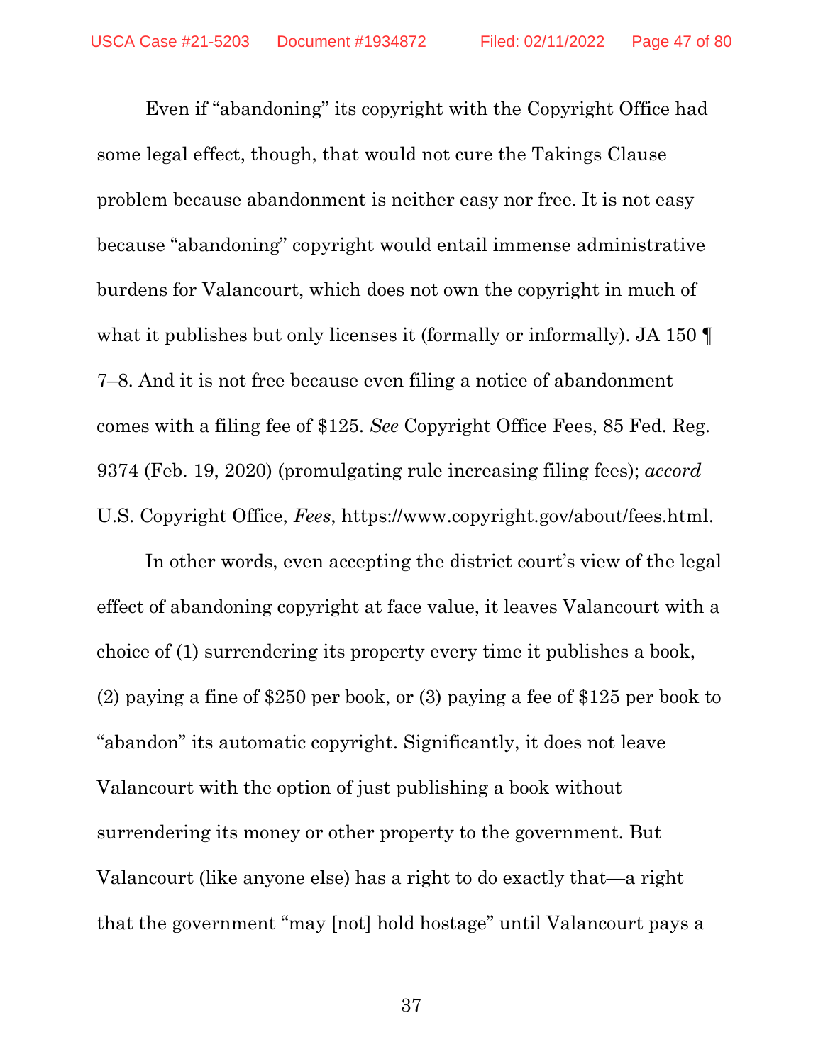Even if "abandoning" its copyright with the Copyright Office had some legal effect, though, that would not cure the Takings Clause problem because abandonment is neither easy nor free. It is not easy because "abandoning" copyright would entail immense administrative burdens for Valancourt, which does not own the copyright in much of what it publishes but only licenses it (formally or informally). JA 150 ¶ 7–8. And it is not free because even filing a notice of abandonment comes with a filing fee of $125. *See* Copyright Office Fees, 85 Fed. Reg. 9374 (Feb. 19, 2020) (promulgating rule increasing filing fees); *accord* U.S. Copyright Office, *Fees*, https://www.copyright.gov/about/fees.html.

In other words, even accepting the district court's view of the legal effect of abandoning copyright at face value, it leaves Valancourt with a choice of (1) surrendering its property every time it publishes a book, (2) paying a fine of $250 per book, or (3) paying a fee of $125 per book to "abandon" its automatic copyright. Significantly, it does not leave Valancourt with the option of just publishing a book without surrendering its money or other property to the government. But Valancourt (like anyone else) has a right to do exactly that—a right that the government "may [not] hold hostage" until Valancourt pays a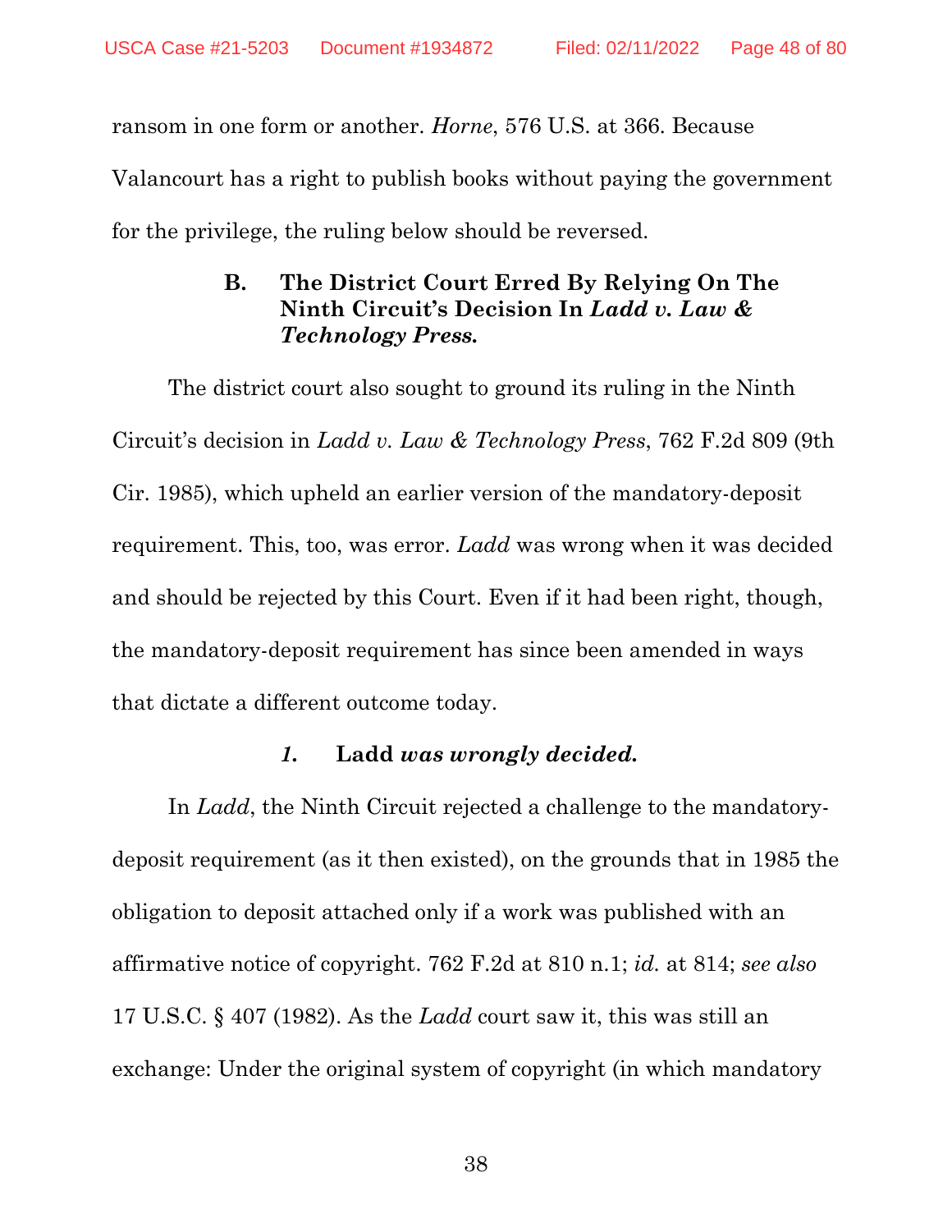ransom in one form or another. *Horne*, 576 U.S. at 366. Because Valancourt has a right to publish books without paying the government for the privilege, the ruling below should be reversed.

### B. The District Court Erred By Relying On The Ninth Circuit's Decision In *Ladd v. Law & Technology Press*.

The district court also sought to ground its ruling in the Ninth Circuit's decision in *Ladd v. Law & Technology Press*, 762 F.2d 809 (9th Cir. 1985), which upheld an earlier version of the mandatory-deposit requirement. This, too, was error. *Ladd* was wrong when it was decided and should be rejected by this Court. Even if it had been right, though, the mandatory-deposit requirement has since been amended in ways that dictate a different outcome today.

#### *1.* Ladd *was wrongly decided.*

In *Ladd*, the Ninth Circuit rejected a challenge to the mandatory-deposit requirement (as it then existed), on the grounds that in 1985 the obligation to deposit attached only if a work was published with an affirmative notice of copyright. 762 F.2d at 810 n.1; *id.* at 814; *see also* 17 U.S.C. § 407 (1982). As the *Ladd* court saw it, this was still an exchange: Under the original system of copyright (in which mandatory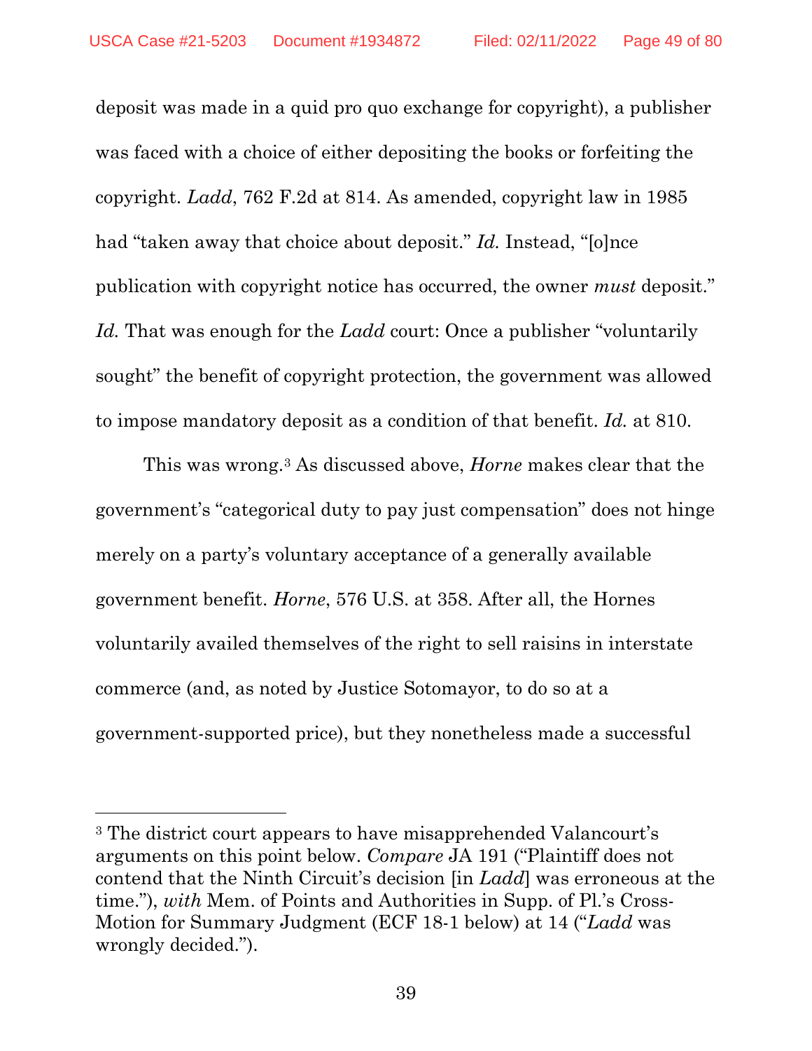deposit was made in a quid pro quo exchange for copyright), a publisher was faced with a choice of either depositing the books or forfeiting the copyright. *Ladd*, 762 F.2d at 814. As amended, copyright law in 1985 had "taken away that choice about deposit." *Id.* Instead, "[o]nce publication with copyright notice has occurred, the owner *must* deposit." *Id.* That was enough for the *Ladd* court: Once a publisher "voluntarily sought" the benefit of copyright protection, the government was allowed to impose mandatory deposit as a condition of that benefit. *Id.* at 810.

This was wrong.[3] As discussed above, *Horne* makes clear that the government's "categorical duty to pay just compensation" does not hinge merely on a party's voluntary acceptance of a generally available government benefit. *Horne*, 576 U.S. at 358. After all, the Hornes voluntarily availed themselves of the right to sell raisins in interstate commerce (and, as noted by Justice Sotomayor, to do so at a government-supported price), but they nonetheless made a successful

[3] The district court appears to have misapprehended Valancourt's arguments on this point below. *Compare* JA 191 ("Plaintiff does not contend that the Ninth Circuit's decision [in *Ladd*] was erroneous at the time."), *with* Mem. of Points and Authorities in Supp. of Pl.'s Cross-Motion for Summary Judgment (ECF 18-1 below) at 14 ("*Ladd* was wrongly decided.").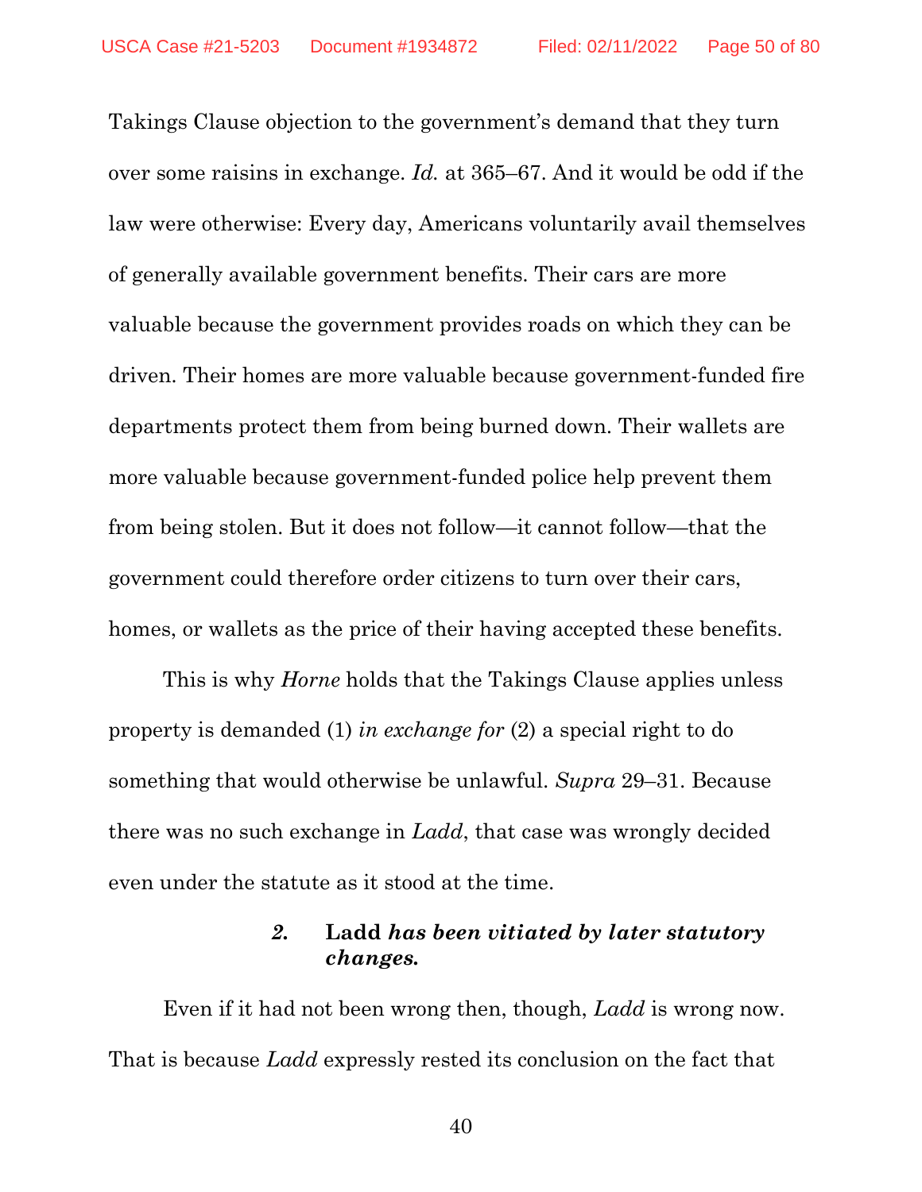Takings Clause objection to the government's demand that they turn over some raisins in exchange. *Id.* at 365–67. And it would be odd if the law were otherwise: Every day, Americans voluntarily avail themselves of generally available government benefits. Their cars are more valuable because the government provides roads on which they can be driven. Their homes are more valuable because government-funded fire departments protect them from being burned down. Their wallets are more valuable because government-funded police help prevent them from being stolen. But it does not follow—it cannot follow—that the government could therefore order citizens to turn over their cars, homes, or wallets as the price of their having accepted these benefits.

This is why *Horne* holds that the Takings Clause applies unless property is demanded (1) *in exchange for* (2) a special right to do something that would otherwise be unlawful. *Supra* 29–31. Because there was no such exchange in *Ladd*, that case was wrongly decided even under the statute as it stood at the time.

#### *2.* **Ladd** ***has been vitiated by later statutory changes.***

Even if it had not been wrong then, though, *Ladd* is wrong now. That is because *Ladd* expressly rested its conclusion on the fact that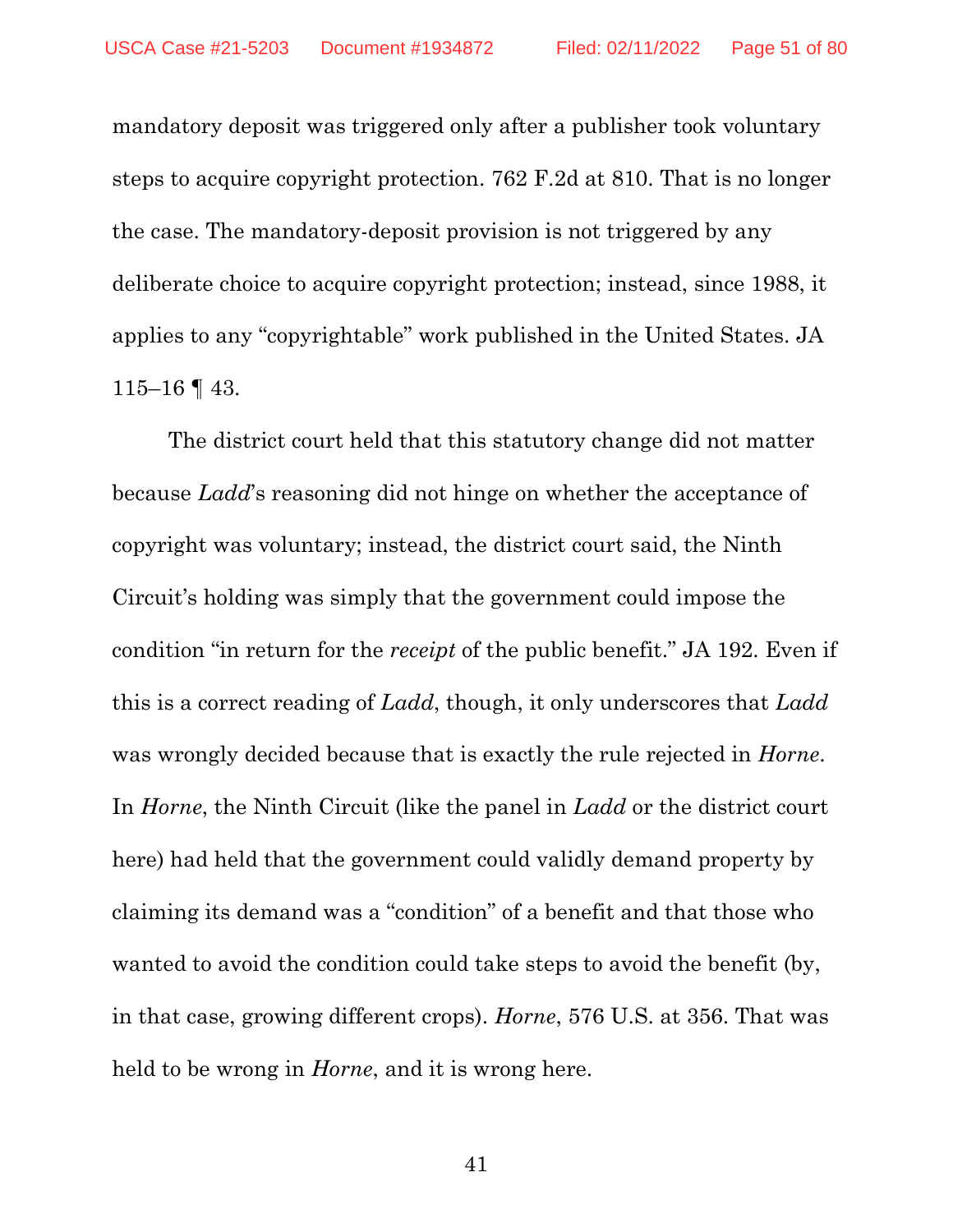mandatory deposit was triggered only after a publisher took voluntary steps to acquire copyright protection. 762 F.2d at 810. That is no longer the case. The mandatory-deposit provision is not triggered by any deliberate choice to acquire copyright protection; instead, since 1988, it applies to any "copyrightable" work published in the United States. JA 115–16 ¶ 43.

The district court held that this statutory change did not matter because *Ladd*'s reasoning did not hinge on whether the acceptance of copyright was voluntary; instead, the district court said, the Ninth Circuit's holding was simply that the government could impose the condition "in return for the *receipt* of the public benefit." JA 192. Even if this is a correct reading of *Ladd*, though, it only underscores that *Ladd* was wrongly decided because that is exactly the rule rejected in *Horne*. In *Horne*, the Ninth Circuit (like the panel in *Ladd* or the district court here) had held that the government could validly demand property by claiming its demand was a "condition" of a benefit and that those who wanted to avoid the condition could take steps to avoid the benefit (by, in that case, growing different crops). *Horne*, 576 U.S. at 356. That was held to be wrong in *Horne*, and it is wrong here.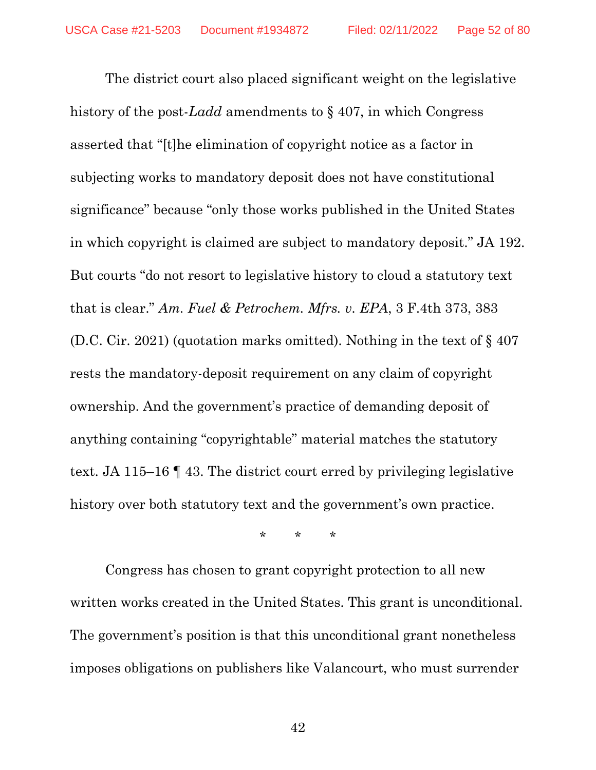The district court also placed significant weight on the legislative history of the post-*Ladd* amendments to § 407, in which Congress asserted that "[t]he elimination of copyright notice as a factor in subjecting works to mandatory deposit does not have constitutional significance" because "only those works published in the United States in which copyright is claimed are subject to mandatory deposit." JA 192. But courts "do not resort to legislative history to cloud a statutory text that is clear." *Am. Fuel & Petrochem. Mfrs. v. EPA*, 3 F.4th 373, 383 (D.C. Cir. 2021) (quotation marks omitted). Nothing in the text of § 407 rests the mandatory-deposit requirement on any claim of copyright ownership. And the government's practice of demanding deposit of anything containing "copyrightable" material matches the statutory text. JA 115–16 ¶ 43. The district court erred by privileging legislative history over both statutory text and the government's own practice.

\* \* \*

Congress has chosen to grant copyright protection to all new written works created in the United States. This grant is unconditional. The government's position is that this unconditional grant nonetheless imposes obligations on publishers like Valancourt, who must surrender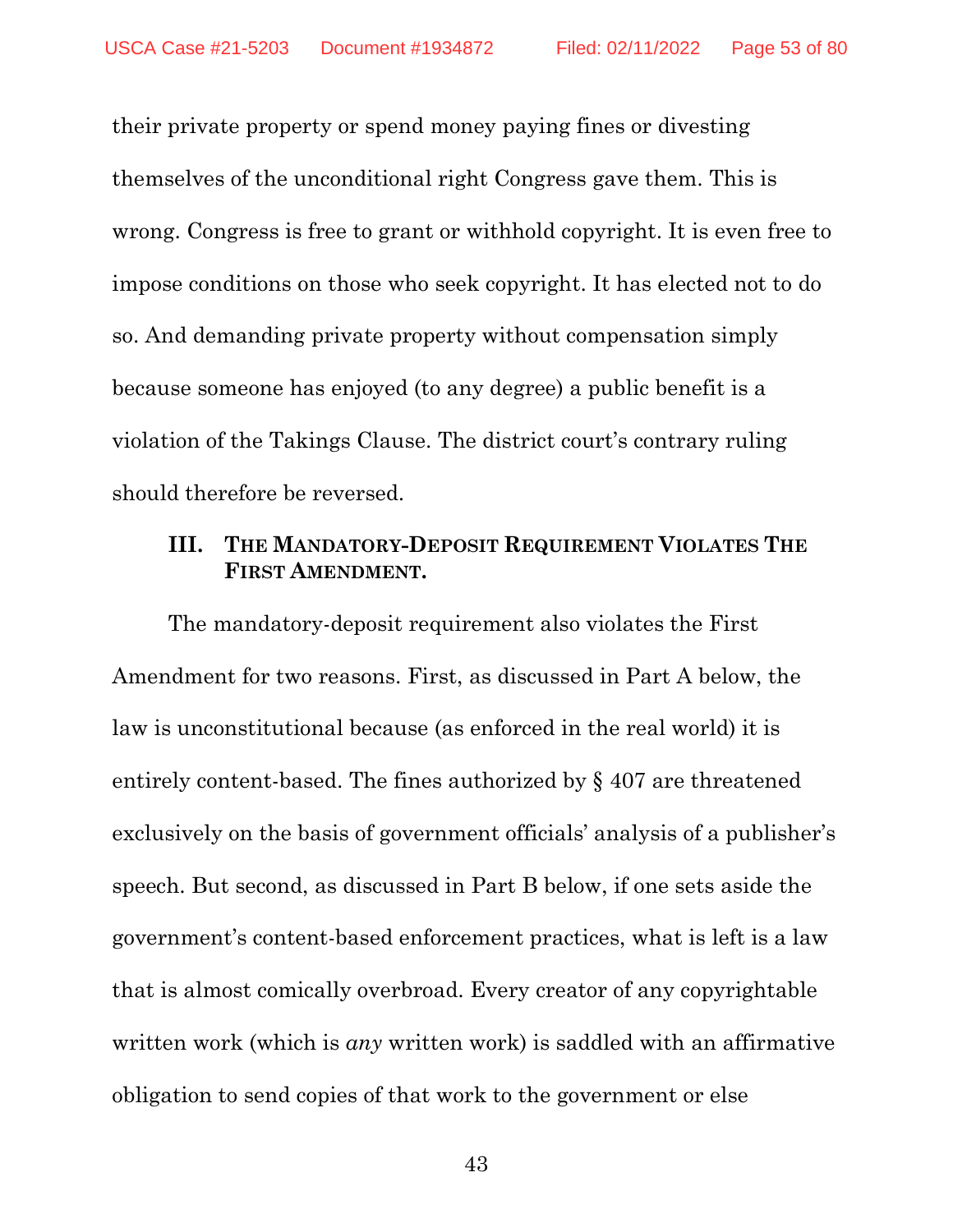their private property or spend money paying fines or divesting themselves of the unconditional right Congress gave them. This is wrong. Congress is free to grant or withhold copyright. It is even free to impose conditions on those who seek copyright. It has elected not to do so. And demanding private property without compensation simply because someone has enjoyed (to any degree) a public benefit is a violation of the Takings Clause. The district court's contrary ruling should therefore be reversed.

### III. THE MANDATORY-DEPOSIT REQUIREMENT VIOLATES THE FIRST AMENDMENT.

The mandatory-deposit requirement also violates the First Amendment for two reasons. First, as discussed in Part A below, the law is unconstitutional because (as enforced in the real world) it is entirely content-based. The fines authorized by § 407 are threatened exclusively on the basis of government officials' analysis of a publisher's speech. But second, as discussed in Part B below, if one sets aside the government's content-based enforcement practices, what is left is a law that is almost comically overbroad. Every creator of any copyrightable written work (which is *any* written work) is saddled with an affirmative obligation to send copies of that work to the government or else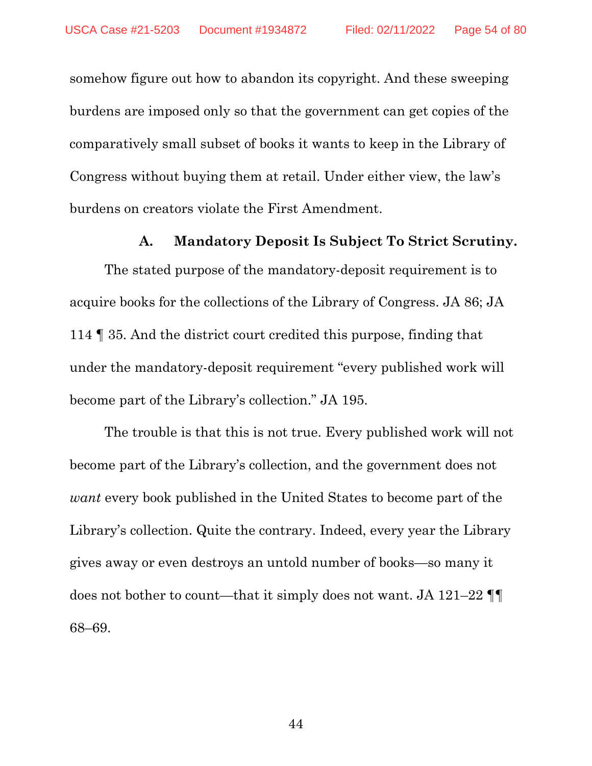somehow figure out how to abandon its copyright. And these sweeping burdens are imposed only so that the government can get copies of the comparatively small subset of books it wants to keep in the Library of Congress without buying them at retail. Under either view, the law's burdens on creators violate the First Amendment.

### A. Mandatory Deposit Is Subject To Strict Scrutiny.

The stated purpose of the mandatory-deposit requirement is to acquire books for the collections of the Library of Congress. JA 86; JA 114 ¶ 35. And the district court credited this purpose, finding that under the mandatory-deposit requirement "every published work will become part of the Library's collection." JA 195.

The trouble is that this is not true. Every published work will not become part of the Library's collection, and the government does not *want* every book published in the United States to become part of the Library's collection. Quite the contrary. Indeed, every year the Library gives away or even destroys an untold number of books—so many it does not bother to count—that it simply does not want. JA 121–22 ¶¶ 68–69.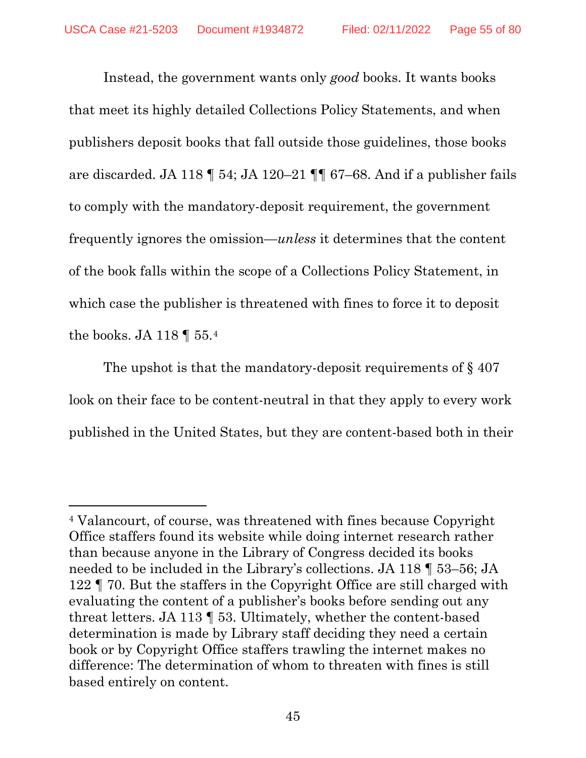Instead, the government wants only *good* books. It wants books that meet its highly detailed Collections Policy Statements, and when publishers deposit books that fall outside those guidelines, those books are discarded. JA 118 ¶ 54; JA 120–21 ¶¶ 67–68. And if a publisher fails to comply with the mandatory-deposit requirement, the government frequently ignores the omission—*unless* it determines that the content of the book falls within the scope of a Collections Policy Statement, in which case the publisher is threatened with fines to force it to deposit the books. JA 118 ¶ 55.[4]

The upshot is that the mandatory-deposit requirements of § 407 look on their face to be content-neutral in that they apply to every work published in the United States, but they are content-based both in their

---

[4] Valancourt, of course, was threatened with fines because Copyright Office staffers found its website while doing internet research rather than because anyone in the Library of Congress decided its books needed to be included in the Library's collections. JA 118 ¶ 53–56; JA 122 ¶ 70. But the staffers in the Copyright Office are still charged with evaluating the content of a publisher's books before sending out any threat letters. JA 113 ¶ 53. Ultimately, whether the content-based determination is made by Library staff deciding they need a certain book or by Copyright Office staffers trawling the internet makes no difference: The determination of whom to threaten with fines is still based entirely on content.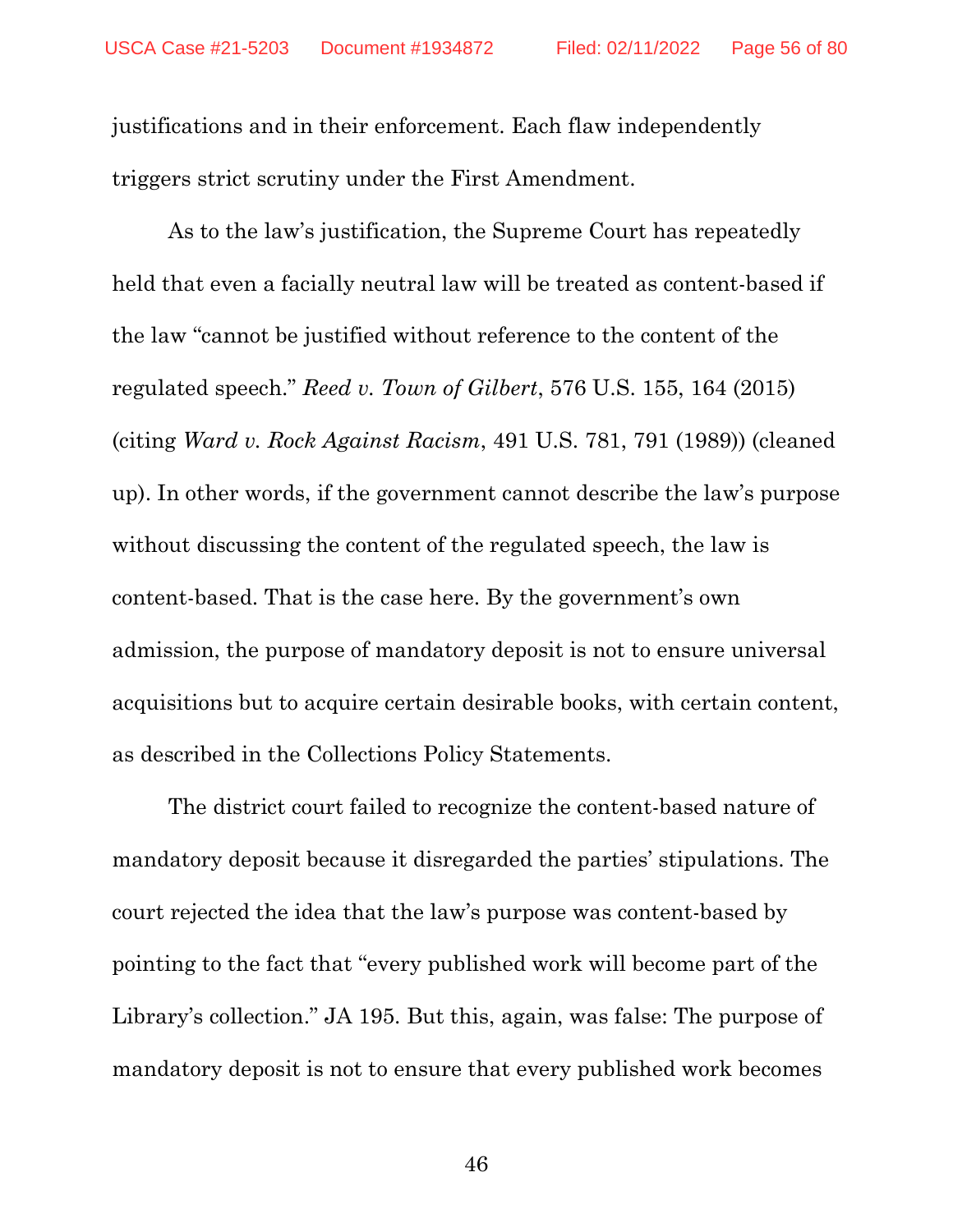justifications and in their enforcement. Each flaw independently triggers strict scrutiny under the First Amendment.

As to the law's justification, the Supreme Court has repeatedly held that even a facially neutral law will be treated as content-based if the law "cannot be justified without reference to the content of the regulated speech." *Reed v. Town of Gilbert*, 576 U.S. 155, 164 (2015) (citing *Ward v. Rock Against Racism*, 491 U.S. 781, 791 (1989)) (cleaned up). In other words, if the government cannot describe the law's purpose without discussing the content of the regulated speech, the law is content-based. That is the case here. By the government's own admission, the purpose of mandatory deposit is not to ensure universal acquisitions but to acquire certain desirable books, with certain content, as described in the Collections Policy Statements.

The district court failed to recognize the content-based nature of mandatory deposit because it disregarded the parties' stipulations. The court rejected the idea that the law's purpose was content-based by pointing to the fact that "every published work will become part of the Library's collection." JA 195. But this, again, was false: The purpose of mandatory deposit is not to ensure that every published work becomes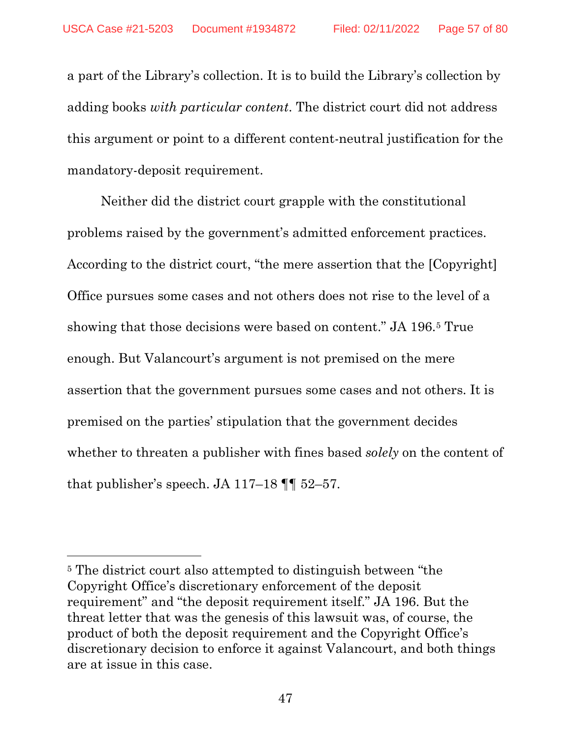a part of the Library's collection. It is to build the Library's collection by adding books *with particular content*. The district court did not address this argument or point to a different content-neutral justification for the mandatory-deposit requirement.

Neither did the district court grapple with the constitutional problems raised by the government's admitted enforcement practices. According to the district court, "the mere assertion that the [Copyright] Office pursues some cases and not others does not rise to the level of a showing that those decisions were based on content." JA 196.[5] True enough. But Valancourt's argument is not premised on the mere assertion that the government pursues some cases and not others. It is premised on the parties' stipulation that the government decides whether to threaten a publisher with fines based *solely* on the content of that publisher's speech. JA 117–18 ¶¶ 52–57.

---

[5] The district court also attempted to distinguish between "the Copyright Office's discretionary enforcement of the deposit requirement" and "the deposit requirement itself." JA 196. But the threat letter that was the genesis of this lawsuit was, of course, the product of both the deposit requirement and the Copyright Office's discretionary decision to enforce it against Valancourt, and both things are at issue in this case.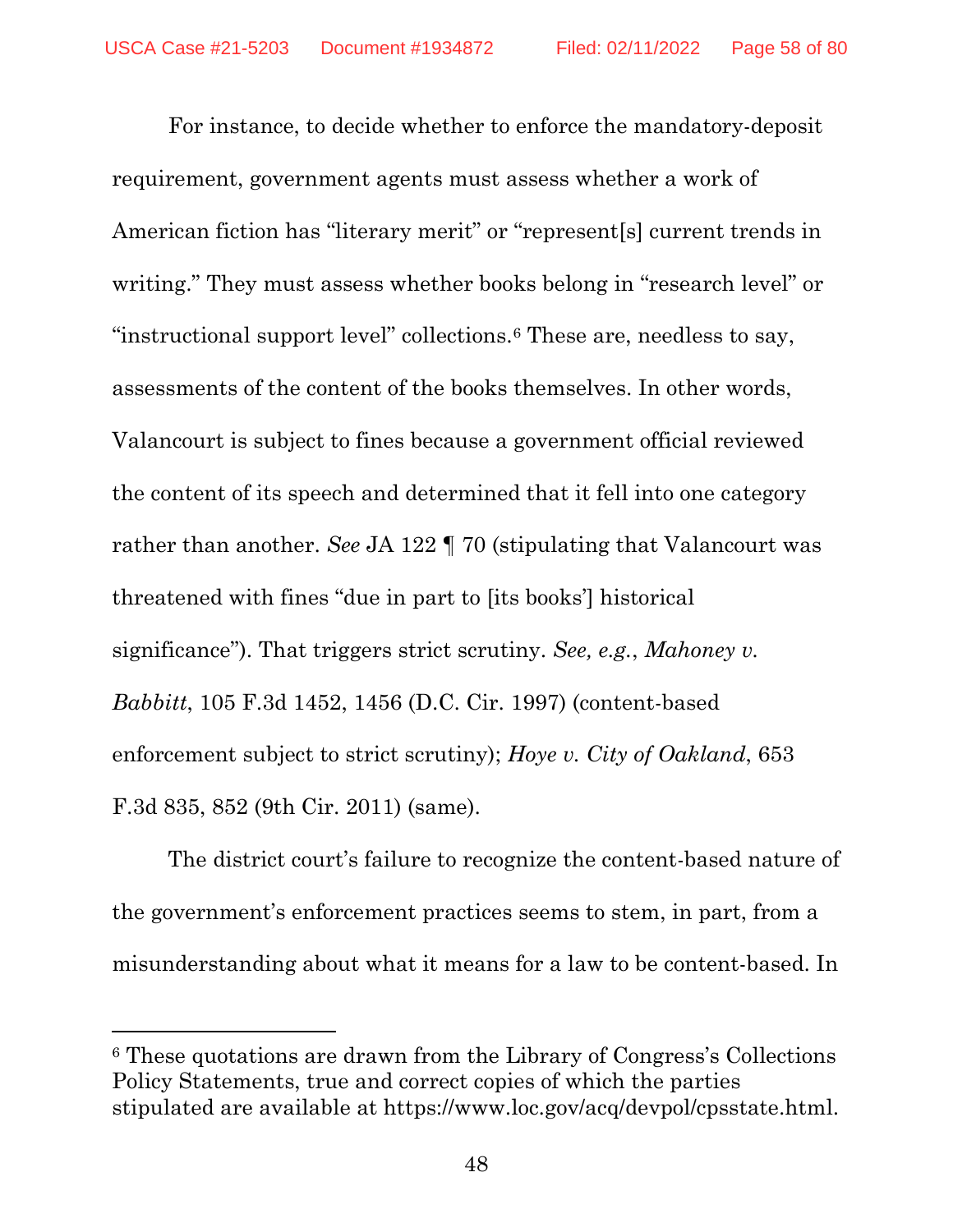For instance, to decide whether to enforce the mandatory-deposit requirement, government agents must assess whether a work of American fiction has "literary merit" or "represent[s] current trends in writing." They must assess whether books belong in "research level" or "instructional support level" collections.[6] These are, needless to say, assessments of the content of the books themselves. In other words, Valancourt is subject to fines because a government official reviewed the content of its speech and determined that it fell into one category rather than another. *See* JA 122 ¶ 70 (stipulating that Valancourt was threatened with fines "due in part to [its books'] historical significance"). That triggers strict scrutiny. *See, e.g.*, *Mahoney v. Babbitt*, 105 F.3d 1452, 1456 (D.C. Cir. 1997) (content-based enforcement subject to strict scrutiny); *Hoye v. City of Oakland*, 653 F.3d 835, 852 (9th Cir. 2011) (same).

The district court's failure to recognize the content-based nature of the government's enforcement practices seems to stem, in part, from a misunderstanding about what it means for a law to be content-based. In

---

[6] These quotations are drawn from the Library of Congress's Collections Policy Statements, true and correct copies of which the parties stipulated are available at https://www.loc.gov/acq/devpol/cpsstate.html.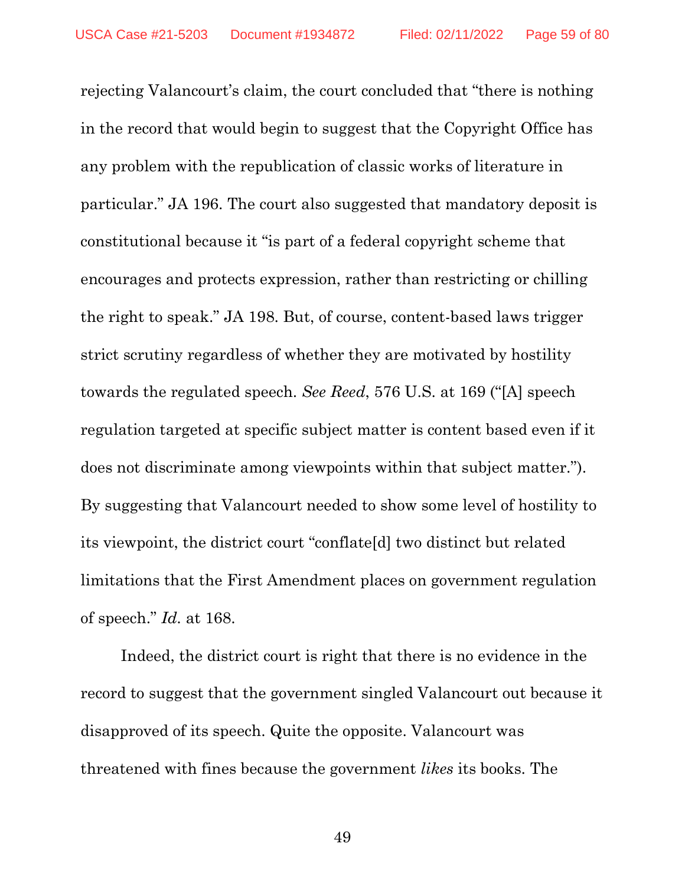rejecting Valancourt's claim, the court concluded that "there is nothing in the record that would begin to suggest that the Copyright Office has any problem with the republication of classic works of literature in particular." JA 196. The court also suggested that mandatory deposit is constitutional because it "is part of a federal copyright scheme that encourages and protects expression, rather than restricting or chilling the right to speak." JA 198. But, of course, content-based laws trigger strict scrutiny regardless of whether they are motivated by hostility towards the regulated speech. *See Reed*, 576 U.S. at 169 ("[A] speech regulation targeted at specific subject matter is content based even if it does not discriminate among viewpoints within that subject matter."). By suggesting that Valancourt needed to show some level of hostility to its viewpoint, the district court "conflate[d] two distinct but related limitations that the First Amendment places on government regulation of speech." *Id.* at 168.

Indeed, the district court is right that there is no evidence in the record to suggest that the government singled Valancourt out because it disapproved of its speech. Quite the opposite. Valancourt was threatened with fines because the government *likes* its books. The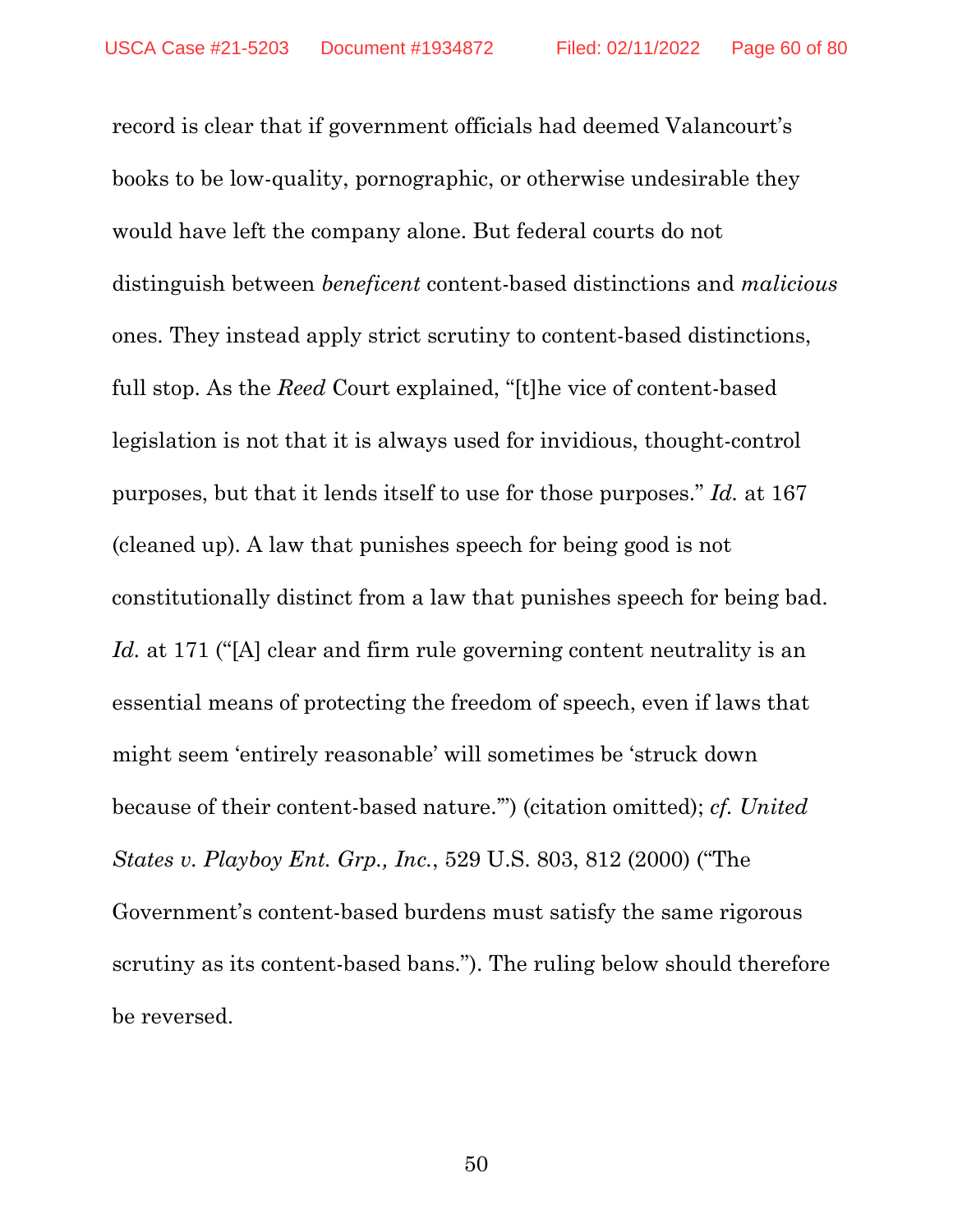record is clear that if government officials had deemed Valancourt's books to be low-quality, pornographic, or otherwise undesirable they would have left the company alone. But federal courts do not distinguish between *beneficent* content-based distinctions and *malicious* ones. They instead apply strict scrutiny to content-based distinctions, full stop. As the *Reed* Court explained, "[t]he vice of content-based legislation is not that it is always used for invidious, thought-control purposes, but that it lends itself to use for those purposes." *Id.* at 167 (cleaned up). A law that punishes speech for being good is not constitutionally distinct from a law that punishes speech for being bad. *Id.* at 171 ("[A] clear and firm rule governing content neutrality is an essential means of protecting the freedom of speech, even if laws that might seem 'entirely reasonable' will sometimes be 'struck down because of their content-based nature.'") (citation omitted); *cf. United States v. Playboy Ent. Grp., Inc.*, 529 U.S. 803, 812 (2000) ("The Government's content-based burdens must satisfy the same rigorous scrutiny as its content-based bans."). The ruling below should therefore be reversed.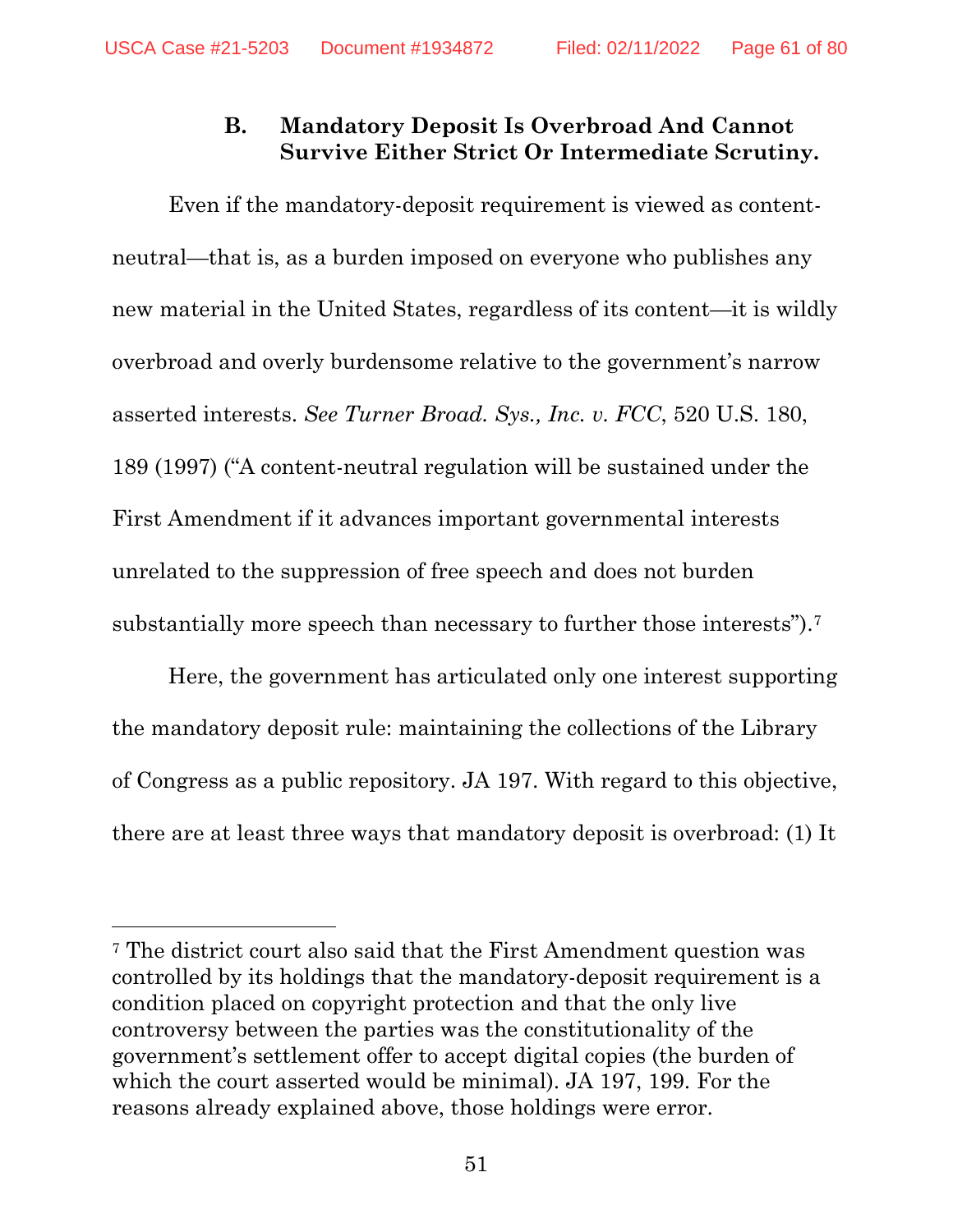### B. Mandatory Deposit Is Overbroad And Cannot Survive Either Strict Or Intermediate Scrutiny.

Even if the mandatory-deposit requirement is viewed as content-neutral—that is, as a burden imposed on everyone who publishes any new material in the United States, regardless of its content—it is wildly overbroad and overly burdensome relative to the government's narrow asserted interests. *See Turner Broad. Sys., Inc. v. FCC*, 520 U.S. 180, 189 (1997) ("A content-neutral regulation will be sustained under the First Amendment if it advances important governmental interests unrelated to the suppression of free speech and does not burden substantially more speech than necessary to further those interests").[7]

Here, the government has articulated only one interest supporting the mandatory deposit rule: maintaining the collections of the Library of Congress as a public repository. JA 197. With regard to this objective, there are at least three ways that mandatory deposit is overbroad: (1) It

---

[7] The district court also said that the First Amendment question was controlled by its holdings that the mandatory-deposit requirement is a condition placed on copyright protection and that the only live controversy between the parties was the constitutionality of the government's settlement offer to accept digital copies (the burden of which the court asserted would be minimal). JA 197, 199. For the reasons already explained above, those holdings were error.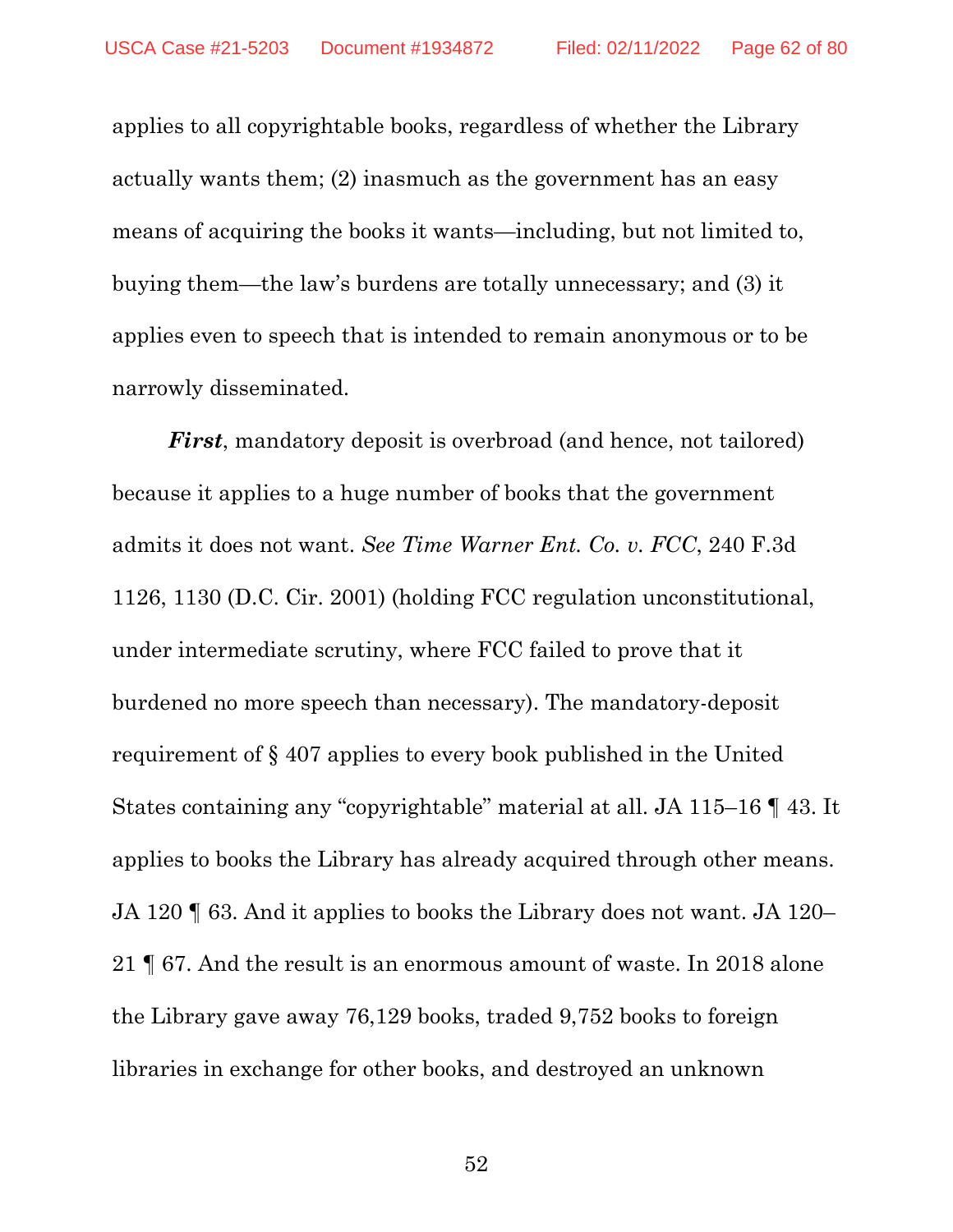applies to all copyrightable books, regardless of whether the Library actually wants them; (2) inasmuch as the government has an easy means of acquiring the books it wants—including, but not limited to, buying them—the law's burdens are totally unnecessary; and (3) it applies even to speech that is intended to remain anonymous or to be narrowly disseminated.

***First***, mandatory deposit is overbroad (and hence, not tailored) because it applies to a huge number of books that the government admits it does not want. *See Time Warner Ent. Co. v. FCC*, 240 F.3d 1126, 1130 (D.C. Cir. 2001) (holding FCC regulation unconstitutional, under intermediate scrutiny, where FCC failed to prove that it burdened no more speech than necessary). The mandatory-deposit requirement of § 407 applies to every book published in the United States containing any "copyrightable" material at all. JA 115–16 ¶ 43. It applies to books the Library has already acquired through other means. JA 120 ¶ 63. And it applies to books the Library does not want. JA 120–21 ¶ 67. And the result is an enormous amount of waste. In 2018 alone the Library gave away 76,129 books, traded 9,752 books to foreign libraries in exchange for other books, and destroyed an unknown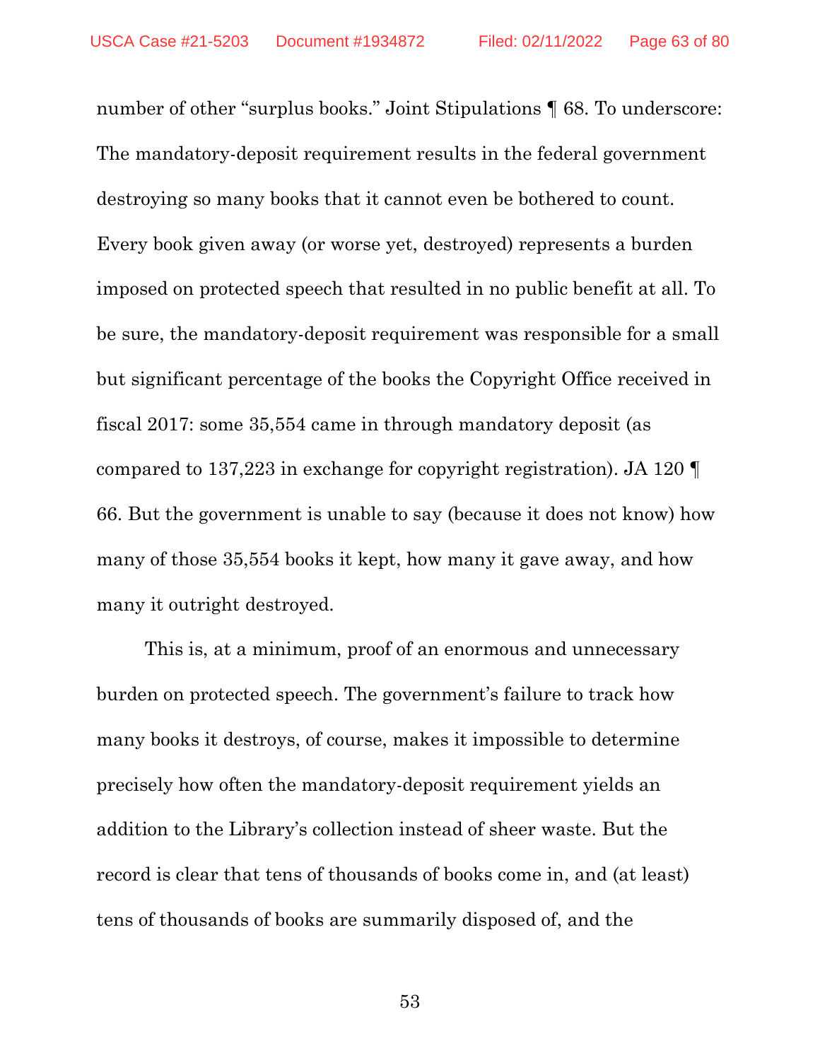number of other "surplus books." Joint Stipulations ¶ 68. To underscore: The mandatory-deposit requirement results in the federal government destroying so many books that it cannot even be bothered to count. Every book given away (or worse yet, destroyed) represents a burden imposed on protected speech that resulted in no public benefit at all. To be sure, the mandatory-deposit requirement was responsible for a small but significant percentage of the books the Copyright Office received in fiscal 2017: some 35,554 came in through mandatory deposit (as compared to 137,223 in exchange for copyright registration). JA 120 ¶ 66. But the government is unable to say (because it does not know) how many of those 35,554 books it kept, how many it gave away, and how many it outright destroyed.

This is, at a minimum, proof of an enormous and unnecessary burden on protected speech. The government's failure to track how many books it destroys, of course, makes it impossible to determine precisely how often the mandatory-deposit requirement yields an addition to the Library's collection instead of sheer waste. But the record is clear that tens of thousands of books come in, and (at least) tens of thousands of books are summarily disposed of, and the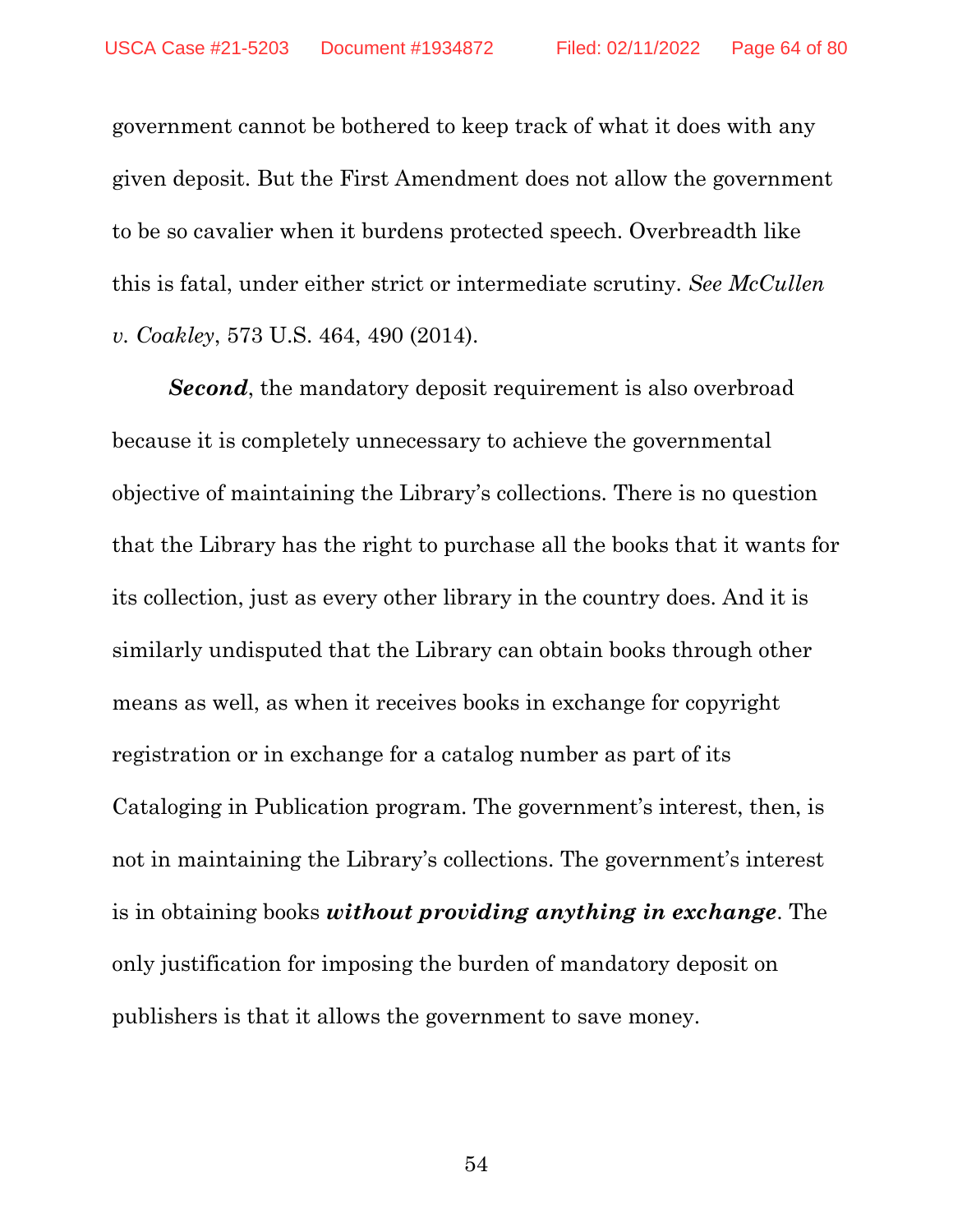government cannot be bothered to keep track of what it does with any given deposit. But the First Amendment does not allow the government to be so cavalier when it burdens protected speech. Overbreadth like this is fatal, under either strict or intermediate scrutiny. *See McCullen v. Coakley*, 573 U.S. 464, 490 (2014).

***Second***, the mandatory deposit requirement is also overbroad because it is completely unnecessary to achieve the governmental objective of maintaining the Library's collections. There is no question that the Library has the right to purchase all the books that it wants for its collection, just as every other library in the country does. And it is similarly undisputed that the Library can obtain books through other means as well, as when it receives books in exchange for copyright registration or in exchange for a catalog number as part of its Cataloging in Publication program. The government's interest, then, is not in maintaining the Library's collections. The government's interest is in obtaining books ***without providing anything in exchange***. The only justification for imposing the burden of mandatory deposit on publishers is that it allows the government to save money.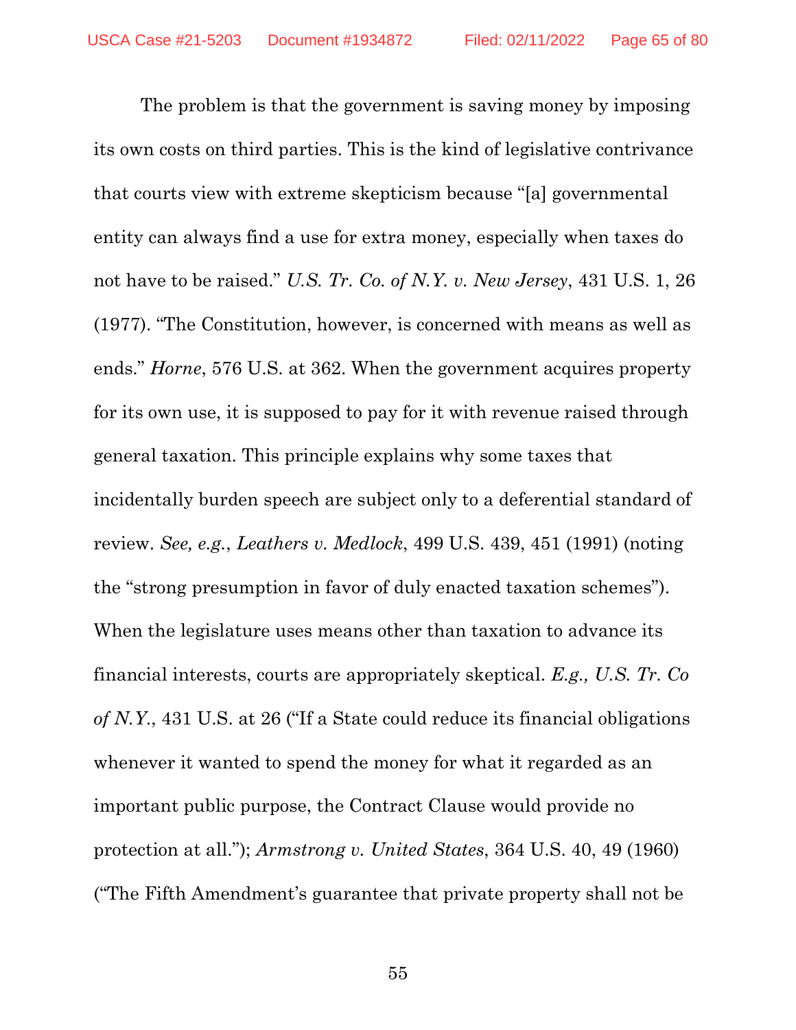The problem is that the government is saving money by imposing its own costs on third parties. This is the kind of legislative contrivance that courts view with extreme skepticism because "[a] governmental entity can always find a use for extra money, especially when taxes do not have to be raised." *U.S. Tr. Co. of N.Y. v. New Jersey*, 431 U.S. 1, 26 (1977). "The Constitution, however, is concerned with means as well as ends." *Horne*, 576 U.S. at 362. When the government acquires property for its own use, it is supposed to pay for it with revenue raised through general taxation. This principle explains why some taxes that incidentally burden speech are subject only to a deferential standard of review. *See, e.g.*, *Leathers v. Medlock*, 499 U.S. 439, 451 (1991) (noting the "strong presumption in favor of duly enacted taxation schemes"). When the legislature uses means other than taxation to advance its financial interests, courts are appropriately skeptical. *E.g., U.S. Tr. Co of N.Y.*, 431 U.S. at 26 ("If a State could reduce its financial obligations whenever it wanted to spend the money for what it regarded as an important public purpose, the Contract Clause would provide no protection at all."); *Armstrong v. United States*, 364 U.S. 40, 49 (1960) ("The Fifth Amendment's guarantee that private property shall not be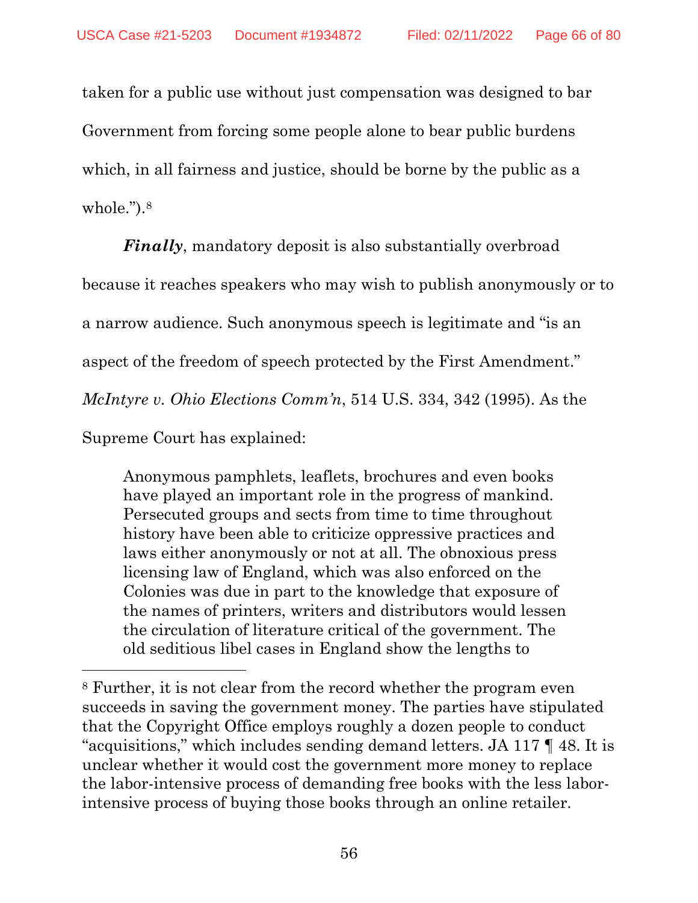taken for a public use without just compensation was designed to bar Government from forcing some people alone to bear public burdens which, in all fairness and justice, should be borne by the public as a whole.").[8]

***Finally***, mandatory deposit is also substantially overbroad because it reaches speakers who may wish to publish anonymously or to a narrow audience. Such anonymous speech is legitimate and "is an aspect of the freedom of speech protected by the First Amendment." *McIntyre v. Ohio Elections Comm'n*, 514 U.S. 334, 342 (1995). As the Supreme Court has explained:

> Anonymous pamphlets, leaflets, brochures and even books have played an important role in the progress of mankind. Persecuted groups and sects from time to time throughout history have been able to criticize oppressive practices and laws either anonymously or not at all. The obnoxious press licensing law of England, which was also enforced on the Colonies was due in part to the knowledge that exposure of the names of printers, writers and distributors would lessen the circulation of literature critical of the government. The old seditious libel cases in England show the lengths to

---

[8] Further, it is not clear from the record whether the program even succeeds in saving the government money. The parties have stipulated that the Copyright Office employs roughly a dozen people to conduct "acquisitions," which includes sending demand letters. JA 117 ¶ 48. It is unclear whether it would cost the government more money to replace the labor-intensive process of demanding free books with the less labor-intensive process of buying those books through an online retailer.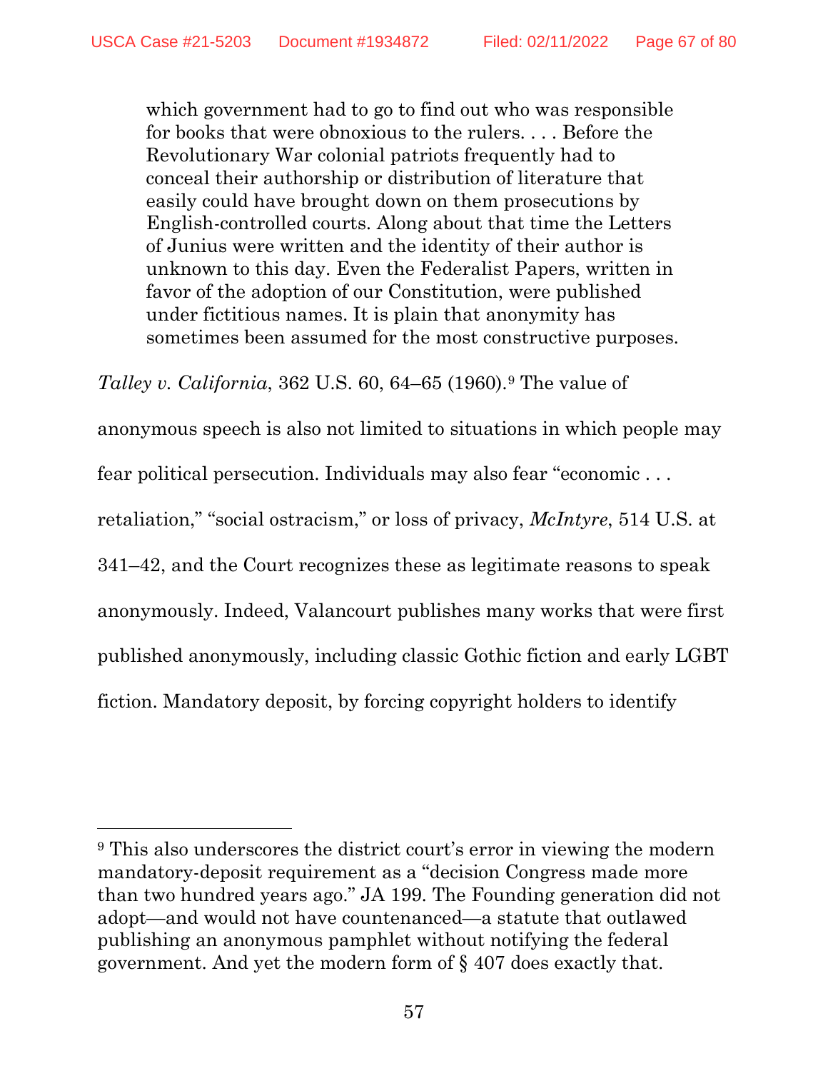> which government had to go to find out who was responsible for books that were obnoxious to the rulers. . . . Before the Revolutionary War colonial patriots frequently had to conceal their authorship or distribution of literature that easily could have brought down on them prosecutions by English-controlled courts. Along about that time the Letters of Junius were written and the identity of their author is unknown to this day. Even the Federalist Papers, written in favor of the adoption of our Constitution, were published under fictitious names. It is plain that anonymity has sometimes been assumed for the most constructive purposes.

*Talley v. California*, 362 U.S. 60, 64–65 (1960).[9] The value of anonymous speech is also not limited to situations in which people may fear political persecution. Individuals may also fear "economic . . . retaliation," "social ostracism," or loss of privacy, *McIntyre*, 514 U.S. at 341–42, and the Court recognizes these as legitimate reasons to speak anonymously. Indeed, Valancourt publishes many works that were first published anonymously, including classic Gothic fiction and early LGBT fiction. Mandatory deposit, by forcing copyright holders to identify

---

[9] This also underscores the district court's error in viewing the modern mandatory-deposit requirement as a "decision Congress made more than two hundred years ago." JA 199. The Founding generation did not adopt—and would not have countenanced—a statute that outlawed publishing an anonymous pamphlet without notifying the federal government. And yet the modern form of § 407 does exactly that.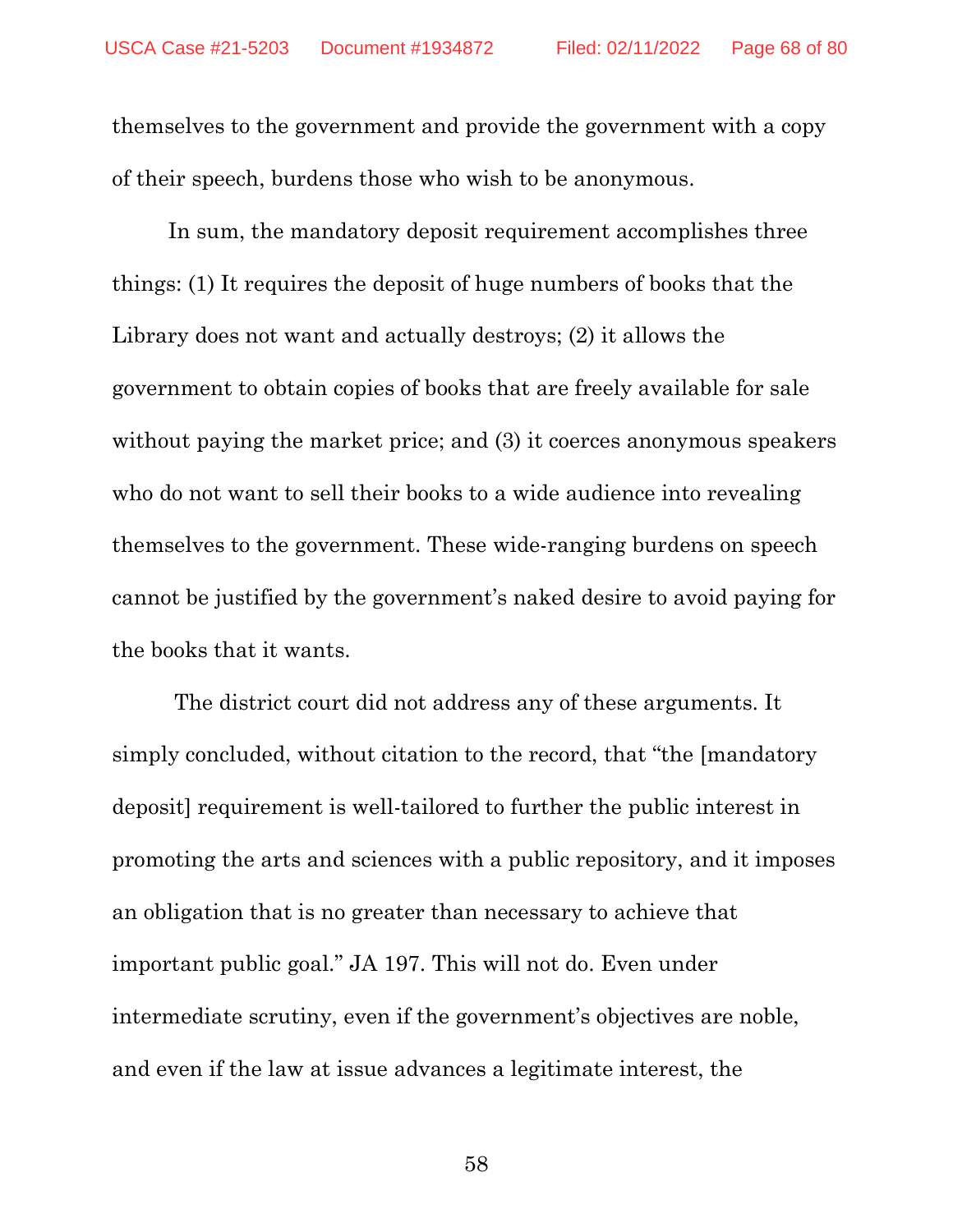themselves to the government and provide the government with a copy of their speech, burdens those who wish to be anonymous.

In sum, the mandatory deposit requirement accomplishes three things: (1) It requires the deposit of huge numbers of books that the Library does not want and actually destroys; (2) it allows the government to obtain copies of books that are freely available for sale without paying the market price; and (3) it coerces anonymous speakers who do not want to sell their books to a wide audience into revealing themselves to the government. These wide-ranging burdens on speech cannot be justified by the government's naked desire to avoid paying for the books that it wants.

The district court did not address any of these arguments. It simply concluded, without citation to the record, that "the [mandatory deposit] requirement is well-tailored to further the public interest in promoting the arts and sciences with a public repository, and it imposes an obligation that is no greater than necessary to achieve that important public goal." JA 197. This will not do. Even under intermediate scrutiny, even if the government's objectives are noble, and even if the law at issue advances a legitimate interest, the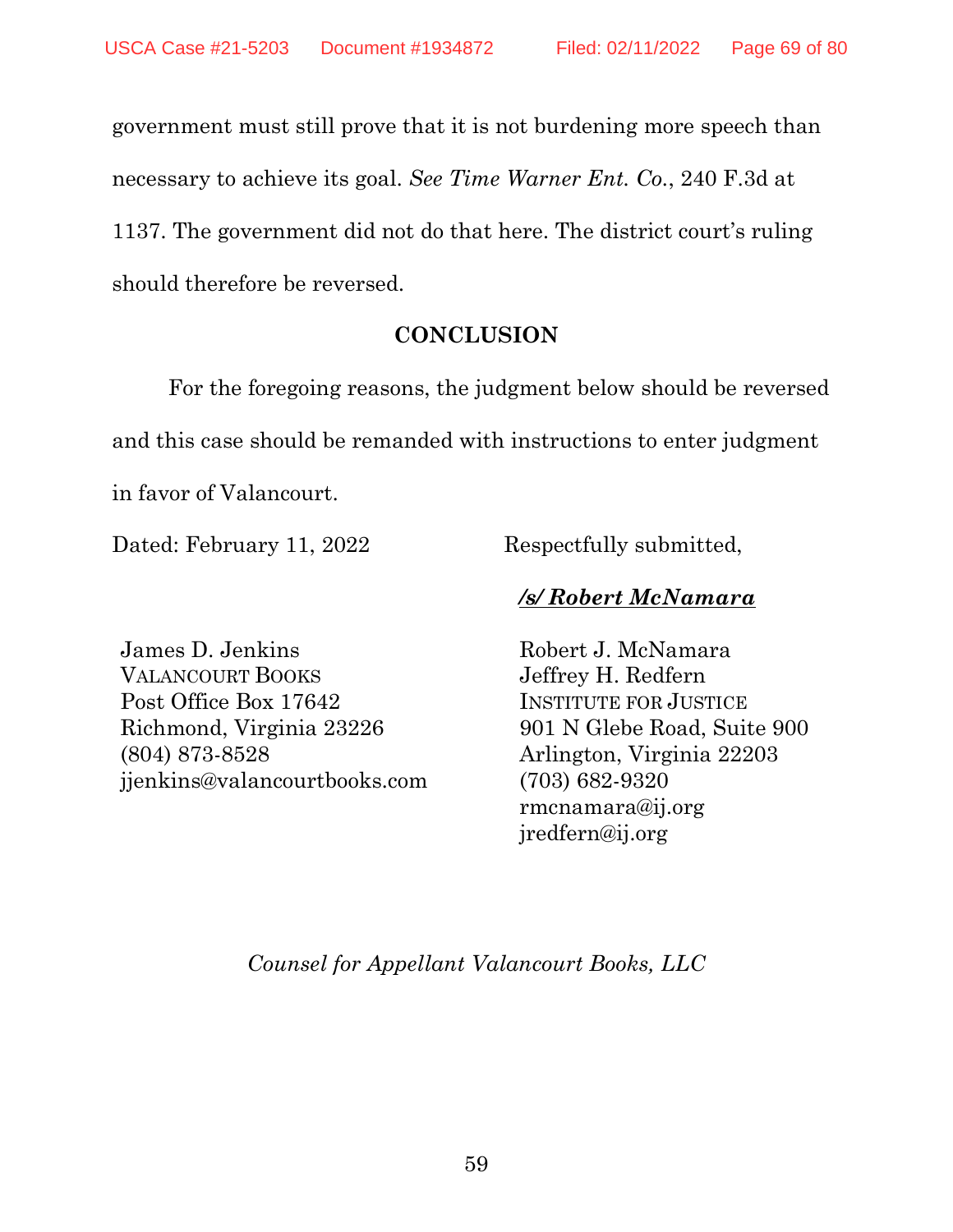government must still prove that it is not burdening more speech than necessary to achieve its goal. *See Time Warner Ent. Co.*, 240 F.3d at 1137. The government did not do that here. The district court's ruling should therefore be reversed.

## CONCLUSION

For the foregoing reasons, the judgment below should be reversed and this case should be remanded with instructions to enter judgment in favor of Valancourt.

Dated: February 11, 2022

Respectfully submitted,

***/s/ Robert McNamara***

James D. Jenkins
VALANCOURT BOOKS
Post Office Box 17642
Richmond, Virginia 23226
(804) 873-8528
jjenkins@valancourtbooks.com

Robert J. McNamara
Jeffrey H. Redfern
INSTITUTE FOR JUSTICE
901 N Glebe Road, Suite 900
Arlington, Virginia 22203
(703) 682-9320
rmcnamara@ij.org
jredfern@ij.org

*Counsel for Appellant Valancourt Books, LLC*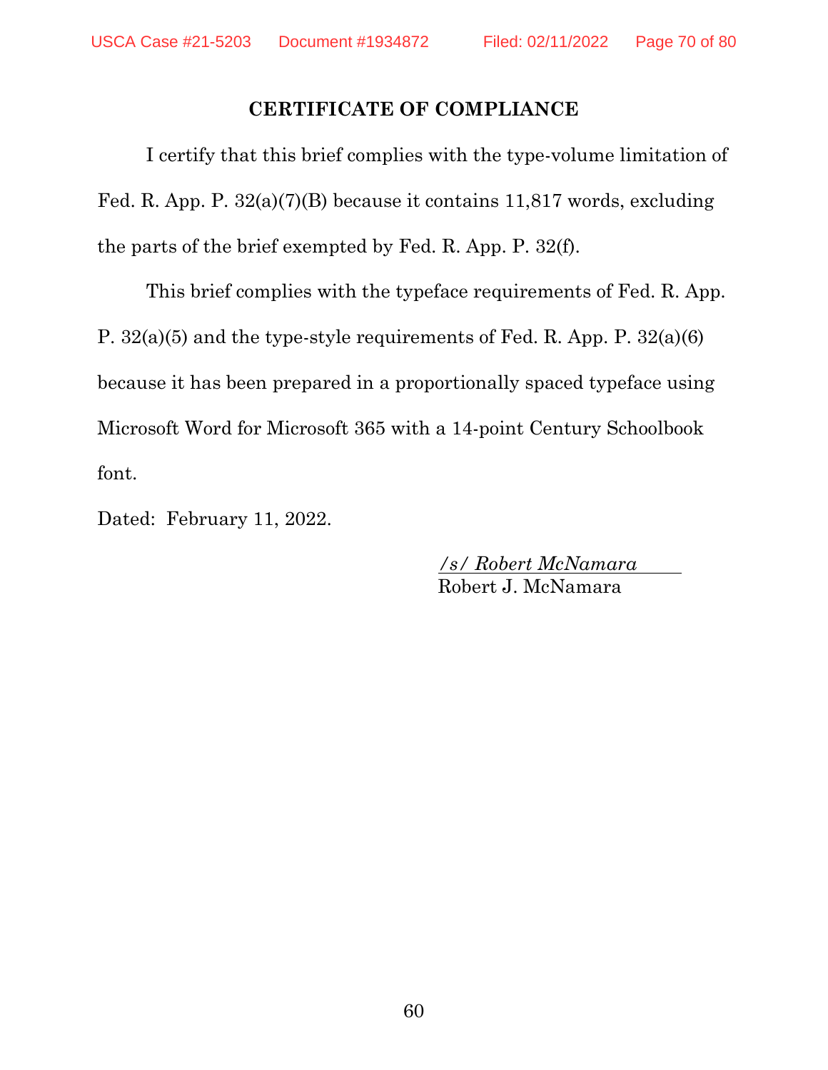## CERTIFICATE OF COMPLIANCE

I certify that this brief complies with the type-volume limitation of Fed. R. App. P. 32(a)(7)(B) because it contains 11,817 words, excluding the parts of the brief exempted by Fed. R. App. P. 32(f).

This brief complies with the typeface requirements of Fed. R. App. P. 32(a)(5) and the type-style requirements of Fed. R. App. P. 32(a)(6) because it has been prepared in a proportionally spaced typeface using Microsoft Word for Microsoft 365 with a 14-point Century Schoolbook font.

Dated: February 11, 2022.

*/s/ Robert McNamara*
Robert J. McNamara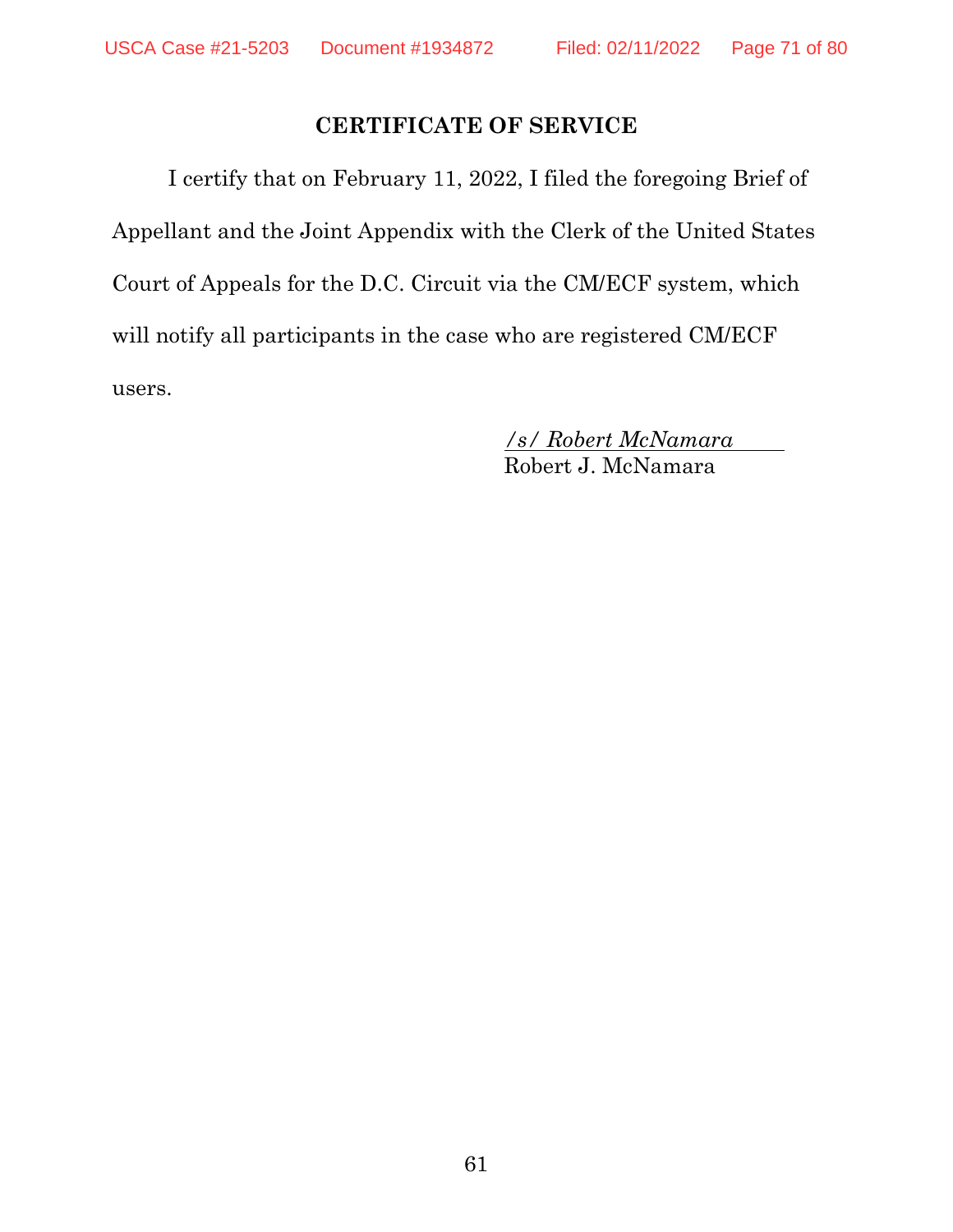## CERTIFICATE OF SERVICE

I certify that on February 11, 2022, I filed the foregoing Brief of Appellant and the Joint Appendix with the Clerk of the United States Court of Appeals for the D.C. Circuit via the CM/ECF system, which will notify all participants in the case who are registered CM/ECF users.

*/s/ Robert McNamara*
Robert J. McNamara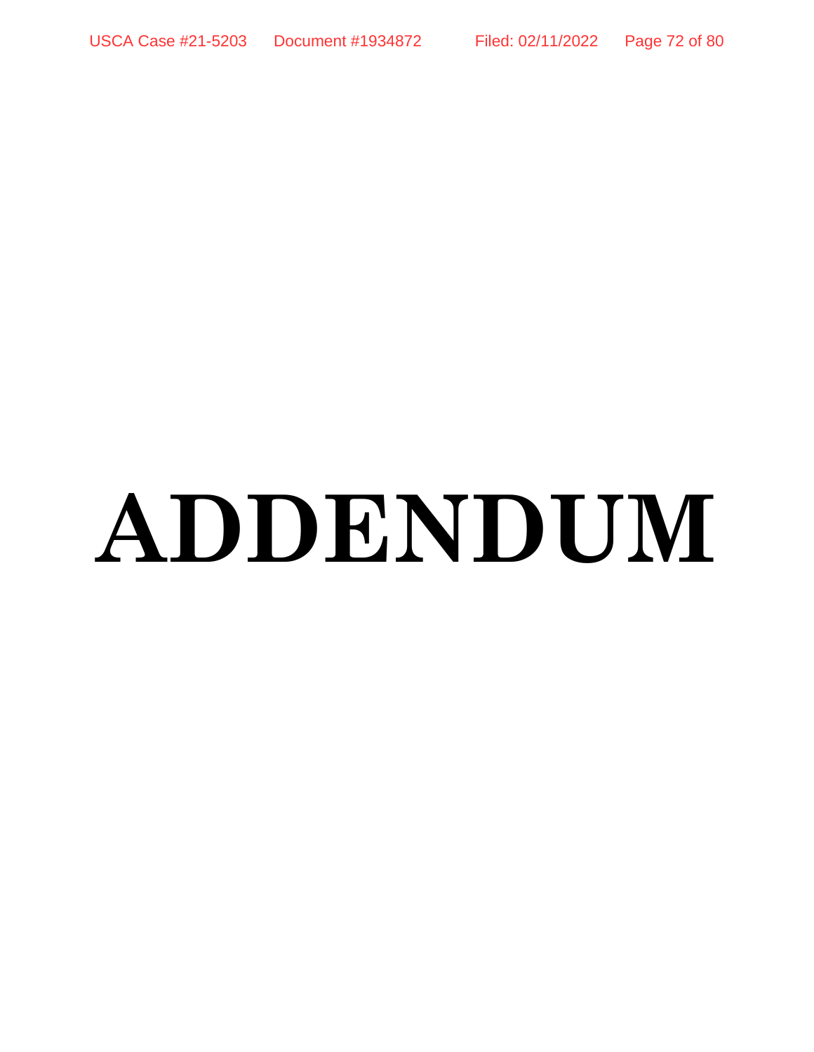# ADDENDUM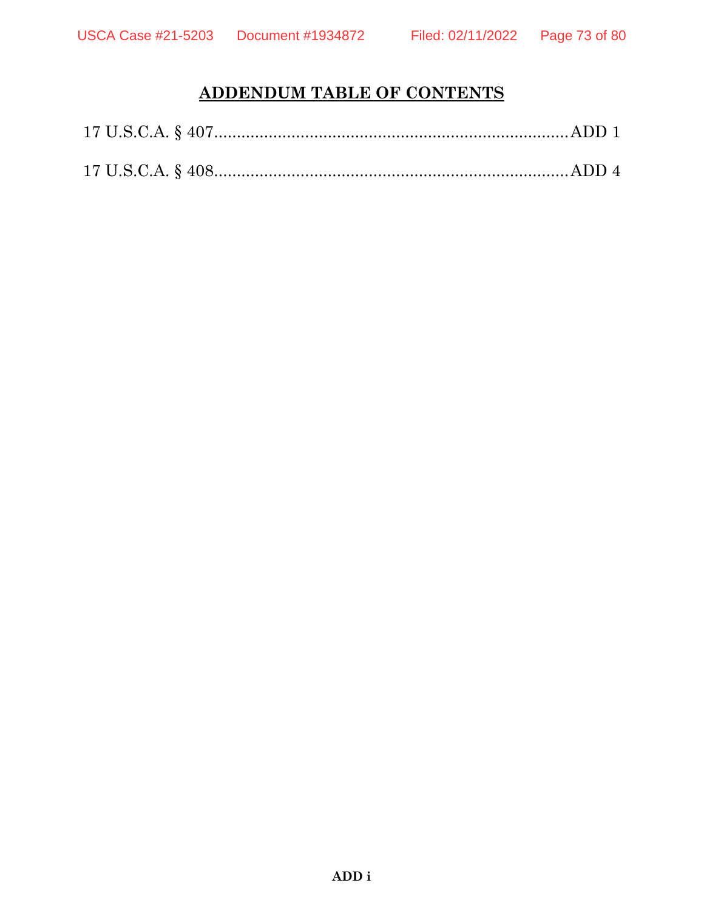## ADDENDUM TABLE OF CONTENTS

17 U.S.C.A. § 407 ............................................................................ ADD 1

17 U.S.C.A. § 408 ............................................................................ ADD 4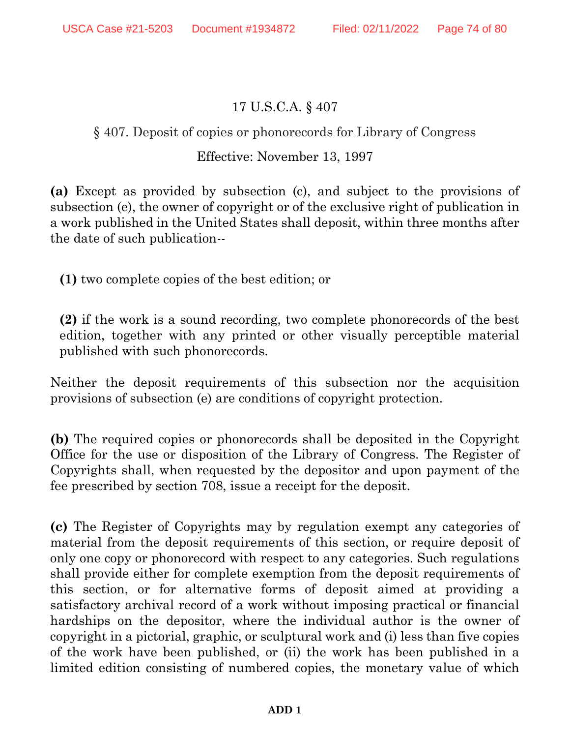17 U.S.C.A. § 407

§ 407. Deposit of copies or phonorecords for Library of Congress

Effective: November 13, 1997

**(a)** Except as provided by subsection (c), and subject to the provisions of subsection (e), the owner of copyright or of the exclusive right of publication in a work published in the United States shall deposit, within three months after the date of such publication--

**(1)** two complete copies of the best edition; or

**(2)** if the work is a sound recording, two complete phonorecords of the best edition, together with any printed or other visually perceptible material published with such phonorecords.

Neither the deposit requirements of this subsection nor the acquisition provisions of subsection (e) are conditions of copyright protection.

**(b)** The required copies or phonorecords shall be deposited in the Copyright Office for the use or disposition of the Library of Congress. The Register of Copyrights shall, when requested by the depositor and upon payment of the fee prescribed by section 708, issue a receipt for the deposit.

**(c)** The Register of Copyrights may by regulation exempt any categories of material from the deposit requirements of this section, or require deposit of only one copy or phonorecord with respect to any categories. Such regulations shall provide either for complete exemption from the deposit requirements of this section, or for alternative forms of deposit aimed at providing a satisfactory archival record of a work without imposing practical or financial hardships on the depositor, where the individual author is the owner of copyright in a pictorial, graphic, or sculptural work and (i) less than five copies of the work have been published, or (ii) the work has been published in a limited edition consisting of numbered copies, the monetary value of which

ADD 1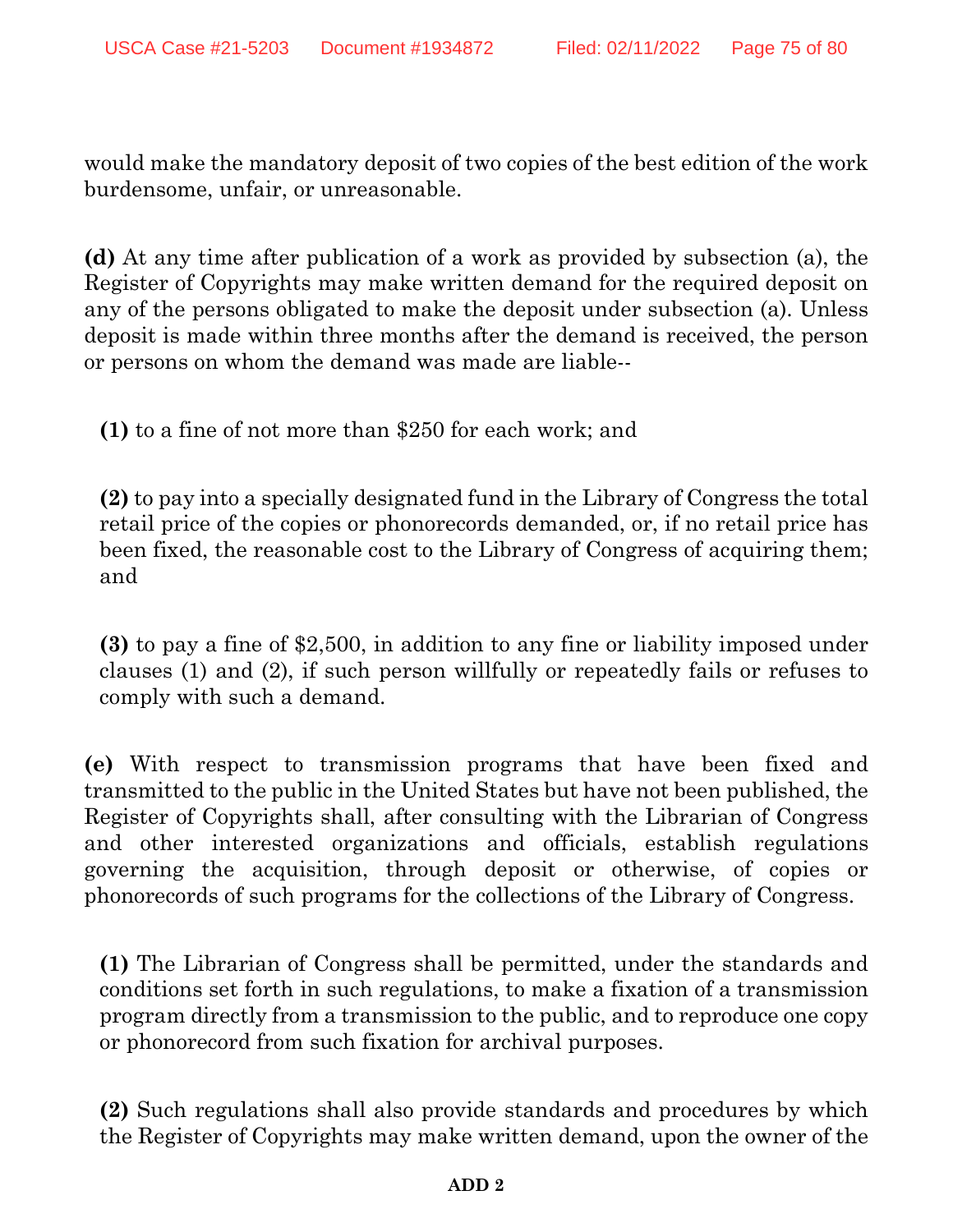would make the mandatory deposit of two copies of the best edition of the work burdensome, unfair, or unreasonable.

**(d)** At any time after publication of a work as provided by subsection (a), the Register of Copyrights may make written demand for the required deposit on any of the persons obligated to make the deposit under subsection (a). Unless deposit is made within three months after the demand is received, the person or persons on whom the demand was made are liable--

**(1)** to a fine of not more than $250 for each work; and

**(2)** to pay into a specially designated fund in the Library of Congress the total retail price of the copies or phonorecords demanded, or, if no retail price has been fixed, the reasonable cost to the Library of Congress of acquiring them; and

**(3)** to pay a fine of $2,500, in addition to any fine or liability imposed under clauses (1) and (2), if such person willfully or repeatedly fails or refuses to comply with such a demand.

**(e)** With respect to transmission programs that have been fixed and transmitted to the public in the United States but have not been published, the Register of Copyrights shall, after consulting with the Librarian of Congress and other interested organizations and officials, establish regulations governing the acquisition, through deposit or otherwise, of copies or phonorecords of such programs for the collections of the Library of Congress.

**(1)** The Librarian of Congress shall be permitted, under the standards and conditions set forth in such regulations, to make a fixation of a transmission program directly from a transmission to the public, and to reproduce one copy or phonorecord from such fixation for archival purposes.

**(2)** Such regulations shall also provide standards and procedures by which the Register of Copyrights may make written demand, upon the owner of the

ADD 2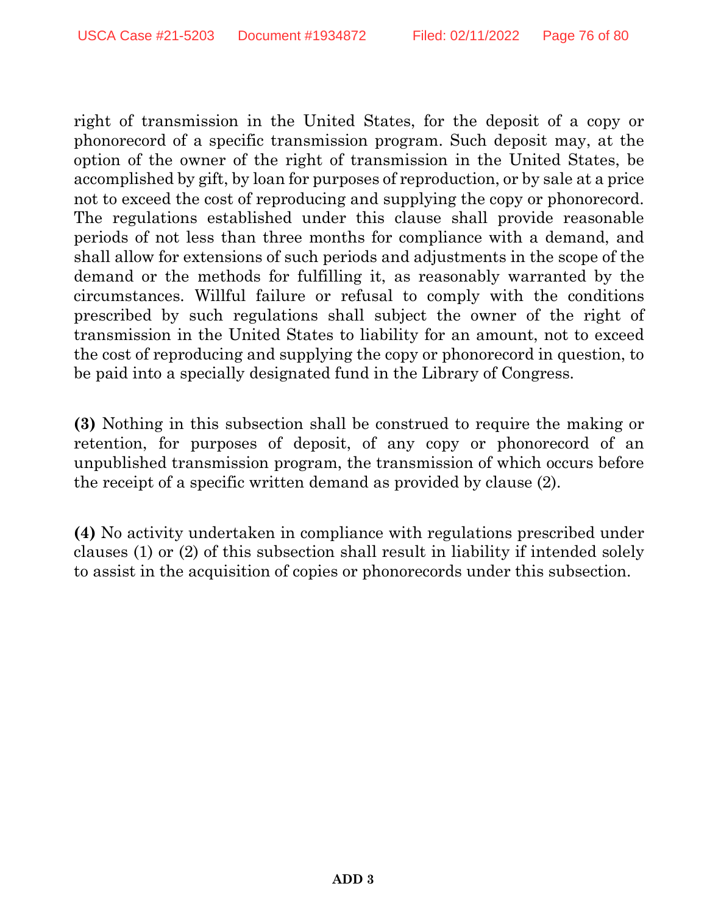right of transmission in the United States, for the deposit of a copy or phonorecord of a specific transmission program. Such deposit may, at the option of the owner of the right of transmission in the United States, be accomplished by gift, by loan for purposes of reproduction, or by sale at a price not to exceed the cost of reproducing and supplying the copy or phonorecord. The regulations established under this clause shall provide reasonable periods of not less than three months for compliance with a demand, and shall allow for extensions of such periods and adjustments in the scope of the demand or the methods for fulfilling it, as reasonably warranted by the circumstances. Willful failure or refusal to comply with the conditions prescribed by such regulations shall subject the owner of the right of transmission in the United States to liability for an amount, not to exceed the cost of reproducing and supplying the copy or phonorecord in question, to be paid into a specially designated fund in the Library of Congress.

**(3)** Nothing in this subsection shall be construed to require the making or retention, for purposes of deposit, of any copy or phonorecord of an unpublished transmission program, the transmission of which occurs before the receipt of a specific written demand as provided by clause (2).

**(4)** No activity undertaken in compliance with regulations prescribed under clauses (1) or (2) of this subsection shall result in liability if intended solely to assist in the acquisition of copies or phonorecords under this subsection.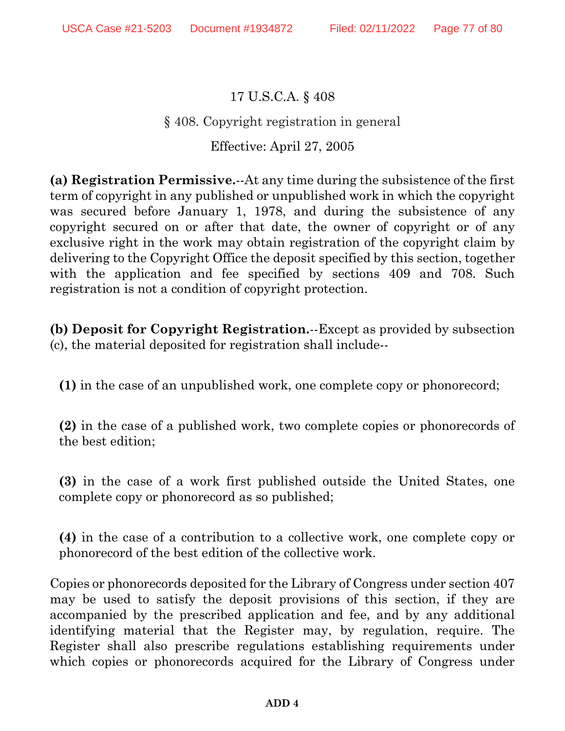17 U.S.C.A. § 408

§ 408. Copyright registration in general

Effective: April 27, 2005

**(a) Registration Permissive.**--At any time during the subsistence of the first term of copyright in any published or unpublished work in which the copyright was secured before January 1, 1978, and during the subsistence of any copyright secured on or after that date, the owner of copyright or of any exclusive right in the work may obtain registration of the copyright claim by delivering to the Copyright Office the deposit specified by this section, together with the application and fee specified by sections 409 and 708. Such registration is not a condition of copyright protection.

**(b) Deposit for Copyright Registration.**--Except as provided by subsection (c), the material deposited for registration shall include--

**(1)** in the case of an unpublished work, one complete copy or phonorecord;

**(2)** in the case of a published work, two complete copies or phonorecords of the best edition;

**(3)** in the case of a work first published outside the United States, one complete copy or phonorecord as so published;

**(4)** in the case of a contribution to a collective work, one complete copy or phonorecord of the best edition of the collective work.

Copies or phonorecords deposited for the Library of Congress under section 407 may be used to satisfy the deposit provisions of this section, if they are accompanied by the prescribed application and fee, and by any additional identifying material that the Register may, by regulation, require. The Register shall also prescribe regulations establishing requirements under which copies or phonorecords acquired for the Library of Congress under

ADD 4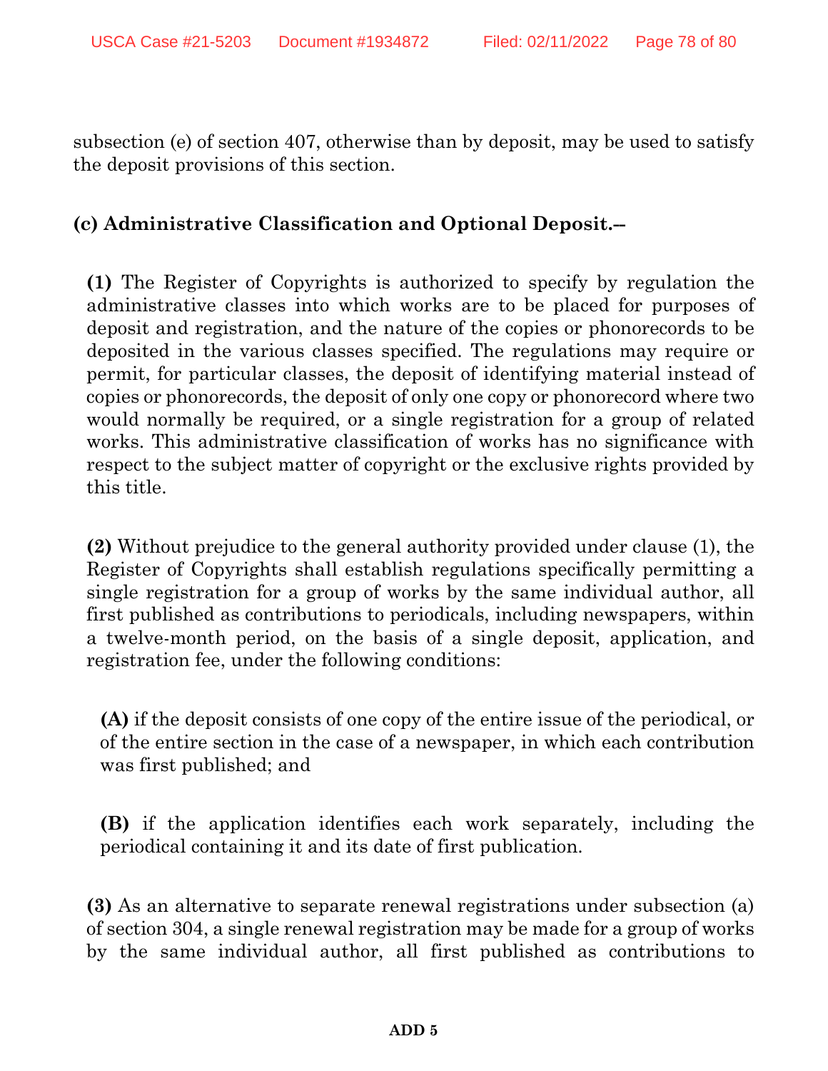subsection (e) of section 407, otherwise than by deposit, may be used to satisfy the deposit provisions of this section.

**(c) Administrative Classification and Optional Deposit.–**

**(1)** The Register of Copyrights is authorized to specify by regulation the administrative classes into which works are to be placed for purposes of deposit and registration, and the nature of the copies or phonorecords to be deposited in the various classes specified. The regulations may require or permit, for particular classes, the deposit of identifying material instead of copies or phonorecords, the deposit of only one copy or phonorecord where two would normally be required, or a single registration for a group of related works. This administrative classification of works has no significance with respect to the subject matter of copyright or the exclusive rights provided by this title.

**(2)** Without prejudice to the general authority provided under clause (1), the Register of Copyrights shall establish regulations specifically permitting a single registration for a group of works by the same individual author, all first published as contributions to periodicals, including newspapers, within a twelve-month period, on the basis of a single deposit, application, and registration fee, under the following conditions:

**(A)** if the deposit consists of one copy of the entire issue of the periodical, or of the entire section in the case of a newspaper, in which each contribution was first published; and

**(B)** if the application identifies each work separately, including the periodical containing it and its date of first publication.

**(3)** As an alternative to separate renewal registrations under subsection (a) of section 304, a single renewal registration may be made for a group of works by the same individual author, all first published as contributions to

ADD 5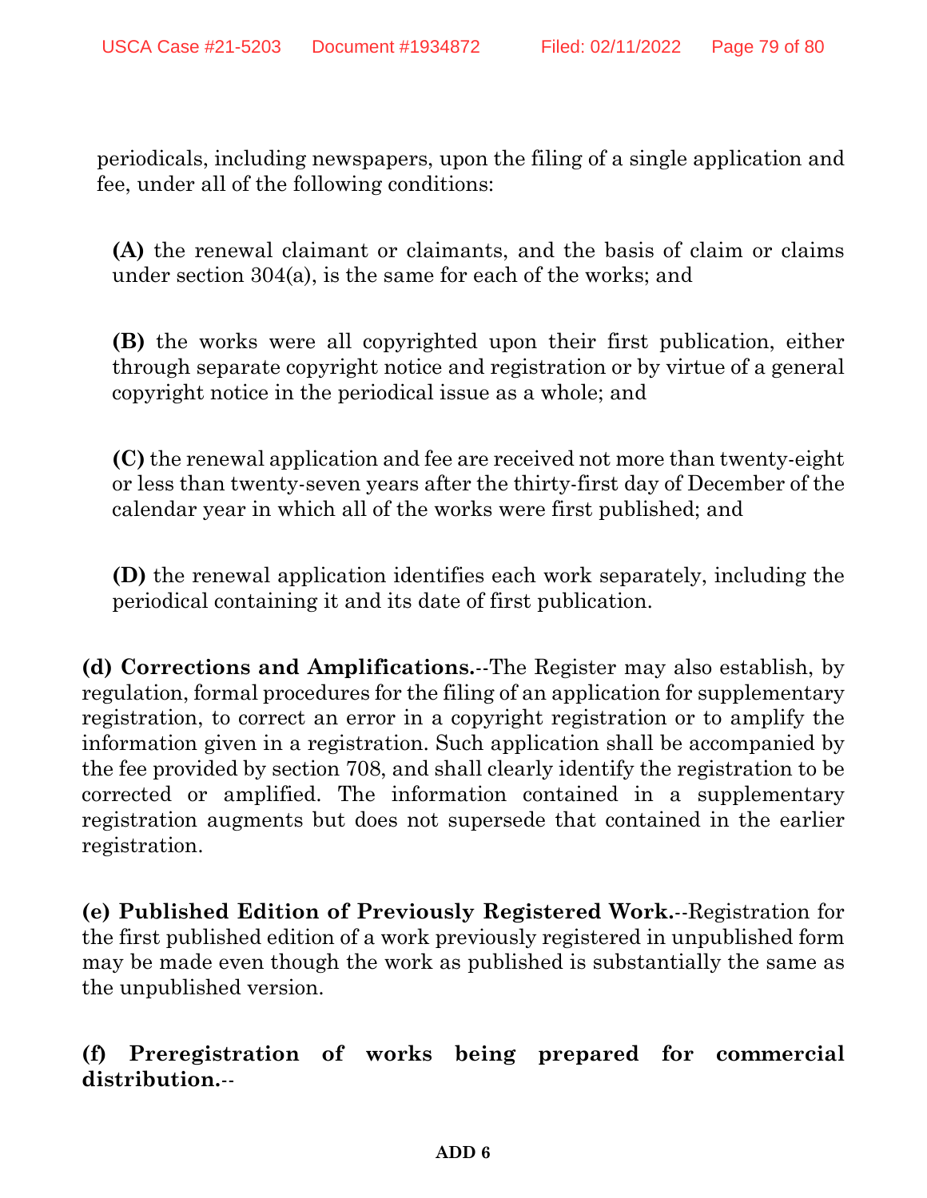periodicals, including newspapers, upon the filing of a single application and fee, under all of the following conditions:

**(A)** the renewal claimant or claimants, and the basis of claim or claims under section 304(a), is the same for each of the works; and

**(B)** the works were all copyrighted upon their first publication, either through separate copyright notice and registration or by virtue of a general copyright notice in the periodical issue as a whole; and

**(C)** the renewal application and fee are received not more than twenty-eight or less than twenty-seven years after the thirty-first day of December of the calendar year in which all of the works were first published; and

**(D)** the renewal application identifies each work separately, including the periodical containing it and its date of first publication.

**(d) Corrections and Amplifications.**--The Register may also establish, by regulation, formal procedures for the filing of an application for supplementary registration, to correct an error in a copyright registration or to amplify the information given in a registration. Such application shall be accompanied by the fee provided by section 708, and shall clearly identify the registration to be corrected or amplified. The information contained in a supplementary registration augments but does not supersede that contained in the earlier registration.

**(e) Published Edition of Previously Registered Work.**--Registration for the first published edition of a work previously registered in unpublished form may be made even though the work as published is substantially the same as the unpublished version.

**(f) Preregistration of works being prepared for commercial distribution.**--

ADD 6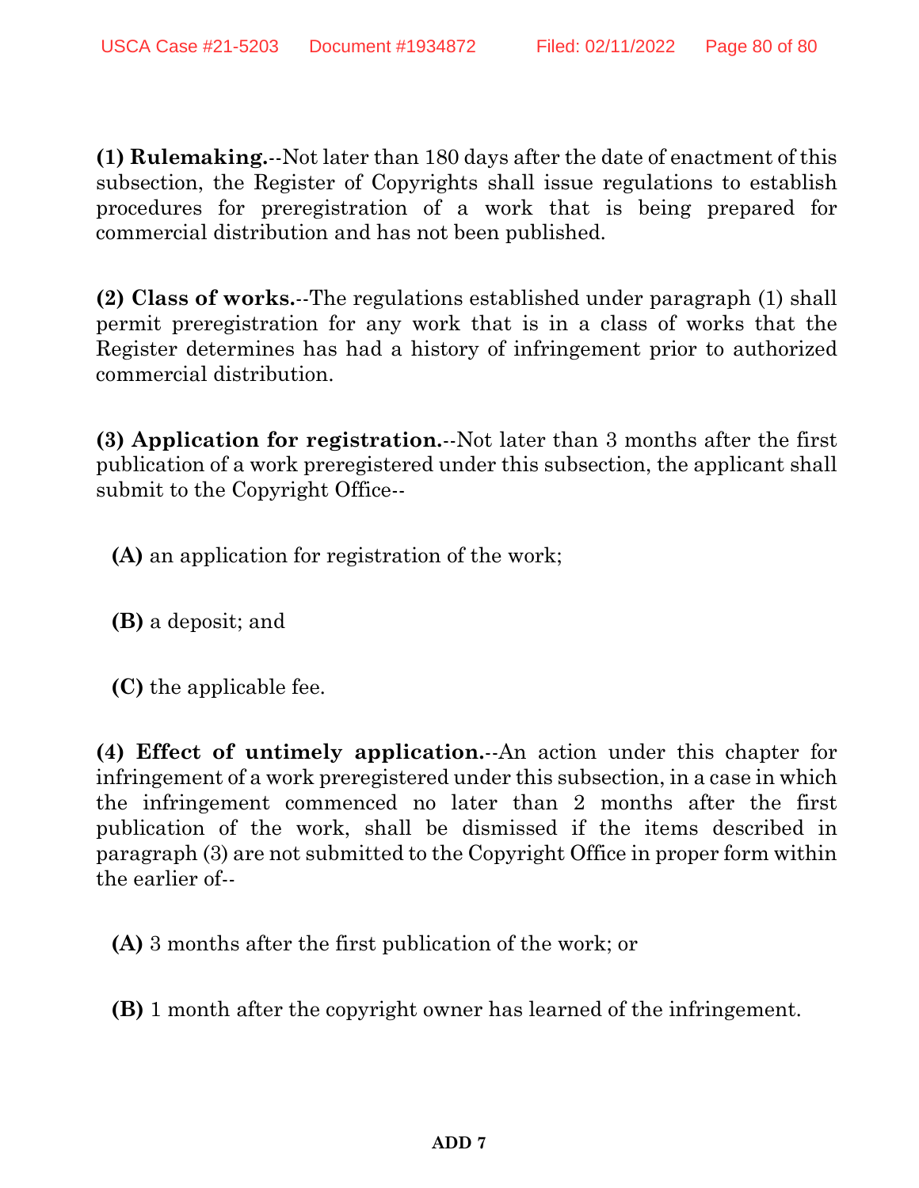**(1) Rulemaking.**--Not later than 180 days after the date of enactment of this subsection, the Register of Copyrights shall issue regulations to establish procedures for preregistration of a work that is being prepared for commercial distribution and has not been published.

**(2) Class of works.**--The regulations established under paragraph (1) shall permit preregistration for any work that is in a class of works that the Register determines has had a history of infringement prior to authorized commercial distribution.

**(3) Application for registration.**--Not later than 3 months after the first publication of a work preregistered under this subsection, the applicant shall submit to the Copyright Office--

**(A)** an application for registration of the work;

**(B)** a deposit; and

**(C)** the applicable fee.

**(4) Effect of untimely application.**--An action under this chapter for infringement of a work preregistered under this subsection, in a case in which the infringement commenced no later than 2 months after the first publication of the work, shall be dismissed if the items described in paragraph (3) are not submitted to the Copyright Office in proper form within the earlier of--

**(A)** 3 months after the first publication of the work; or

**(B)** 1 month after the copyright owner has learned of the infringement.

**ADD 7**